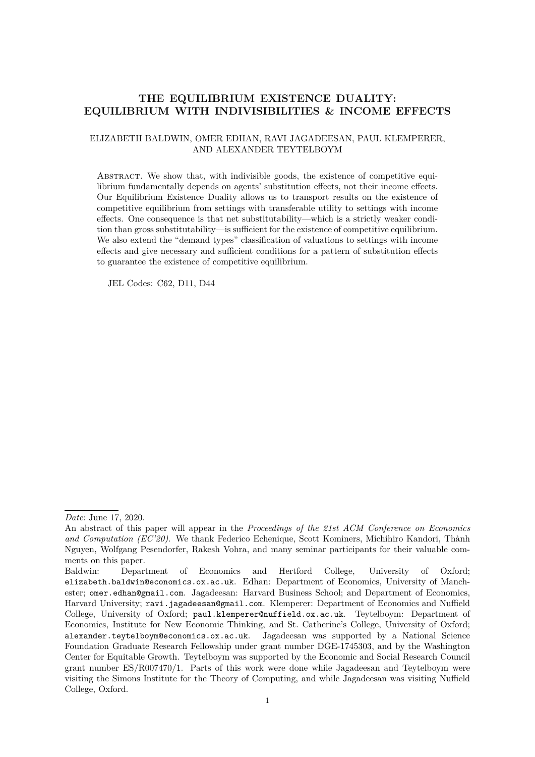# THE EQUILIBRIUM EXISTENCE DUALITY: EQUILIBRIUM WITH INDIVISIBILITIES & INCOME EFFECTS

ELIZABETH BALDWIN, OMER EDHAN, RAVI JAGADEESAN, PAUL KLEMPERER, AND ALEXANDER TEYTELBOYM

Abstract. We show that, with indivisible goods, the existence of competitive equilibrium fundamentally depends on agents' substitution effects, not their income effects. Our Equilibrium Existence Duality allows us to transport results on the existence of competitive equilibrium from settings with transferable utility to settings with income effects. One consequence is that net substitutability—which is a strictly weaker condition than gross substitutability—is sufficient for the existence of competitive equilibrium. We also extend the "demand types" classification of valuations to settings with income effects and give necessary and sufficient conditions for a pattern of substitution effects to guarantee the existence of competitive equilibrium.

JEL Codes: C62, D11, D44

---

*Date*: June 17, 2020.

An abstract of this paper will appear in the *Proceedings of the 21st ACM Conference on Economics and Computation (EC'20)*. We thank Federico Echenique, Scott Kominers, Michihiro Kandori, Thành Nguyen, Wolfgang Pesendorfer, Rakesh Vohra, and many seminar participants for their valuable comments on this paper.

Baldwin: Department of Economics and Hertford College, University of Oxford; elizabeth.baldwin@economics.ox.ac.uk. Edhan: Department of Economics, University of Manchester; omer.edhan@gmail.com. Jagadeesan: Harvard Business School; and Department of Economics, Harvard University; ravi.jagadeesan@gmail.com. Klemperer: Department of Economics and Nuffield College, University of Oxford; paul.klemperer@nuffield.ox.ac.uk. Teytelboym: Department of Economics, Institute for New Economic Thinking, and St. Catherine's College, University of Oxford; alexander.teytelboym@economics.ox.ac.uk. Jagadeesan was supported by a National Science Foundation Graduate Research Fellowship under grant number DGE-1745303, and by the Washington Center for Equitable Growth. Teytelboym was supported by the Economic and Social Research Council grant number ES/R007470/1. Parts of this work were done while Jagadeesan and Teytelboym were visiting the Simons Institute for the Theory of Computing, and while Jagadeesan was visiting Nuffield College, Oxford.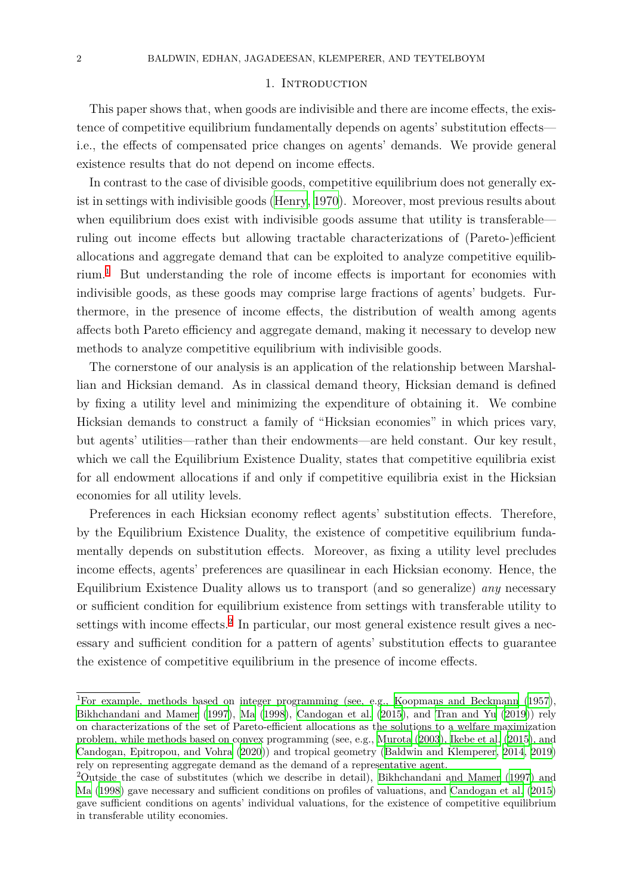## 1. Introduction

This paper shows that, when goods are indivisible and there are income effects, the existence of competitive equilibrium fundamentally depends on agents' substitution effects—i.e., the effects of compensated price changes on agents' demands. We provide general existence results that do not depend on income effects.

In contrast to the case of divisible goods, competitive equilibrium does not generally exist in settings with indivisible goods (Henry, 1970). Moreover, most previous results about when equilibrium does exist with indivisible goods assume that utility is transferable—ruling out income effects but allowing tractable characterizations of (Pareto-)efficient allocations and aggregate demand that can be exploited to analyze competitive equilibrium.[1] But understanding the role of income effects is important for economies with indivisible goods, as these goods may comprise large fractions of agents' budgets. Furthermore, in the presence of income effects, the distribution of wealth among agents affects both Pareto efficiency and aggregate demand, making it necessary to develop new methods to analyze competitive equilibrium with indivisible goods.

The cornerstone of our analysis is an application of the relationship between Marshallian and Hicksian demand. As in classical demand theory, Hicksian demand is defined by fixing a utility level and minimizing the expenditure of obtaining it. We combine Hicksian demands to construct a family of "Hicksian economies" in which prices vary, but agents' utilities—rather than their endowments—are held constant. Our key result, which we call the Equilibrium Existence Duality, states that competitive equilibria exist for all endowment allocations if and only if competitive equilibria exist in the Hicksian economies for all utility levels.

Preferences in each Hicksian economy reflect agents' substitution effects. Therefore, by the Equilibrium Existence Duality, the existence of competitive equilibrium fundamentally depends on substitution effects. Moreover, as fixing a utility level precludes income effects, agents' preferences are quasilinear in each Hicksian economy. Hence, the Equilibrium Existence Duality allows us to transport (and so generalize) *any* necessary or sufficient condition for equilibrium existence from settings with transferable utility to settings with income effects.[2] In particular, our most general existence result gives a necessary and sufficient condition for a pattern of agents' substitution effects to guarantee the existence of competitive equilibrium in the presence of income effects.

---

[1] For example, methods based on integer programming (see, e.g., Koopmans and Beckmann (1957), Bikhchandani and Mamer (1997), Ma (1998), Candogan et al. (2015), and Tran and Yu (2019)) rely on characterizations of the set of Pareto-efficient allocations as the solutions to a welfare maximization problem, while methods based on convex programming (see, e.g., Murota (2003), Ikebe et al. (2015), and Candogan, Epitropou, and Vohra (2020)) and tropical geometry (Baldwin and Klemperer, 2014, 2019) rely on representing aggregate demand as the demand of a representative agent.

[2] Outside the case of substitutes (which we describe in detail), Bikhchandani and Mamer (1997) and Ma (1998) gave necessary and sufficient conditions on profiles of valuations, and Candogan et al. (2015) gave sufficient conditions on agents' individual valuations, for the existence of competitive equilibrium in transferable utility economies.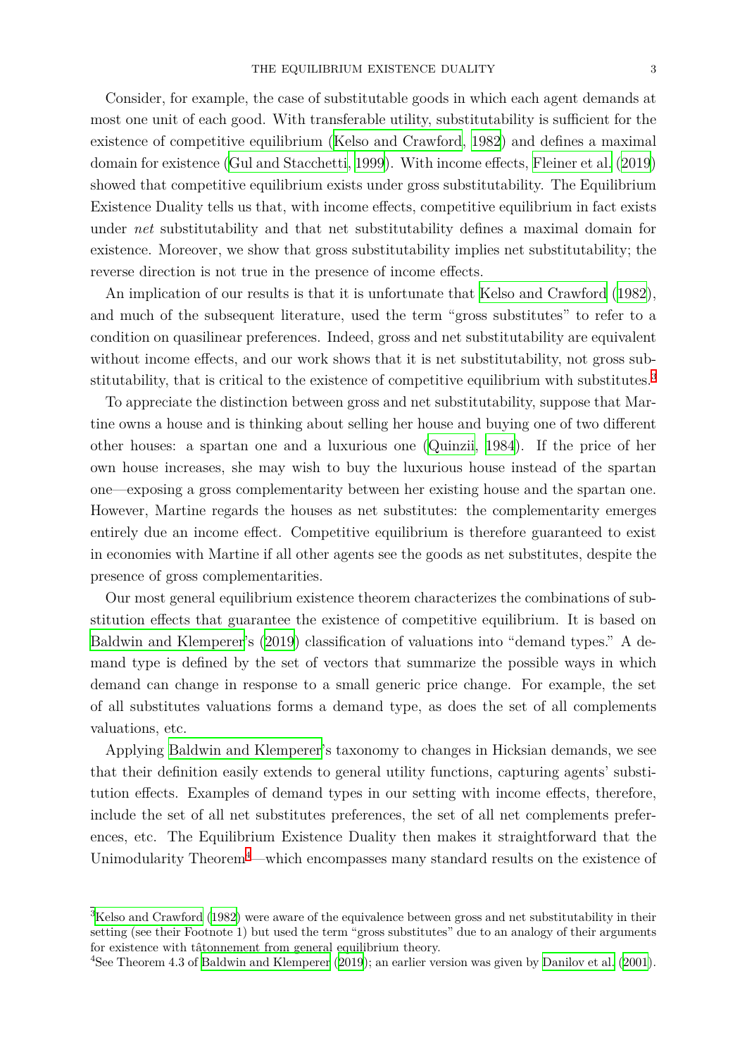Consider, for example, the case of substitutable goods in which each agent demands at most one unit of each good. With transferable utility, substitutability is sufficient for the existence of competitive equilibrium (Kelso and Crawford, 1982) and defines a maximal domain for existence (Gul and Stacchetti, 1999). With income effects, Fleiner et al. (2019) showed that competitive equilibrium exists under gross substitutability. The Equilibrium Existence Duality tells us that, with income effects, competitive equilibrium in fact exists under *net* substitutability and that net substitutability defines a maximal domain for existence. Moreover, we show that gross substitutability implies net substitutability; the reverse direction is not true in the presence of income effects.

An implication of our results is that it is unfortunate that Kelso and Crawford (1982), and much of the subsequent literature, used the term "gross substitutes" to refer to a condition on quasilinear preferences. Indeed, gross and net substitutability are equivalent without income effects, and our work shows that it is net substitutability, not gross substitutability, that is critical to the existence of competitive equilibrium with substitutes.[3]

To appreciate the distinction between gross and net substitutability, suppose that Martine owns a house and is thinking about selling her house and buying one of two different other houses: a spartan one and a luxurious one (Quinzii, 1984). If the price of her own house increases, she may wish to buy the luxurious house instead of the spartan one—exposing a gross complementarity between her existing house and the spartan one. However, Martine regards the houses as net substitutes: the complementarity emerges entirely due an income effect. Competitive equilibrium is therefore guaranteed to exist in economies with Martine if all other agents see the goods as net substitutes, despite the presence of gross complementarities.

Our most general equilibrium existence theorem characterizes the combinations of substitution effects that guarantee the existence of competitive equilibrium. It is based on Baldwin and Klemperer's (2019) classification of valuations into "demand types." A demand type is defined by the set of vectors that summarize the possible ways in which demand can change in response to a small generic price change. For example, the set of all substitutes valuations forms a demand type, as does the set of all complements valuations, etc.

Applying Baldwin and Klemperer's taxonomy to changes in Hicksian demands, we see that their definition easily extends to general utility functions, capturing agents' substitution effects. Examples of demand types in our setting with income effects, therefore, include the set of all net substitutes preferences, the set of all net complements preferences, etc. The Equilibrium Existence Duality then makes it straightforward that the Unimodularity Theorem[4]—which encompasses many standard results on the existence of

[3] Kelso and Crawford (1982) were aware of the equivalence between gross and net substitutability in their setting (see their Footnote 1) but used the term "gross substitutes" due to an analogy of their arguments for existence with tâtonnement from general equilibrium theory.

[4] See Theorem 4.3 of Baldwin and Klemperer (2019); an earlier version was given by Danilov et al. (2001).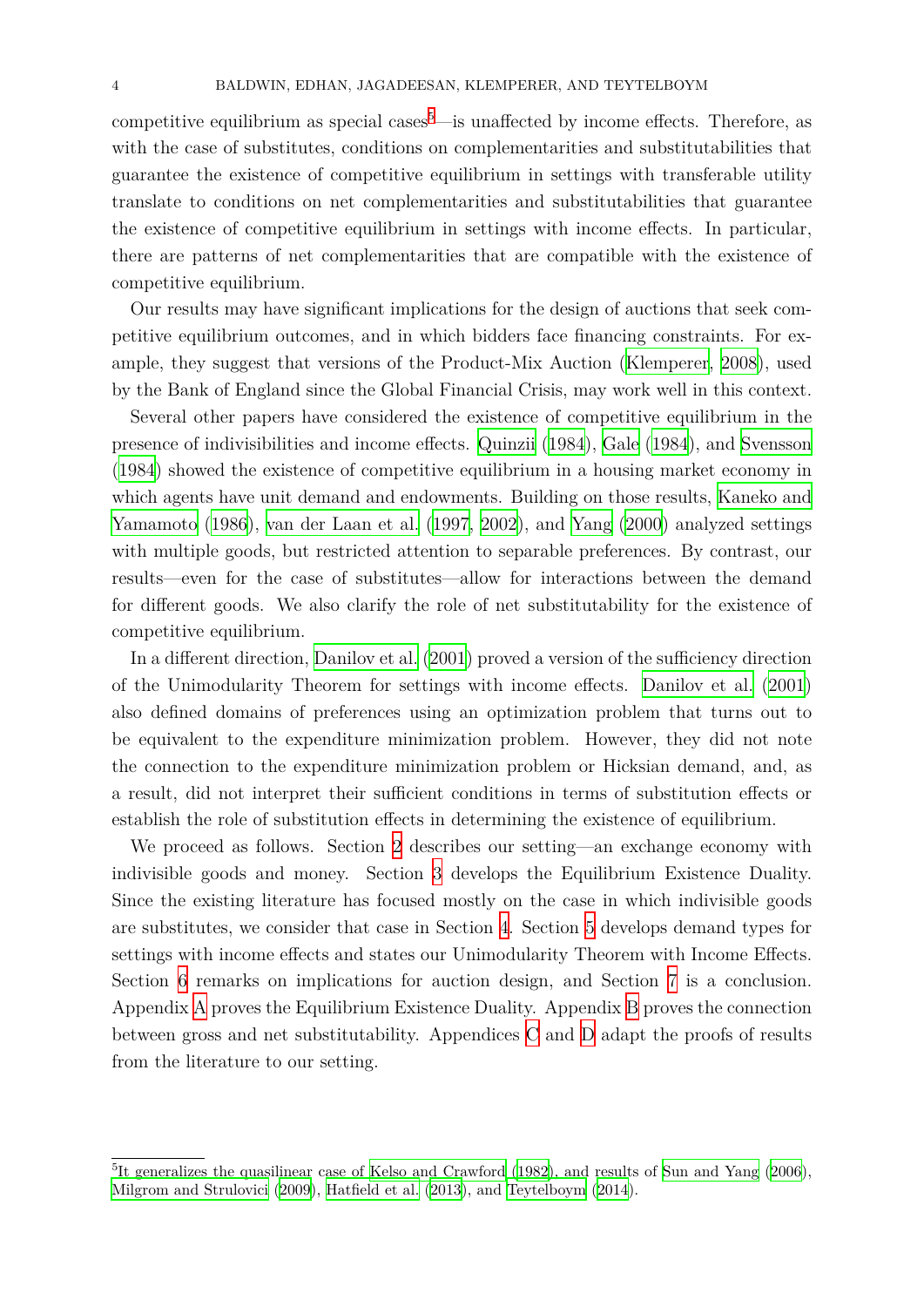competitive equilibrium as special cases[5]—is unaffected by income effects. Therefore, as with the case of substitutes, conditions on complementarities and substitutabilities that guarantee the existence of competitive equilibrium in settings with transferable utility translate to conditions on net complementarities and substitutabilities that guarantee the existence of competitive equilibrium in settings with income effects. In particular, there are patterns of net complementarities that are compatible with the existence of competitive equilibrium.

Our results may have significant implications for the design of auctions that seek competitive equilibrium outcomes, and in which bidders face financing constraints. For example, they suggest that versions of the Product-Mix Auction (Klemperer, 2008), used by the Bank of England since the Global Financial Crisis, may work well in this context.

Several other papers have considered the existence of competitive equilibrium in the presence of indivisibilities and income effects. Quinzii (1984), Gale (1984), and Svensson (1984) showed the existence of competitive equilibrium in a housing market economy in which agents have unit demand and endowments. Building on those results, Kaneko and Yamamoto (1986), van der Laan et al. (1997, 2002), and Yang (2000) analyzed settings with multiple goods, but restricted attention to separable preferences. By contrast, our results—even for the case of substitutes—allow for interactions between the demand for different goods. We also clarify the role of net substitutability for the existence of competitive equilibrium.

In a different direction, Danilov et al. (2001) proved a version of the sufficiency direction of the Unimodularity Theorem for settings with income effects. Danilov et al. (2001) also defined domains of preferences using an optimization problem that turns out to be equivalent to the expenditure minimization problem. However, they did not note the connection to the expenditure minimization problem or Hicksian demand, and, as a result, did not interpret their sufficient conditions in terms of substitution effects or establish the role of substitution effects in determining the existence of equilibrium.

We proceed as follows. Section 2 describes our setting—an exchange economy with indivisible goods and money. Section 3 develops the Equilibrium Existence Duality. Since the existing literature has focused mostly on the case in which indivisible goods are substitutes, we consider that case in Section 4. Section 5 develops demand types for settings with income effects and states our Unimodularity Theorem with Income Effects. Section 6 remarks on implications for auction design, and Section 7 is a conclusion. Appendix A proves the Equilibrium Existence Duality. Appendix B proves the connection between gross and net substitutability. Appendices C and D adapt the proofs of results from the literature to our setting.

[5] It generalizes the quasilinear case of Kelso and Crawford (1982), and results of Sun and Yang (2006), Milgrom and Strulovici (2009), Hatfield et al. (2013), and Teytelboym (2014).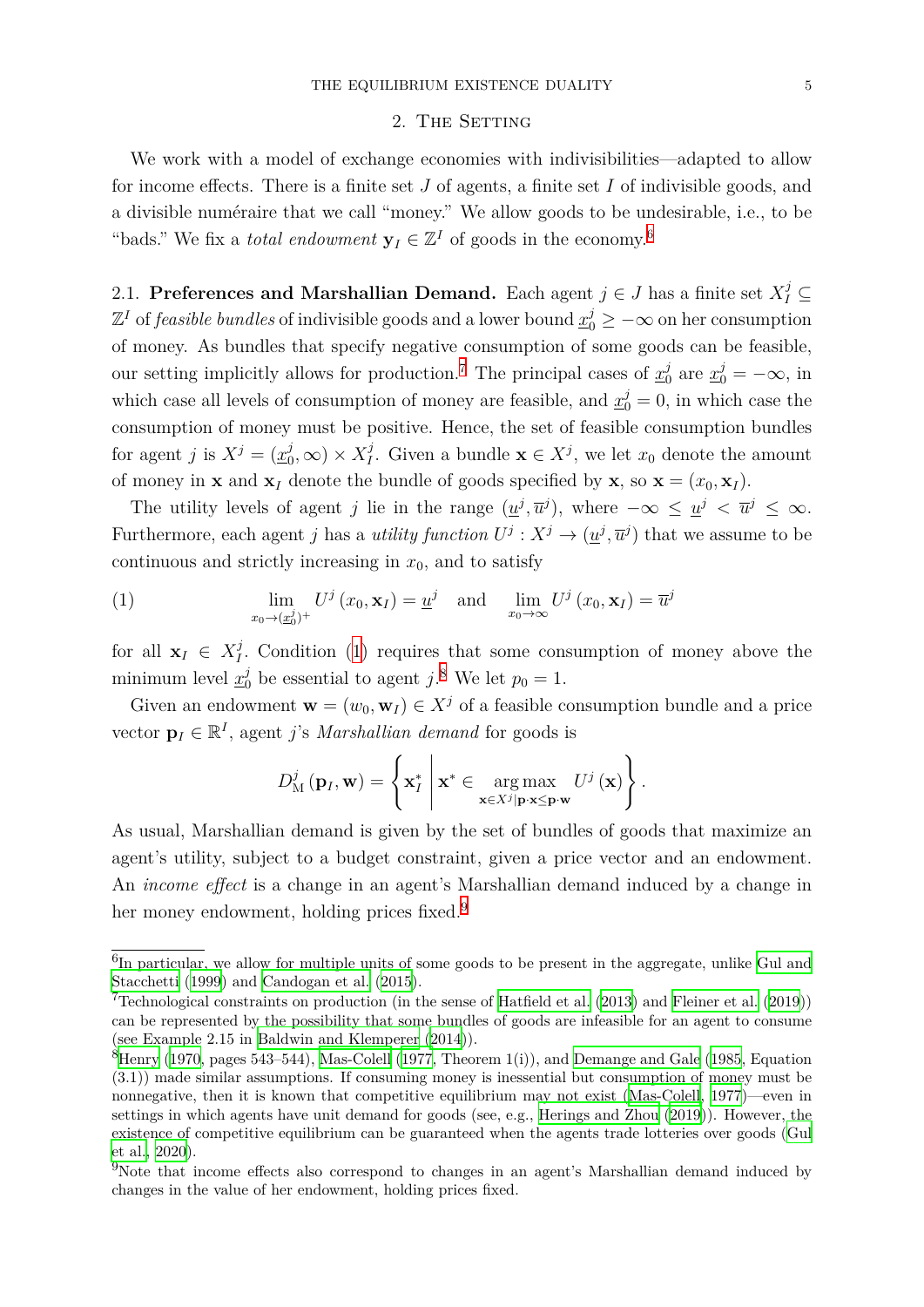## 2. The Setting

We work with a model of exchange economies with indivisibilities—adapted to allow for income effects. There is a finite set $J$ of agents, a finite set $I$ of indivisible goods, and a divisible numéraire that we call "money." We allow goods to be undesirable, i.e., to be "bads." We fix a *total endowment* $\mathbf{y}_I \in \mathbb{Z}^I$ of goods in the economy.[6]

### 2.1. Preferences and Marshallian Demand.

Each agent $j \in J$ has a finite set $X_I^j \subseteq \mathbb{Z}^I$ of *feasible bundles* of indivisible goods and a lower bound $\underline{x}_0^j \geq -\infty$ on her consumption of money. As bundles that specify negative consumption of some goods can be feasible, our setting implicitly allows for production.[7] The principal cases of $\underline{x}_0^j$ are $\underline{x}_0^j = -\infty$, in which case all levels of consumption of money are feasible, and $\underline{x}_0^j = 0$, in which case the consumption of money must be positive. Hence, the set of feasible consumption bundles for agent $j$ is $X^j = (\underline{x}_0^j, \infty) \times X_I^j$. Given a bundle $\mathbf{x} \in X^j$, we let $x_0$ denote the amount of money in $\mathbf{x}$ and $\mathbf{x}_I$ denote the bundle of goods specified by $\mathbf{x}$, so $\mathbf{x} = (x_0, \mathbf{x}_I)$.

The utility levels of agent $j$ lie in the range $(\underline{u}^j, \overline{u}^j)$, where $-\infty \leq \underline{u}^j < \overline{u}^j \leq \infty$. Furthermore, each agent $j$ has a *utility function* $U^j : X^j \to (\underline{u}^j, \overline{u}^j)$ that we assume to be continuous and strictly increasing in $x_0$, and to satisfy

$$\lim_{x_0 \to (\underline{x}_0^j)^+} U^j(x_0, \mathbf{x}_I) = \underline{u}^j \quad \text{and} \quad \lim_{x_0 \to \infty} U^j(x_0, \mathbf{x}_I) = \overline{u}^j \tag{1}$$

for all $\mathbf{x}_I \in X_I^j$. Condition (1) requires that some consumption of money above the minimum level $\underline{x}_0^j$ be essential to agent $j$.[8] We let $p_0 = 1$.

Given an endowment $\mathbf{w} = (w_0, \mathbf{w}_I) \in X^j$ of a feasible consumption bundle and a price vector $\mathbf{p}_I \in \mathbb{R}^I$, agent $j$'s *Marshallian demand* for goods is

$$D_{\mathrm{M}}^j(\mathbf{p}_I, \mathbf{w}) = \left\{ \mathbf{x}_I^* \;\middle|\; \mathbf{x}^* \in \underset{\mathbf{x} \in X^j | \mathbf{p} \cdot \mathbf{x} \leq \mathbf{p} \cdot \mathbf{w}}{\arg\max} U^j(\mathbf{x}) \right\}.$$

As usual, Marshallian demand is given by the set of bundles of goods that maximize an agent's utility, subject to a budget constraint, given a price vector and an endowment. An *income effect* is a change in an agent's Marshallian demand induced by a change in her money endowment, holding prices fixed.[9]

---

[6] In particular, we allow for multiple units of some goods to be present in the aggregate, unlike Gul and Stacchetti (1999) and Candogan et al. (2015).

[7] Technological constraints on production (in the sense of Hatfield et al. (2013) and Fleiner et al. (2019)) can be represented by the possibility that some bundles of goods are infeasible for an agent to consume (see Example 2.15 in Baldwin and Klemperer (2014)).

[8] Henry (1970, pages 543–544), Mas-Colell (1977, Theorem 1(i)), and Demange and Gale (1985, Equation (3.1)) made similar assumptions. If consuming money is inessential but consumption of money must be nonnegative, then it is known that competitive equilibrium may not exist (Mas-Colell, 1977)—even in settings in which agents have unit demand for goods (see, e.g., Herings and Zhou (2019)). However, the existence of competitive equilibrium can be guaranteed when the agents trade lotteries over goods (Gul et al., 2020).

[9] Note that income effects also correspond to changes in an agent's Marshallian demand induced by changes in the value of her endowment, holding prices fixed.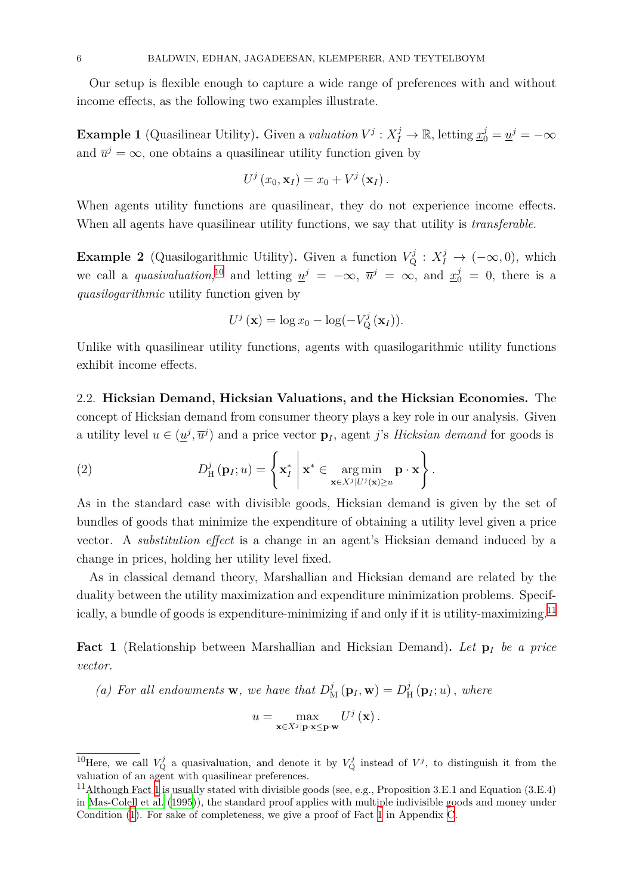Our setup is flexible enough to capture a wide range of preferences with and without income effects, as the following two examples illustrate.

**Example 1** (Quasilinear Utility)**.** Given a *valuation* $V^j : X_I^j \to \mathbb{R}$, letting $\underline{x}_0^j = \underline{u}^j = -\infty$ and $\overline{u}^j = \infty$, one obtains a quasilinear utility function given by

$$U^j(x_0, \mathbf{x}_I) = x_0 + V^j(\mathbf{x}_I).$$

When agents utility functions are quasilinear, they do not experience income effects. When all agents have quasilinear utility functions, we say that utility is *transferable*.

**Example 2** (Quasilogarithmic Utility)**.** Given a function $V_{\mathrm{Q}}^j : X_I^j \to (-\infty, 0)$, which we call a *quasivaluation*,[10] and letting $\underline{u}^j = -\infty$, $\overline{u}^j = \infty$, and $\underline{x}_0^j = 0$, there is a *quasilogarithmic* utility function given by

$$U^j(\mathbf{x}) = \log x_0 - \log(-V_{\mathrm{Q}}^j(\mathbf{x}_I)).$$

Unlike with quasilinear utility functions, agents with quasilogarithmic utility functions exhibit income effects.

2.2. **Hicksian Demand, Hicksian Valuations, and the Hicksian Economies.** The concept of Hicksian demand from consumer theory plays a key role in our analysis. Given a utility level $u \in (\underline{u}^j, \overline{u}^j)$ and a price vector $\mathbf{p}_I$, agent $j$'s *Hicksian demand* for goods is

$$D_{\mathrm{H}}^j(\mathbf{p}_I; u) = \left\{ \mathbf{x}_I^* \;\middle|\; \mathbf{x}^* \in \underset{\mathbf{x} \in X^j | U^j(\mathbf{x}) \geq u}{\arg\min} \mathbf{p} \cdot \mathbf{x} \right\}. \tag{2}$$

As in the standard case with divisible goods, Hicksian demand is given by the set of bundles of goods that minimize the expenditure of obtaining a utility level given a price vector. A *substitution effect* is a change in an agent's Hicksian demand induced by a change in prices, holding her utility level fixed.

As in classical demand theory, Marshallian and Hicksian demand are related by the duality between the utility maximization and expenditure minimization problems. Specifically, a bundle of goods is expenditure-minimizing if and only if it is utility-maximizing.[11]

**Fact 1** (Relationship between Marshallian and Hicksian Demand)**.** *Let $\mathbf{p}_I$ be a price vector.*

*(a) For all endowments $\mathbf{w}$, we have that $D_{\mathrm{M}}^j(\mathbf{p}_I, \mathbf{w}) = D_{\mathrm{H}}^j(\mathbf{p}_I; u)$, where*

$$u = \max_{\mathbf{x} \in X^j | \mathbf{p} \cdot \mathbf{x} \leq \mathbf{p} \cdot \mathbf{w}} U^j(\mathbf{x}).$$

---

[10] Here, we call $V_{\mathrm{Q}}^j$ a quasivaluation, and denote it by $V_{\mathrm{Q}}^j$ instead of $V^j$, to distinguish it from the valuation of an agent with quasilinear preferences.

[11] Although Fact 1 is usually stated with divisible goods (see, e.g., Proposition 3.E.1 and Equation (3.E.4) in Mas-Colell et al. (1995)), the standard proof applies with multiple indivisible goods and money under Condition (1). For sake of completeness, we give a proof of Fact 1 in Appendix C.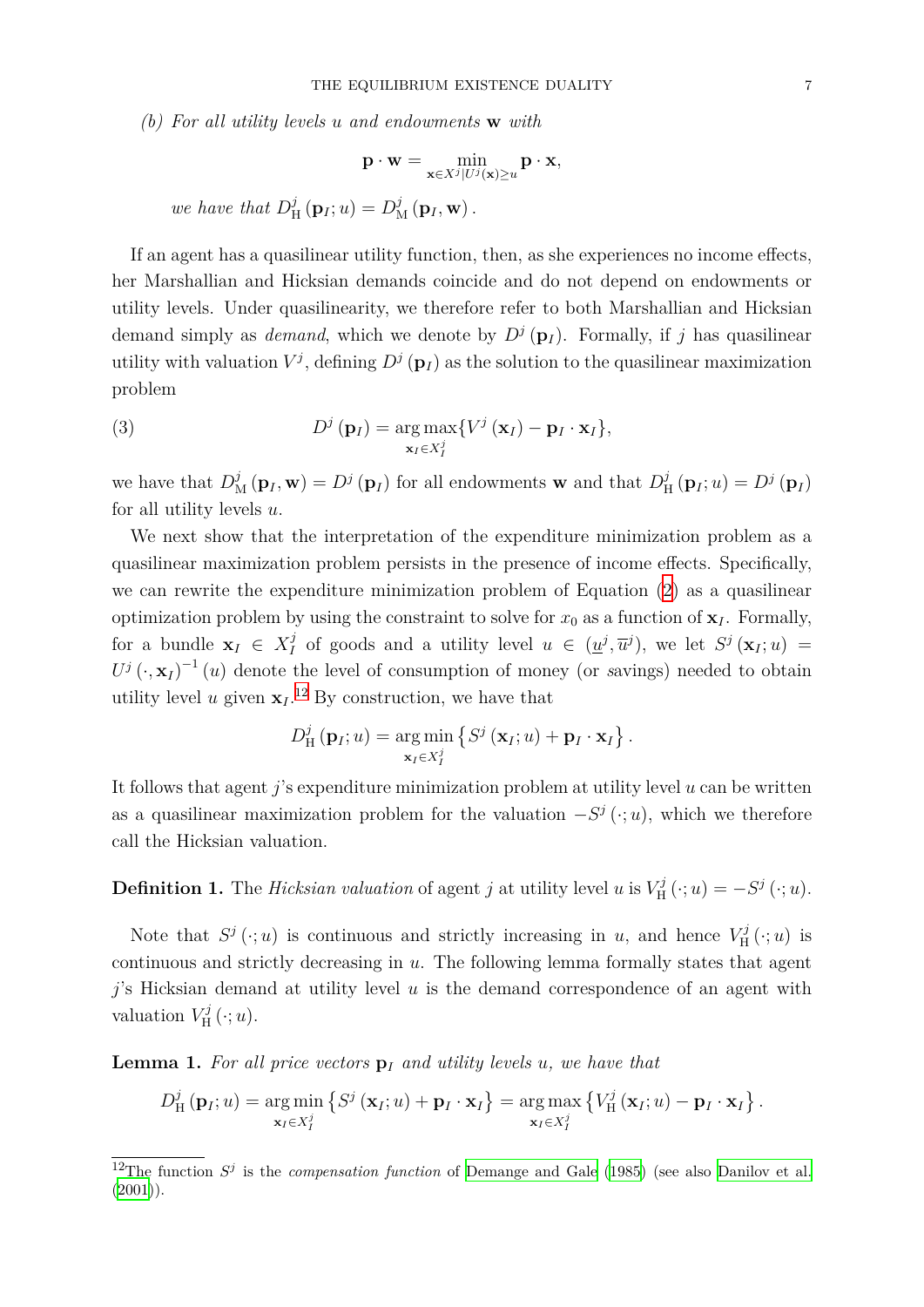*(b) For all utility levels $u$ and endowments $\mathbf{w}$ with*

$$\mathbf{p} \cdot \mathbf{w} = \min_{\mathbf{x} \in X^j | U^j(\mathbf{x}) \geq u} \mathbf{p} \cdot \mathbf{x},$$

*we have that $D^j_{\mathrm{H}}(\mathbf{p}_I; u) = D^j_{\mathrm{M}}(\mathbf{p}_I, \mathbf{w})$.*

If an agent has a quasilinear utility function, then, as she experiences no income effects, her Marshallian and Hicksian demands coincide and do not depend on endowments or utility levels. Under quasilinearity, we therefore refer to both Marshallian and Hicksian demand simply as *demand*, which we denote by $D^j(\mathbf{p}_I)$. Formally, if $j$ has quasilinear utility with valuation $V^j$, defining $D^j(\mathbf{p}_I)$ as the solution to the quasilinear maximization problem

$$D^j(\mathbf{p}_I) = \underset{\mathbf{x}_I \in X^j_I}{\arg\max} \{V^j(\mathbf{x}_I) - \mathbf{p}_I \cdot \mathbf{x}_I\}, \tag{3}$$

we have that $D^j_{\mathrm{M}}(\mathbf{p}_I, \mathbf{w}) = D^j(\mathbf{p}_I)$ for all endowments $\mathbf{w}$ and that $D^j_{\mathrm{H}}(\mathbf{p}_I; u) = D^j(\mathbf{p}_I)$ for all utility levels $u$.

We next show that the interpretation of the expenditure minimization problem as a quasilinear maximization problem persists in the presence of income effects. Specifically, we can rewrite the expenditure minimization problem of Equation (2) as a quasilinear optimization problem by using the constraint to solve for $x_0$ as a function of $\mathbf{x}_I$. Formally, for a bundle $\mathbf{x}_I \in X^j_I$ of goods and a utility level $u \in (\underline{u}^j, \overline{u}^j)$, we let $S^j(\mathbf{x}_I; u) = U^j(\cdot, \mathbf{x}_I)^{-1}(u)$ denote the level of consumption of money (or *s*avings) needed to obtain utility level $u$ given $\mathbf{x}_I$.[12] By construction, we have that

$$D^j_{\mathrm{H}}(\mathbf{p}_I; u) = \underset{\mathbf{x}_I \in X^j_I}{\arg\min} \left\{ S^j(\mathbf{x}_I; u) + \mathbf{p}_I \cdot \mathbf{x}_I \right\}.$$

It follows that agent $j$'s expenditure minimization problem at utility level $u$ can be written as a quasilinear maximization problem for the valuation $-S^j(\cdot; u)$, which we therefore call the Hicksian valuation.

**Definition 1.** The *Hicksian valuation* of agent $j$ at utility level $u$ is $V^j_{\mathrm{H}}(\cdot; u) = -S^j(\cdot; u)$.

Note that $S^j(\cdot; u)$ is continuous and strictly increasing in $u$, and hence $V^j_{\mathrm{H}}(\cdot; u)$ is continuous and strictly decreasing in $u$. The following lemma formally states that agent $j$'s Hicksian demand at utility level $u$ is the demand correspondence of an agent with valuation $V^j_{\mathrm{H}}(\cdot; u)$.

**Lemma 1.** *For all price vectors $\mathbf{p}_I$ and utility levels $u$, we have that*

$$D^j_{\mathrm{H}}(\mathbf{p}_I; u) = \underset{\mathbf{x}_I \in X^j_I}{\arg\min} \left\{ S^j(\mathbf{x}_I; u) + \mathbf{p}_I \cdot \mathbf{x}_I \right\} = \underset{\mathbf{x}_I \in X^j_I}{\arg\max} \left\{ V^j_{\mathrm{H}}(\mathbf{x}_I; u) - \mathbf{p}_I \cdot \mathbf{x}_I \right\}.$$

[12] The function $S^j$ is the *compensation function* of Demange and Gale (1985) (see also Danilov et al. (2001)).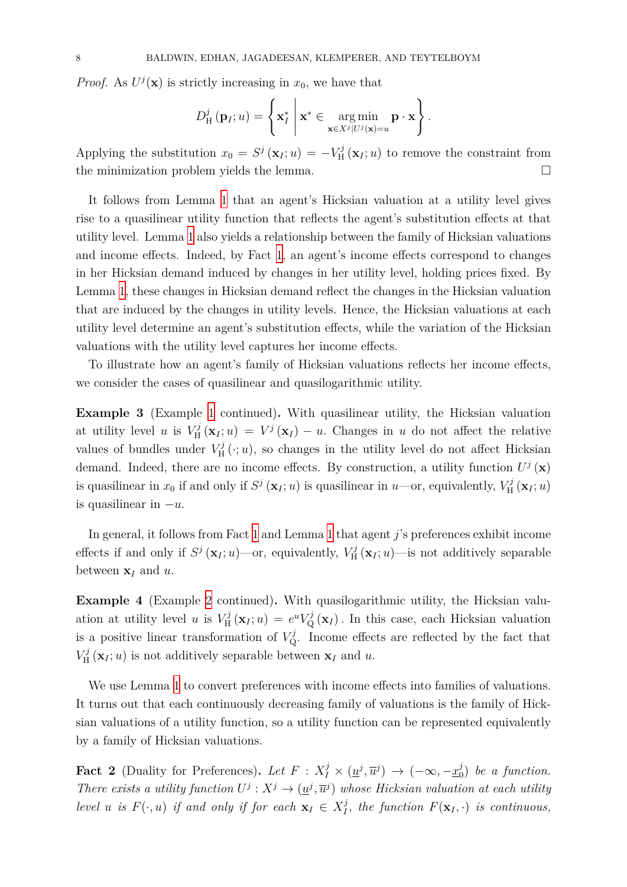*Proof.* As $U^j(\mathbf{x})$ is strictly increasing in $x_0$, we have that

$$D^j_{\mathrm{H}}(\mathbf{p}_I; u) = \left\{ \mathbf{x}^*_I \;\middle|\; \mathbf{x}^* \in \underset{\mathbf{x} \in X^j | U^j(\mathbf{x}) = u}{\arg\min} \mathbf{p} \cdot \mathbf{x} \right\}.$$

Applying the substitution $x_0 = S^j(\mathbf{x}_I; u) = -V^j_{\mathrm{H}}(\mathbf{x}_I; u)$ to remove the constraint from the minimization problem yields the lemma. □

It follows from Lemma 1 that an agent's Hicksian valuation at a utility level gives rise to a quasilinear utility function that reflects the agent's substitution effects at that utility level. Lemma 1 also yields a relationship between the family of Hicksian valuations and income effects. Indeed, by Fact 1, an agent's income effects correspond to changes in her Hicksian demand induced by changes in her utility level, holding prices fixed. By Lemma 1, these changes in Hicksian demand reflect the changes in the Hicksian valuation that are induced by the changes in utility levels. Hence, the Hicksian valuations at each utility level determine an agent's substitution effects, while the variation of the Hicksian valuations with the utility level captures her income effects.

To illustrate how an agent's family of Hicksian valuations reflects her income effects, we consider the cases of quasilinear and quasilogarithmic utility.

**Example 3** (Example 1 continued)**.** With quasilinear utility, the Hicksian valuation at utility level $u$ is $V^j_{\mathrm{H}}(\mathbf{x}_I; u) = V^j(\mathbf{x}_I) - u$. Changes in $u$ do not affect the relative values of bundles under $V^j_{\mathrm{H}}(\cdot; u)$, so changes in the utility level do not affect Hicksian demand. Indeed, there are no income effects. By construction, a utility function $U^j(\mathbf{x})$ is quasilinear in $x_0$ if and only if $S^j(\mathbf{x}_I; u)$ is quasilinear in $u$—or, equivalently, $V^j_{\mathrm{H}}(\mathbf{x}_I; u)$ is quasilinear in $-u$.

In general, it follows from Fact 1 and Lemma 1 that agent $j$'s preferences exhibit income effects if and only if $S^j(\mathbf{x}_I; u)$—or, equivalently, $V^j_{\mathrm{H}}(\mathbf{x}_I; u)$—is not additively separable between $\mathbf{x}_I$ and $u$.

**Example 4** (Example 2 continued)**.** With quasilogarithmic utility, the Hicksian valuation at utility level $u$ is $V^j_{\mathrm{H}}(\mathbf{x}_I; u) = e^u V^j_{\mathrm{Q}}(\mathbf{x}_I)$. In this case, each Hicksian valuation is a positive linear transformation of $V^j_{\mathrm{Q}}$. Income effects are reflected by the fact that $V^j_{\mathrm{H}}(\mathbf{x}_I; u)$ is not additively separable between $\mathbf{x}_I$ and $u$.

We use Lemma 1 to convert preferences with income effects into families of valuations. It turns out that each continuously decreasing family of valuations is the family of Hicksian valuations of a utility function, so a utility function can be represented equivalently by a family of Hicksian valuations.

**Fact 2** (Duality for Preferences)**.** *Let $F : X^j_I \times (\underline{u}^j, \overline{u}^j) \to (-\infty, -\underline{x}^j_0)$ be a function. There exists a utility function $U^j : X^j \to (\underline{u}^j, \overline{u}^j)$ whose Hicksian valuation at each utility level $u$ is $F(\cdot, u)$ if and only if for each $\mathbf{x}_I \in X^j_I$, the function $F(\mathbf{x}_I, \cdot)$ is continuous,*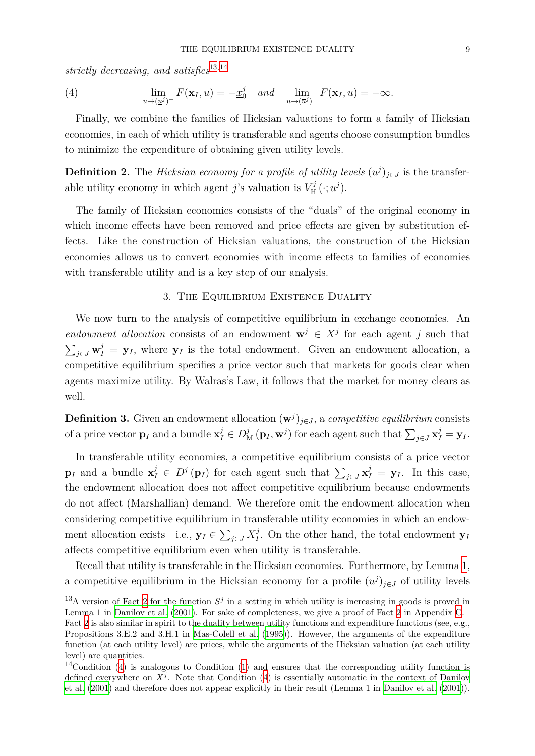*strictly decreasing, and satisfies*[13,14]

$$\lim_{u \to (\underline{u}^j)^+} F(\mathbf{x}_I, u) = -\underline{x}_0^j \quad \text{and} \quad \lim_{u \to (\overline{u}^j)^-} F(\mathbf{x}_I, u) = -\infty. \tag{4}$$

Finally, we combine the families of Hicksian valuations to form a family of Hicksian economies, in each of which utility is transferable and agents choose consumption bundles to minimize the expenditure of obtaining given utility levels.

**Definition 2.** The *Hicksian economy for a profile of utility levels* $(u^j)_{j \in J}$ is the transferable utility economy in which agent $j$'s valuation is $V_{\mathrm{H}}^j(\cdot; u^j)$.

The family of Hicksian economies consists of the "duals" of the original economy in which income effects have been removed and price effects are given by substitution effects. Like the construction of Hicksian valuations, the construction of the Hicksian economies allows us to convert economies with income effects to families of economies with transferable utility and is a key step of our analysis.

## 3. The Equilibrium Existence Duality

We now turn to the analysis of competitive equilibrium in exchange economies. An *endowment allocation* consists of an endowment $\mathbf{w}^j \in X^j$ for each agent $j$ such that $\sum_{j \in J} \mathbf{w}_I^j = \mathbf{y}_I$, where $\mathbf{y}_I$ is the total endowment. Given an endowment allocation, a competitive equilibrium specifies a price vector such that markets for goods clear when agents maximize utility. By Walras's Law, it follows that the market for money clears as well.

**Definition 3.** Given an endowment allocation $(\mathbf{w}^j)_{j \in J}$, a *competitive equilibrium* consists of a price vector $\mathbf{p}_I$ and a bundle $\mathbf{x}_I^j \in D_{\mathrm{M}}^j(\mathbf{p}_I, \mathbf{w}^j)$ for each agent such that $\sum_{j \in J} \mathbf{x}_I^j = \mathbf{y}_I$.

In transferable utility economies, a competitive equilibrium consists of a price vector $\mathbf{p}_I$ and a bundle $\mathbf{x}_I^j \in D^j(\mathbf{p}_I)$ for each agent such that $\sum_{j \in J} \mathbf{x}_I^j = \mathbf{y}_I$. In this case, the endowment allocation does not affect competitive equilibrium because endowments do not affect (Marshallian) demand. We therefore omit the endowment allocation when considering competitive equilibrium in transferable utility economies in which an endowment allocation exists—i.e., $\mathbf{y}_I \in \sum_{j \in J} X_I^j$. On the other hand, the total endowment $\mathbf{y}_I$ affects competitive equilibrium even when utility is transferable.

Recall that utility is transferable in the Hicksian economies. Furthermore, by Lemma 1, a competitive equilibrium in the Hicksian economy for a profile $(u^j)_{j \in J}$ of utility levels

---

[13] A version of Fact 2 for the function $S^j$ in a setting in which utility is increasing in goods is proved in Lemma 1 in Danilov et al. (2001). For sake of completeness, we give a proof of Fact 2 in Appendix C. Fact 2 is also similar in spirit to the duality between utility functions and expenditure functions (see, e.g., Propositions 3.E.2 and 3.H.1 in Mas-Colell et al. (1995)). However, the arguments of the expenditure function (at each utility level) are prices, while the arguments of the Hicksian valuation (at each utility level) are quantities.

[14] Condition (4) is analogous to Condition (1) and ensures that the corresponding utility function is defined everywhere on $X^j$. Note that Condition (4) is essentially automatic in the context of Danilov et al. (2001) and therefore does not appear explicitly in their result (Lemma 1 in Danilov et al. (2001)).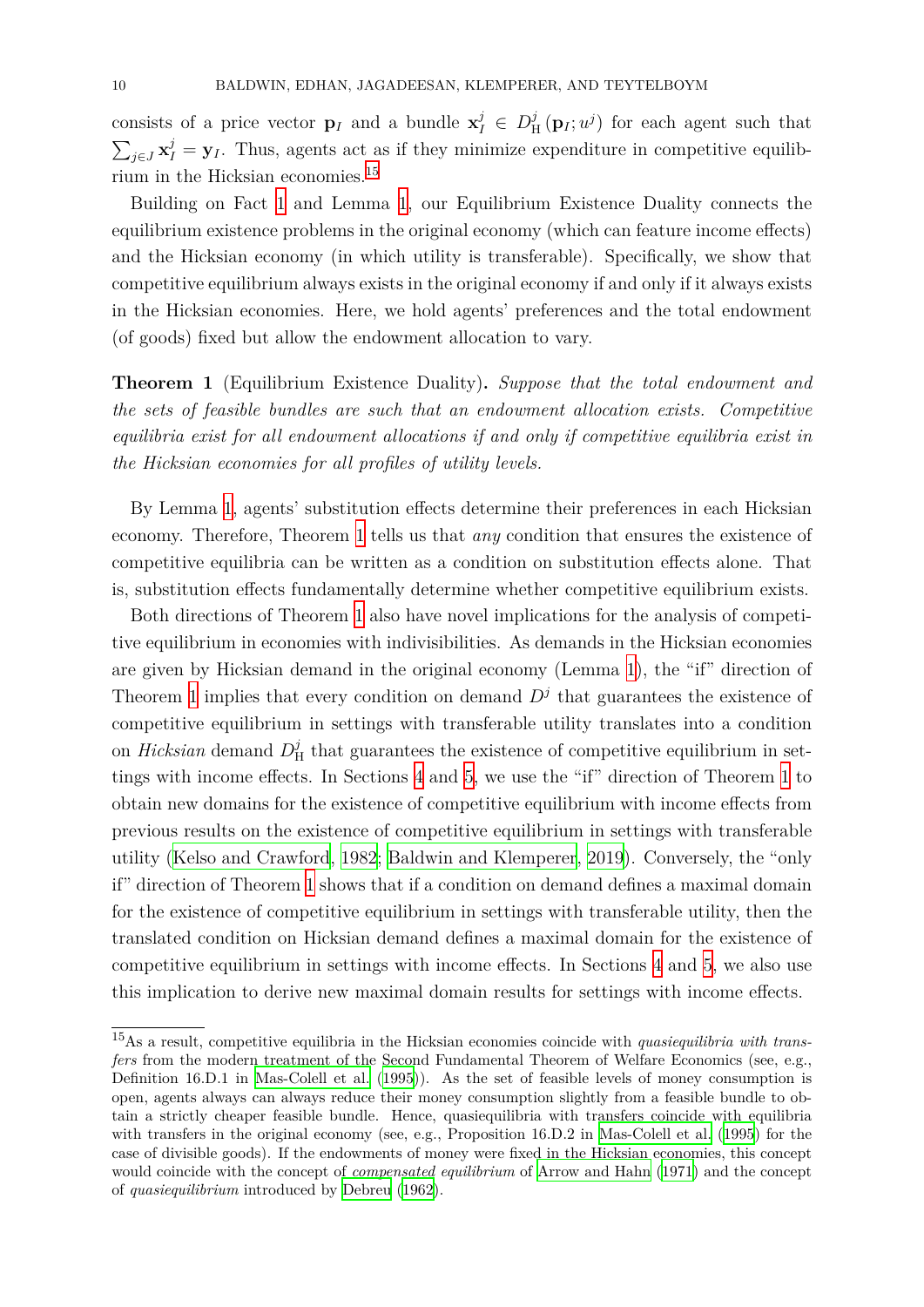consists of a price vector $\mathbf{p}_I$ and a bundle $\mathbf{x}_I^j \in D_{\mathrm{H}}^j(\mathbf{p}_I; u^j)$ for each agent such that $\sum_{j \in J} \mathbf{x}_I^j = \mathbf{y}_I$. Thus, agents act as if they minimize expenditure in competitive equilibrium in the Hicksian economies.[15]

Building on Fact 1 and Lemma 1, our Equilibrium Existence Duality connects the equilibrium existence problems in the original economy (which can feature income effects) and the Hicksian economy (in which utility is transferable). Specifically, we show that competitive equilibrium always exists in the original economy if and only if it always exists in the Hicksian economies. Here, we hold agents' preferences and the total endowment (of goods) fixed but allow the endowment allocation to vary.

**Theorem 1** (Equilibrium Existence Duality)**.** *Suppose that the total endowment and the sets of feasible bundles are such that an endowment allocation exists. Competitive equilibria exist for all endowment allocations if and only if competitive equilibria exist in the Hicksian economies for all profiles of utility levels.*

By Lemma 1, agents' substitution effects determine their preferences in each Hicksian economy. Therefore, Theorem 1 tells us that *any* condition that ensures the existence of competitive equilibria can be written as a condition on substitution effects alone. That is, substitution effects fundamentally determine whether competitive equilibrium exists.

Both directions of Theorem 1 also have novel implications for the analysis of competitive equilibrium in economies with indivisibilities. As demands in the Hicksian economies are given by Hicksian demand in the original economy (Lemma 1), the "if" direction of Theorem 1 implies that every condition on demand $D^j$ that guarantees the existence of competitive equilibrium in settings with transferable utility translates into a condition on *Hicksian* demand $D_{\mathrm{H}}^j$ that guarantees the existence of competitive equilibrium in settings with income effects. In Sections 4 and 5, we use the "if" direction of Theorem 1 to obtain new domains for the existence of competitive equilibrium with income effects from previous results on the existence of competitive equilibrium in settings with transferable utility (Kelso and Crawford, 1982; Baldwin and Klemperer, 2019). Conversely, the "only if" direction of Theorem 1 shows that if a condition on demand defines a maximal domain for the existence of competitive equilibrium in settings with transferable utility, then the translated condition on Hicksian demand defines a maximal domain for the existence of competitive equilibrium in settings with income effects. In Sections 4 and 5, we also use this implication to derive new maximal domain results for settings with income effects.

---

[15]As a result, competitive equilibria in the Hicksian economies coincide with *quasiequilibria with transfers* from the modern treatment of the Second Fundamental Theorem of Welfare Economics (see, e.g., Definition 16.D.1 in Mas-Colell et al. (1995)). As the set of feasible levels of money consumption is open, agents always can always reduce their money consumption slightly from a feasible bundle to obtain a strictly cheaper feasible bundle. Hence, quasiequilibria with transfers coincide with equilibria with transfers in the original economy (see, e.g., Proposition 16.D.2 in Mas-Colell et al. (1995) for the case of divisible goods). If the endowments of money were fixed in the Hicksian economies, this concept would coincide with the concept of *compensated equilibrium* of Arrow and Hahn (1971) and the concept of *quasiequilibrium* introduced by Debreu (1962).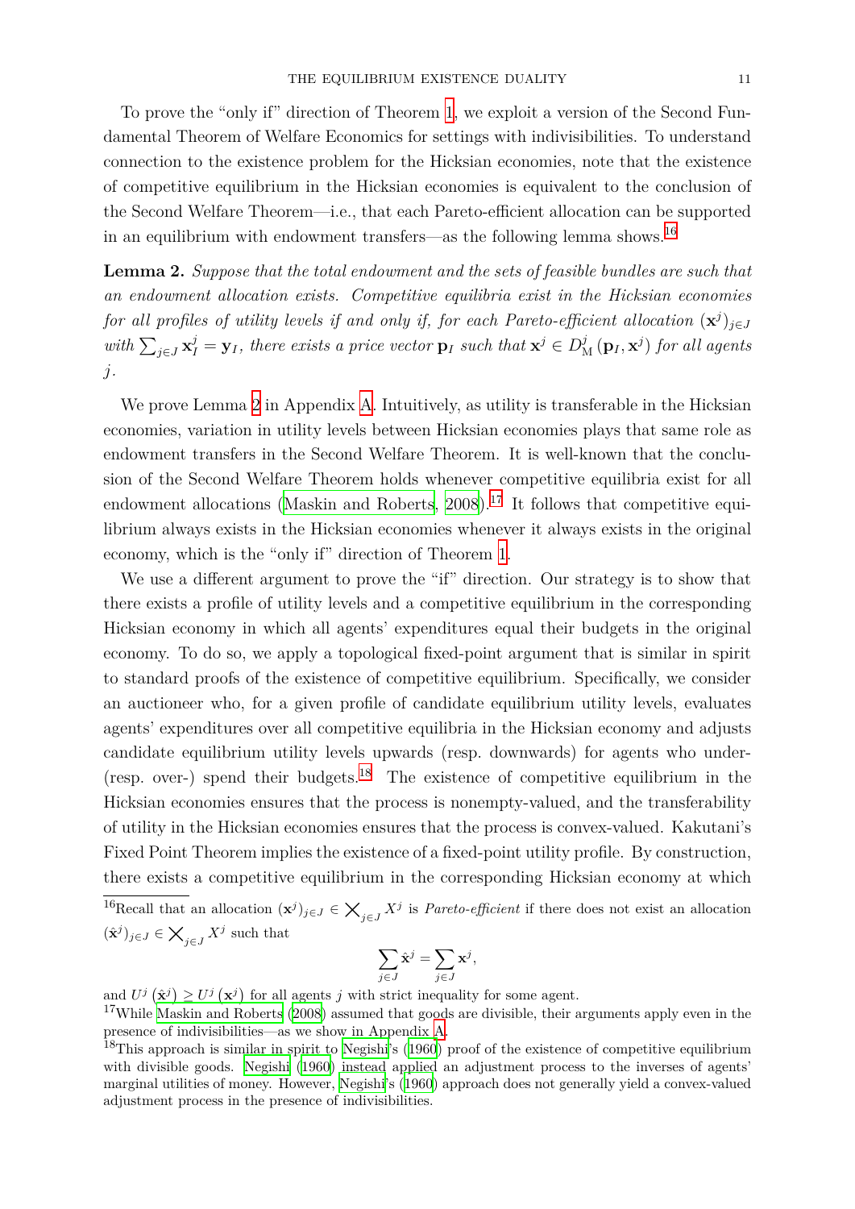To prove the "only if" direction of Theorem 1, we exploit a version of the Second Fundamental Theorem of Welfare Economics for settings with indivisibilities. To understand connection to the existence problem for the Hicksian economies, note that the existence of competitive equilibrium in the Hicksian economies is equivalent to the conclusion of the Second Welfare Theorem—i.e., that each Pareto-efficient allocation can be supported in an equilibrium with endowment transfers—as the following lemma shows.[16]

**Lemma 2.** *Suppose that the total endowment and the sets of feasible bundles are such that an endowment allocation exists. Competitive equilibria exist in the Hicksian economies for all profiles of utility levels if and only if, for each Pareto-efficient allocation* $(\mathbf{x}^j)_{j \in J}$ *with* $\sum_{j \in J} \mathbf{x}^j_I = \mathbf{y}_I$*, there exists a price vector* $\mathbf{p}_I$ *such that* $\mathbf{x}^j \in D^j_{\mathrm{M}}(\mathbf{p}_I, \mathbf{x}^j)$ *for all agents* $j$.

We prove Lemma 2 in Appendix A. Intuitively, as utility is transferable in the Hicksian economies, variation in utility levels between Hicksian economies plays that same role as endowment transfers in the Second Welfare Theorem. It is well-known that the conclusion of the Second Welfare Theorem holds whenever competitive equilibria exist for all endowment allocations (Maskin and Roberts, 2008).[17] It follows that competitive equilibrium always exists in the Hicksian economies whenever it always exists in the original economy, which is the "only if" direction of Theorem 1.

We use a different argument to prove the "if" direction. Our strategy is to show that there exists a profile of utility levels and a competitive equilibrium in the corresponding Hicksian economy in which all agents' expenditures equal their budgets in the original economy. To do so, we apply a topological fixed-point argument that is similar in spirit to standard proofs of the existence of competitive equilibrium. Specifically, we consider an auctioneer who, for a given profile of candidate equilibrium utility levels, evaluates agents' expenditures over all competitive equilibria in the Hicksian economy and adjusts candidate equilibrium utility levels upwards (resp. downwards) for agents who under- (resp. over-) spend their budgets.[18] The existence of competitive equilibrium in the Hicksian economies ensures that the process is nonempty-valued, and the transferability of utility in the Hicksian economies ensures that the process is convex-valued. Kakutani's Fixed Point Theorem implies the existence of a fixed-point utility profile. By construction, there exists a competitive equilibrium in the corresponding Hicksian economy at which

[16] Recall that an allocation $(\mathbf{x}^j)_{j \in J} \in \bigtimes_{j \in J} X^j$ is *Pareto-efficient* if there does not exist an allocation $(\hat{\mathbf{x}}^j)_{j \in J} \in \bigtimes_{j \in J} X^j$ such that

$$\sum_{j \in J} \hat{\mathbf{x}}^j = \sum_{j \in J} \mathbf{x}^j,$$

and $U^j(\hat{\mathbf{x}}^j) \geq U^j(\mathbf{x}^j)$ for all agents $j$ with strict inequality for some agent.

[17] While Maskin and Roberts (2008) assumed that goods are divisible, their arguments apply even in the presence of indivisibilities—as we show in Appendix A.

[18] This approach is similar in spirit to Negishi's (1960) proof of the existence of competitive equilibrium with divisible goods. Negishi (1960) instead applied an adjustment process to the inverses of agents' marginal utilities of money. However, Negishi's (1960) approach does not generally yield a convex-valued adjustment process in the presence of indivisibilities.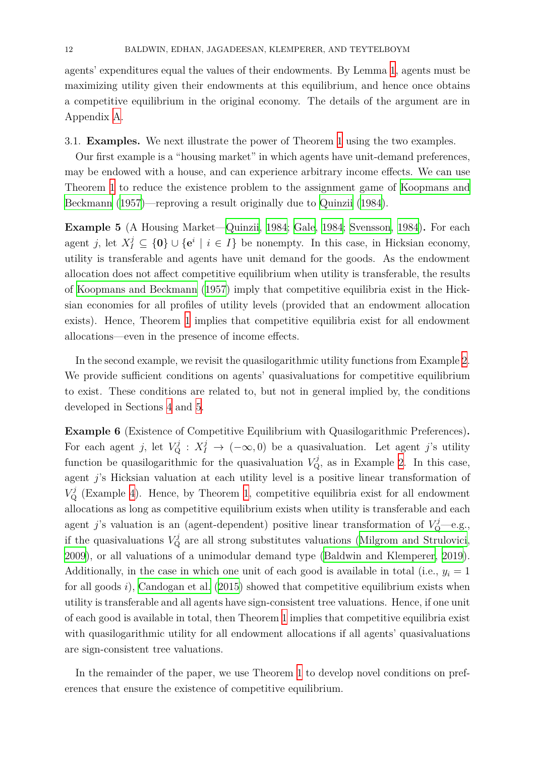agents' expenditures equal the values of their endowments. By Lemma 1, agents must be maximizing utility given their endowments at this equilibrium, and hence once obtains a competitive equilibrium in the original economy. The details of the argument are in Appendix A.

3.1. **Examples.** We next illustrate the power of Theorem 1 using the two examples.

Our first example is a "housing market" in which agents have unit-demand preferences, may be endowed with a house, and can experience arbitrary income effects. We can use Theorem 1 to reduce the existence problem to the assignment game of Koopmans and Beckmann (1957)—reproving a result originally due to Quinzii (1984).

**Example 5** (A Housing Market—Quinzii, 1984; Gale, 1984; Svensson, 1984)**.** For each agent $j$, let $X^j_I \subseteq \{\mathbf{0}\} \cup \{\mathbf{e}^i \mid i \in I\}$ be nonempty. In this case, in Hicksian economy, utility is transferable and agents have unit demand for the goods. As the endowment allocation does not affect competitive equilibrium when utility is transferable, the results of Koopmans and Beckmann (1957) imply that competitive equilibria exist in the Hicksian economies for all profiles of utility levels (provided that an endowment allocation exists). Hence, Theorem 1 implies that competitive equilibria exist for all endowment allocations—even in the presence of income effects.

In the second example, we revisit the quasilogarithmic utility functions from Example 2. We provide sufficient conditions on agents' quasivaluations for competitive equilibrium to exist. These conditions are related to, but not in general implied by, the conditions developed in Sections 4 and 5.

**Example 6** (Existence of Competitive Equilibrium with Quasilogarithmic Preferences)**.** For each agent $j$, let $V^j_{\mathrm{Q}} : X^j_I \to (-\infty, 0)$ be a quasivaluation. Let agent $j$'s utility function be quasilogarithmic for the quasivaluation $V^j_{\mathrm{Q}}$, as in Example 2. In this case, agent $j$'s Hicksian valuation at each utility level is a positive linear transformation of $V^j_{\mathrm{Q}}$ (Example 4). Hence, by Theorem 1, competitive equilibria exist for all endowment allocations as long as competitive equilibrium exists when utility is transferable and each agent $j$'s valuation is an (agent-dependent) positive linear transformation of $V^j_{\mathrm{Q}}$—e.g., if the quasivaluations $V^j_{\mathrm{Q}}$ are all strong substitutes valuations (Milgrom and Strulovici, 2009), or all valuations of a unimodular demand type (Baldwin and Klemperer, 2019). Additionally, in the case in which one unit of each good is available in total (i.e., $y_i = 1$ for all goods $i$), Candogan et al. (2015) showed that competitive equilibrium exists when utility is transferable and all agents have sign-consistent tree valuations. Hence, if one unit of each good is available in total, then Theorem 1 implies that competitive equilibria exist with quasilogarithmic utility for all endowment allocations if all agents' quasivaluations are sign-consistent tree valuations.

In the remainder of the paper, we use Theorem 1 to develop novel conditions on preferences that ensure the existence of competitive equilibrium.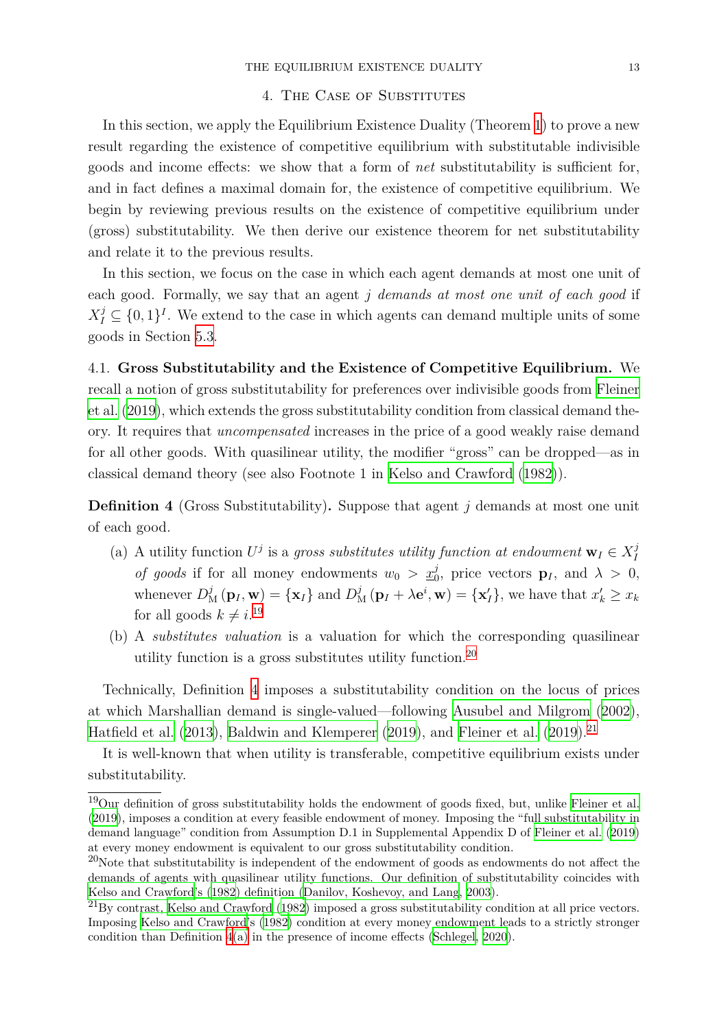## 4. The Case of Substitutes

In this section, we apply the Equilibrium Existence Duality (Theorem 1) to prove a new result regarding the existence of competitive equilibrium with substitutable indivisible goods and income effects: we show that a form of *net* substitutability is sufficient for, and in fact defines a maximal domain for, the existence of competitive equilibrium. We begin by reviewing previous results on the existence of competitive equilibrium under (gross) substitutability. We then derive our existence theorem for net substitutability and relate it to the previous results.

In this section, we focus on the case in which each agent demands at most one unit of each good. Formally, we say that an agent $j$ *demands at most one unit of each good* if $X^j_I \subseteq \{0,1\}^I$. We extend to the case in which agents can demand multiple units of some goods in Section 5.3.

### 4.1. Gross Substitutability and the Existence of Competitive Equilibrium.

We recall a notion of gross substitutability for preferences over indivisible goods from Fleiner et al. (2019), which extends the gross substitutability condition from classical demand theory. It requires that *uncompensated* increases in the price of a good weakly raise demand for all other goods. With quasilinear utility, the modifier "gross" can be dropped—as in classical demand theory (see also Footnote 1 in Kelso and Crawford (1982)).

**Definition 4** (Gross Substitutability)**.** Suppose that agent $j$ demands at most one unit of each good.

(a) A utility function $U^j$ is a *gross substitutes utility function at endowment* $\mathbf{w}_I \in X^j_I$ *of goods* if for all money endowments $w_0 > \underline{x}^j_0$, price vectors $\mathbf{p}_I$, and $\lambda > 0$, whenever $D^j_{\mathrm{M}}(\mathbf{p}_I, \mathbf{w}) = \{\mathbf{x}_I\}$ and $D^j_{\mathrm{M}}(\mathbf{p}_I + \lambda \mathbf{e}^i, \mathbf{w}) = \{\mathbf{x}'_I\}$, we have that $x'_k \geq x_k$ for all goods $k \neq i$.[19]

(b) A *substitutes valuation* is a valuation for which the corresponding quasilinear utility function is a gross substitutes utility function.[20]

Technically, Definition 4 imposes a substitutability condition on the locus of prices at which Marshallian demand is single-valued—following Ausubel and Milgrom (2002), Hatfield et al. (2013), Baldwin and Klemperer (2019), and Fleiner et al. (2019).[21]

It is well-known that when utility is transferable, competitive equilibrium exists under substitutability.

---

[19] Our definition of gross substitutability holds the endowment of goods fixed, but, unlike Fleiner et al. (2019), imposes a condition at every feasible endowment of money. Imposing the "full substitutability in demand language" condition from Assumption D.1 in Supplemental Appendix D of Fleiner et al. (2019) at every money endowment is equivalent to our gross substitutability condition.

[20] Note that substitutability is independent of the endowment of goods as endowments do not affect the demands of agents with quasilinear utility functions. Our definition of substitutability coincides with Kelso and Crawford's (1982) definition (Danilov, Koshevoy, and Lang, 2003).

[21] By contrast, Kelso and Crawford (1982) imposed a gross substitutability condition at all price vectors. Imposing Kelso and Crawford's (1982) condition at every money endowment leads to a strictly stronger condition than Definition 4(a) in the presence of income effects (Schlegel, 2020).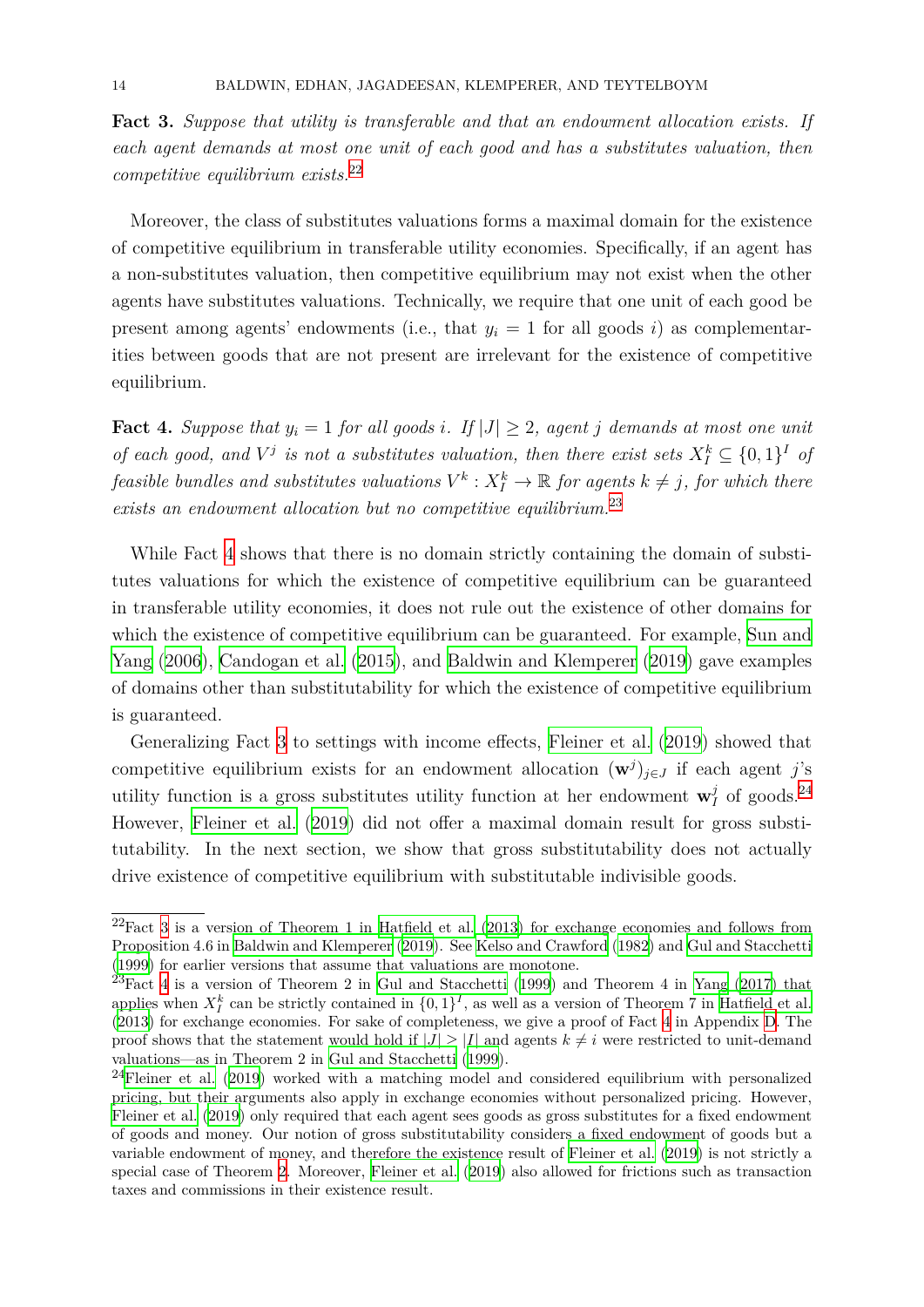**Fact 3.** *Suppose that utility is transferable and that an endowment allocation exists. If each agent demands at most one unit of each good and has a substitutes valuation, then competitive equilibrium exists.*[22]

Moreover, the class of substitutes valuations forms a maximal domain for the existence of competitive equilibrium in transferable utility economies. Specifically, if an agent has a non-substitutes valuation, then competitive equilibrium may not exist when the other agents have substitutes valuations. Technically, we require that one unit of each good be present among agents' endowments (i.e., that $y_i = 1$ for all goods $i$) as complementarities between goods that are not present are irrelevant for the existence of competitive equilibrium.

**Fact 4.** *Suppose that $y_i = 1$ for all goods $i$. If $|J| \geq 2$, agent $j$ demands at most one unit of each good, and $V^j$ is not a substitutes valuation, then there exist sets $X_I^k \subseteq \{0,1\}^I$ of feasible bundles and substitutes valuations $V^k : X_I^k \to \mathbb{R}$ for agents $k \neq j$, for which there exists an endowment allocation but no competitive equilibrium.*[23]

While Fact 4 shows that there is no domain strictly containing the domain of substitutes valuations for which the existence of competitive equilibrium can be guaranteed in transferable utility economies, it does not rule out the existence of other domains for which the existence of competitive equilibrium can be guaranteed. For example, Sun and Yang (2006), Candogan et al. (2015), and Baldwin and Klemperer (2019) gave examples of domains other than substitutability for which the existence of competitive equilibrium is guaranteed.

Generalizing Fact 3 to settings with income effects, Fleiner et al. (2019) showed that competitive equilibrium exists for an endowment allocation $(\mathbf{w}^j)_{j \in J}$ if each agent $j$'s utility function is a gross substitutes utility function at her endowment $\mathbf{w}_I^j$ of goods.[24] However, Fleiner et al. (2019) did not offer a maximal domain result for gross substitutability. In the next section, we show that gross substitutability does not actually drive existence of competitive equilibrium with substitutable indivisible goods.

---

[22] Fact 3 is a version of Theorem 1 in Hatfield et al. (2013) for exchange economies and follows from Proposition 4.6 in Baldwin and Klemperer (2019). See Kelso and Crawford (1982) and Gul and Stacchetti (1999) for earlier versions that assume that valuations are monotone.

[23] Fact 4 is a version of Theorem 2 in Gul and Stacchetti (1999) and Theorem 4 in Yang (2017) that applies when $X_I^k$ can be strictly contained in $\{0,1\}^I$, as well as a version of Theorem 7 in Hatfield et al. (2013) for exchange economies. For sake of completeness, we give a proof of Fact 4 in Appendix D. The proof shows that the statement would hold if $|J| > |I|$ and agents $k \neq i$ were restricted to unit-demand valuations—as in Theorem 2 in Gul and Stacchetti (1999).

[24] Fleiner et al. (2019) worked with a matching model and considered equilibrium with personalized pricing, but their arguments also apply in exchange economies without personalized pricing. However, Fleiner et al. (2019) only required that each agent sees goods as gross substitutes for a fixed endowment of goods and money. Our notion of gross substitutability considers a fixed endowment of goods but a variable endowment of money, and therefore the existence result of Fleiner et al. (2019) is not strictly a special case of Theorem 2. Moreover, Fleiner et al. (2019) also allowed for frictions such as transaction taxes and commissions in their existence result.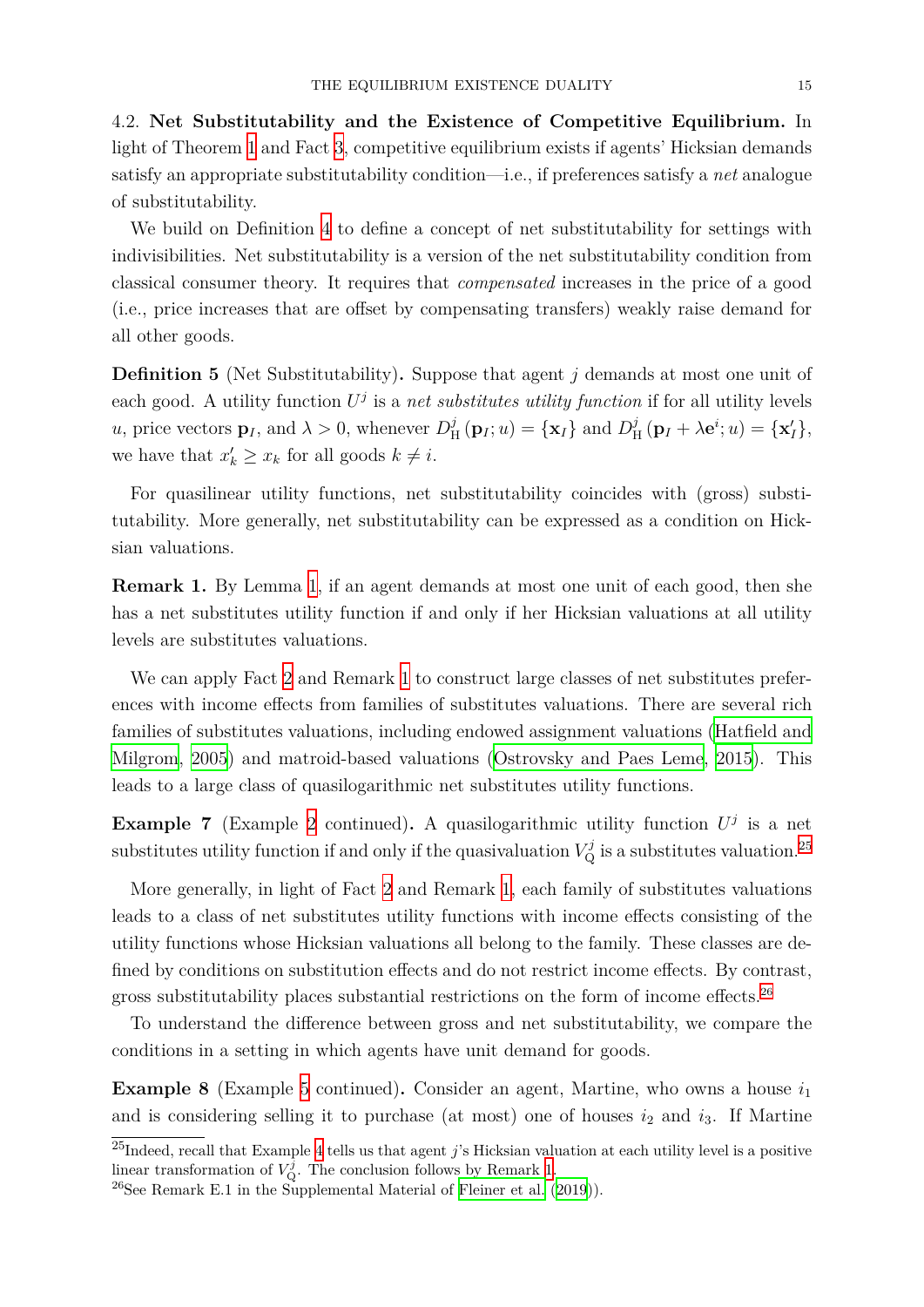4.2. **Net Substitutability and the Existence of Competitive Equilibrium.** In light of Theorem 1 and Fact 3, competitive equilibrium exists if agents' Hicksian demands satisfy an appropriate substitutability condition—i.e., if preferences satisfy a *net* analogue of substitutability.

We build on Definition 4 to define a concept of net substitutability for settings with indivisibilities. Net substitutability is a version of the net substitutability condition from classical consumer theory. It requires that *compensated* increases in the price of a good (i.e., price increases that are offset by compensating transfers) weakly raise demand for all other goods.

**Definition 5** (Net Substitutability)**.** Suppose that agent $j$ demands at most one unit of each good. A utility function $U^j$ is a *net substitutes utility function* if for all utility levels $u$, price vectors $\mathbf{p}_I$, and $\lambda > 0$, whenever $D^j_{\mathrm{H}}(\mathbf{p}_I; u) = \{\mathbf{x}_I\}$ and $D^j_{\mathrm{H}}(\mathbf{p}_I + \lambda \mathbf{e}^i; u) = \{\mathbf{x}'_I\}$, we have that $x'_k \geq x_k$ for all goods $k \neq i$.

For quasilinear utility functions, net substitutability coincides with (gross) substitutability. More generally, net substitutability can be expressed as a condition on Hicksian valuations.

**Remark 1.** By Lemma 1, if an agent demands at most one unit of each good, then she has a net substitutes utility function if and only if her Hicksian valuations at all utility levels are substitutes valuations.

We can apply Fact 2 and Remark 1 to construct large classes of net substitutes preferences with income effects from families of substitutes valuations. There are several rich families of substitutes valuations, including endowed assignment valuations (Hatfield and Milgrom, 2005) and matroid-based valuations (Ostrovsky and Paes Leme, 2015). This leads to a large class of quasilogarithmic net substitutes utility functions.

**Example 7** (Example 2 continued)**.** A quasilogarithmic utility function $U^j$ is a net substitutes utility function if and only if the quasivaluation $V^j_{\mathrm{Q}}$ is a substitutes valuation.[25]

More generally, in light of Fact 2 and Remark 1, each family of substitutes valuations leads to a class of net substitutes utility functions with income effects consisting of the utility functions whose Hicksian valuations all belong to the family. These classes are defined by conditions on substitution effects and do not restrict income effects. By contrast, gross substitutability places substantial restrictions on the form of income effects.[26]

To understand the difference between gross and net substitutability, we compare the conditions in a setting in which agents have unit demand for goods.

**Example 8** (Example 5 continued)**.** Consider an agent, Martine, who owns a house $i_1$ and is considering selling it to purchase (at most) one of houses $i_2$ and $i_3$. If Martine

---

[25] Indeed, recall that Example 4 tells us that agent $j$'s Hicksian valuation at each utility level is a positive linear transformation of $V^j_{\mathrm{Q}}$. The conclusion follows by Remark 1.

[26] See Remark E.1 in the Supplemental Material of Fleiner et al. (2019)).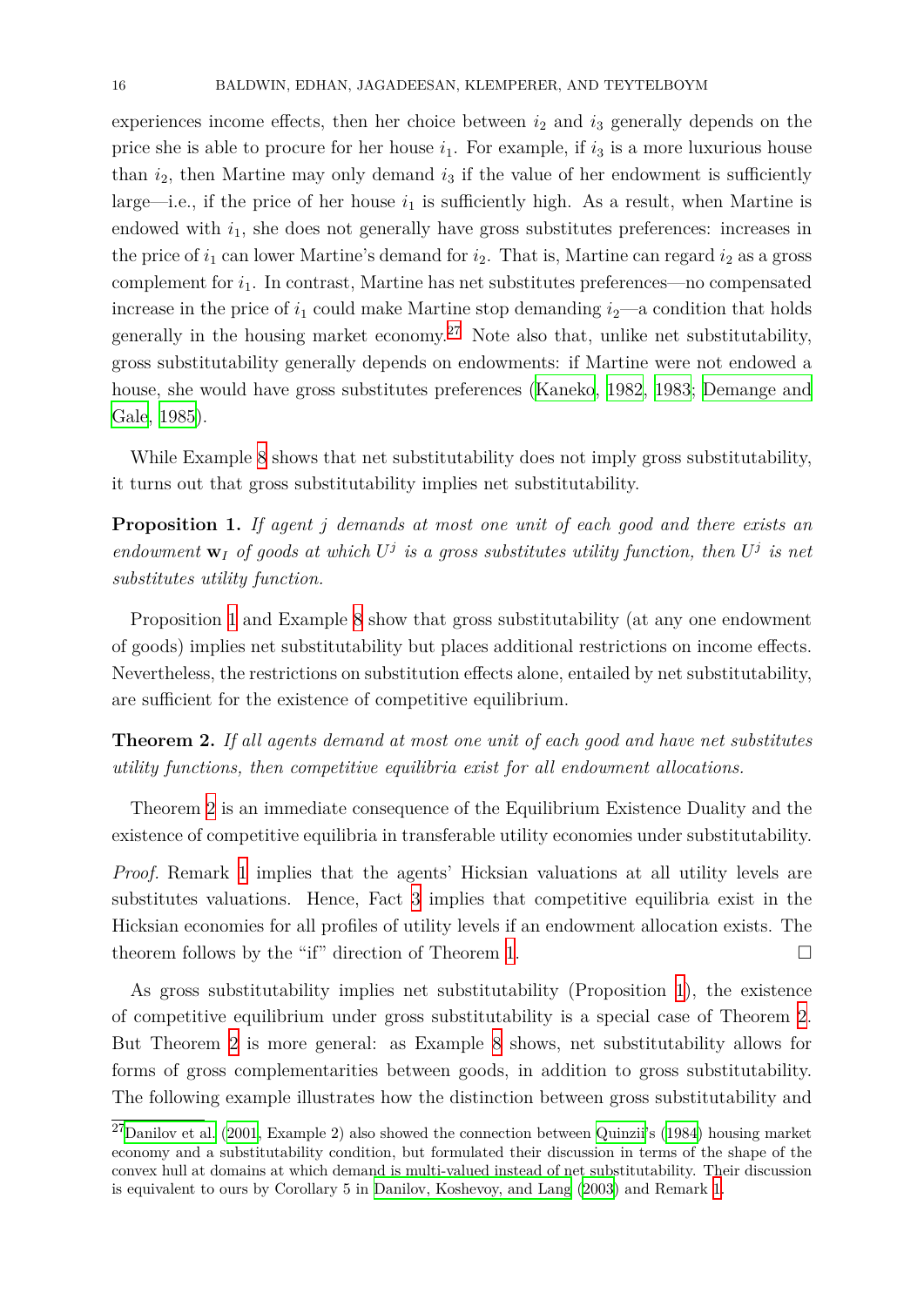experiences income effects, then her choice between $i_2$ and $i_3$ generally depends on the price she is able to procure for her house $i_1$. For example, if $i_3$ is a more luxurious house than $i_2$, then Martine may only demand $i_3$ if the value of her endowment is sufficiently large—i.e., if the price of her house $i_1$ is sufficiently high. As a result, when Martine is endowed with $i_1$, she does not generally have gross substitutes preferences: increases in the price of $i_1$ can lower Martine's demand for $i_2$. That is, Martine can regard $i_2$ as a gross complement for $i_1$. In contrast, Martine has net substitutes preferences—no compensated increase in the price of $i_1$ could make Martine stop demanding $i_2$—a condition that holds generally in the housing market economy.[27] Note also that, unlike net substitutability, gross substitutability generally depends on endowments: if Martine were not endowed a house, she would have gross substitutes preferences (Kaneko, 1982, 1983; Demange and Gale, 1985).

While Example 8 shows that net substitutability does not imply gross substitutability, it turns out that gross substitutability implies net substitutability.

**Proposition 1.** *If agent $j$ demands at most one unit of each good and there exists an endowment $\mathbf{w}_I$ of goods at which $U^j$ is a gross substitutes utility function, then $U^j$ is net substitutes utility function.*

Proposition 1 and Example 8 show that gross substitutability (at any one endowment of goods) implies net substitutability but places additional restrictions on income effects. Nevertheless, the restrictions on substitution effects alone, entailed by net substitutability, are sufficient for the existence of competitive equilibrium.

**Theorem 2.** *If all agents demand at most one unit of each good and have net substitutes utility functions, then competitive equilibria exist for all endowment allocations.*

Theorem 2 is an immediate consequence of the Equilibrium Existence Duality and the existence of competitive equilibria in transferable utility economies under substitutability.

*Proof.* Remark 1 implies that the agents' Hicksian valuations at all utility levels are substitutes valuations. Hence, Fact 3 implies that competitive equilibria exist in the Hicksian economies for all profiles of utility levels if an endowment allocation exists. The theorem follows by the "if" direction of Theorem 1. □

As gross substitutability implies net substitutability (Proposition 1), the existence of competitive equilibrium under gross substitutability is a special case of Theorem 2. But Theorem 2 is more general: as Example 8 shows, net substitutability allows for forms of gross complementarities between goods, in addition to gross substitutability. The following example illustrates how the distinction between gross substitutability and

[27] Danilov et al. (2001, Example 2) also showed the connection between Quinzii's (1984) housing market economy and a substitutability condition, but formulated their discussion in terms of the shape of the convex hull at domains at which demand is multi-valued instead of net substitutability. Their discussion is equivalent to ours by Corollary 5 in Danilov, Koshevoy, and Lang (2003) and Remark 1.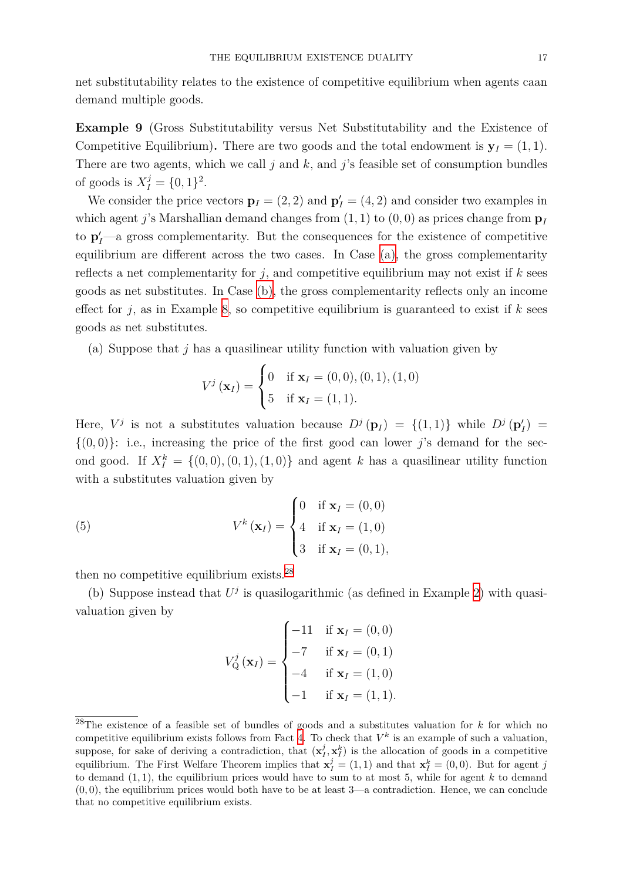net substitutability relates to the existence of competitive equilibrium when agents caan demand multiple goods.

**Example 9** (Gross Substitutability versus Net Substitutability and the Existence of Competitive Equilibrium)**.** There are two goods and the total endowment is $\mathbf{y}_I = (1,1)$. There are two agents, which we call $j$ and $k$, and $j$'s feasible set of consumption bundles of goods is $X^j_I = \{0,1\}^2$.

We consider the price vectors $\mathbf{p}_I = (2,2)$ and $\mathbf{p}'_I = (4,2)$ and consider two examples in which agent $j$'s Marshallian demand changes from $(1,1)$ to $(0,0)$ as prices change from $\mathbf{p}_I$ to $\mathbf{p}'_I$—a gross complementarity. But the consequences for the existence of competitive equilibrium are different across the two cases. In Case (a), the gross complementarity reflects a net complementarity for $j$, and competitive equilibrium may not exist if $k$ sees goods as net substitutes. In Case (b), the gross complementarity reflects only an income effect for $j$, as in Example 8, so competitive equilibrium is guaranteed to exist if $k$ sees goods as net substitutes.

(a) Suppose that $j$ has a quasilinear utility function with valuation given by

$$V^j(\mathbf{x}_I) = \begin{cases} 0 & \text{if } \mathbf{x}_I = (0,0),(0,1),(1,0) \\ 5 & \text{if } \mathbf{x}_I = (1,1). \end{cases}$$

Here, $V^j$ is not a substitutes valuation because $D^j(\mathbf{p}_I) = \{(1,1)\}$ while $D^j(\mathbf{p}'_I) = \{(0,0)\}$: i.e., increasing the price of the first good can lower $j$'s demand for the second good. If $X^k_I = \{(0,0),(0,1),(1,0)\}$ and agent $k$ has a quasilinear utility function with a substitutes valuation given by

$$V^k(\mathbf{x}_I) = \begin{cases} 0 & \text{if } \mathbf{x}_I = (0,0) \\ 4 & \text{if } \mathbf{x}_I = (1,0) \\ 3 & \text{if } \mathbf{x}_I = (0,1), \end{cases} \tag{5}$$

then no competitive equilibrium exists.[28]

(b) Suppose instead that $U^j$ is quasilogarithmic (as defined in Example 2) with quasivaluation given by

$$V^j_{\mathrm{Q}}(\mathbf{x}_I) = \begin{cases} -11 & \text{if } \mathbf{x}_I = (0,0) \\ -7 & \text{if } \mathbf{x}_I = (0,1) \\ -4 & \text{if } \mathbf{x}_I = (1,0) \\ -1 & \text{if } \mathbf{x}_I = (1,1). \end{cases}$$

---

[28] The existence of a feasible set of bundles of goods and a substitutes valuation for $k$ for which no competitive equilibrium exists follows from Fact 4. To check that $V^k$ is an example of such a valuation, suppose, for sake of deriving a contradiction, that $(\mathbf{x}^j_I, \mathbf{x}^k_I)$ is the allocation of goods in a competitive equilibrium. The First Welfare Theorem implies that $\mathbf{x}^j_I = (1,1)$ and that $\mathbf{x}^k_I = (0,0)$. But for agent $j$ to demand $(1,1)$, the equilibrium prices would have to sum to at most 5, while for agent $k$ to demand $(0,0)$, the equilibrium prices would both have to be at least 3—a contradiction. Hence, we can conclude that no competitive equilibrium exists.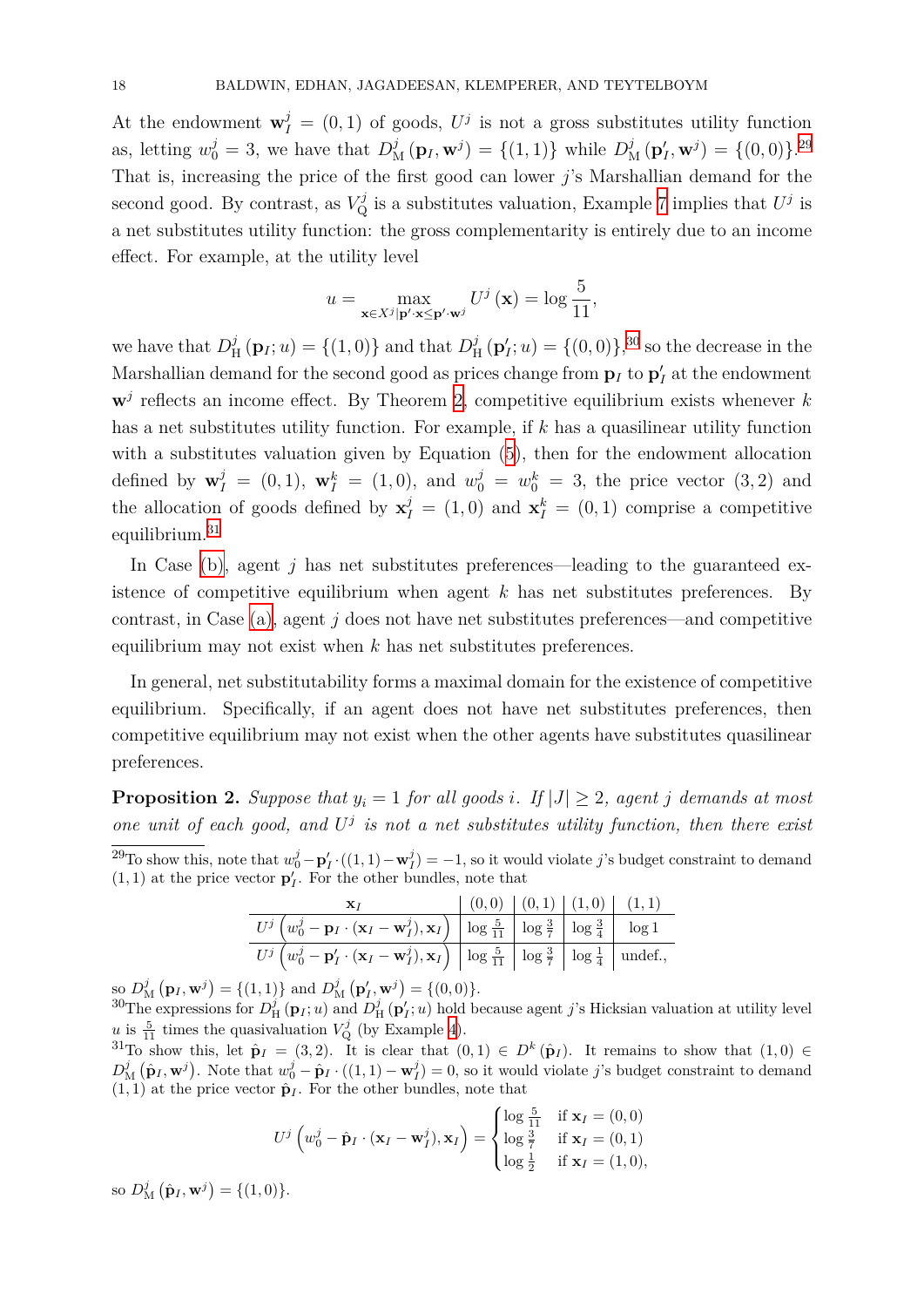At the endowment $\mathbf{w}_I^j = (0,1)$ of goods, $U^j$ is not a gross substitutes utility function as, letting $w_0^j = 3$, we have that $D_{\mathrm{M}}^j(\mathbf{p}_I, \mathbf{w}^j) = \{(1,1)\}$ while $D_{\mathrm{M}}^j(\mathbf{p}'_I, \mathbf{w}^j) = \{(0,0)\}$.[29] That is, increasing the price of the first good can lower $j$'s Marshallian demand for the second good. By contrast, as $V_{\mathrm{Q}}^j$ is a substitutes valuation, Example 7 implies that $U^j$ is a net substitutes utility function: the gross complementarity is entirely due to an income effect. For example, at the utility level

$$u = \max_{\mathbf{x} \in X^j \mid \mathbf{p}' \cdot \mathbf{x} \leq \mathbf{p}' \cdot \mathbf{w}^j} U^j(\mathbf{x}) = \log \frac{5}{11},$$

we have that $D_{\mathrm{H}}^j(\mathbf{p}_I; u) = \{(1,0)\}$ and that $D_{\mathrm{H}}^j(\mathbf{p}'_I; u) = \{(0,0)\}$,[30] so the decrease in the Marshallian demand for the second good as prices change from $\mathbf{p}_I$ to $\mathbf{p}'_I$ at the endowment $\mathbf{w}^j$ reflects an income effect. By Theorem 2, competitive equilibrium exists whenever $k$ has a net substitutes utility function. For example, if $k$ has a quasilinear utility function with a substitutes valuation given by Equation (5), then for the endowment allocation defined by $\mathbf{w}_I^j = (0,1)$, $\mathbf{w}_I^k = (1,0)$, and $w_0^j = w_0^k = 3$, the price vector $(3,2)$ and the allocation of goods defined by $\mathbf{x}_I^j = (1,0)$ and $\mathbf{x}_I^k = (0,1)$ comprise a competitive equilibrium.[31]

In Case (b), agent $j$ has net substitutes preferences—leading to the guaranteed existence of competitive equilibrium when agent $k$ has net substitutes preferences. By contrast, in Case (a), agent $j$ does not have net substitutes preferences—and competitive equilibrium may not exist when $k$ has net substitutes preferences.

In general, net substitutability forms a maximal domain for the existence of competitive equilibrium. Specifically, if an agent does not have net substitutes preferences, then competitive equilibrium may not exist when the other agents have substitutes quasilinear preferences.

**Proposition 2.** *Suppose that $y_i = 1$ for all goods $i$. If $|J| \geq 2$, agent $j$ demands at most one unit of each good, and $U^j$ is not a net substitutes utility function, then there exist*

---

[29] To show this, note that $w_0^j - \mathbf{p}'_I \cdot ((1,1) - \mathbf{w}_I^j) = -1$, so it would violate $j$'s budget constraint to demand $(1,1)$ at the price vector $\mathbf{p}'_I$. For the other bundles, note that

| $\mathbf{x}_I$ | $(0,0)$ | $(0,1)$ | $(1,0)$ | $(1,1)$ |
|---|---|---|---|---|
| $U^j\left(w_0^j - \mathbf{p}_I \cdot (\mathbf{x}_I - \mathbf{w}_I^j), \mathbf{x}_I\right)$ | $\log \frac{5}{11}$ | $\log \frac{3}{7}$ | $\log \frac{3}{4}$ | $\log 1$ |
| $U^j\left(w_0^j - \mathbf{p}'_I \cdot (\mathbf{x}_I - \mathbf{w}_I^j), \mathbf{x}_I\right)$ | $\log \frac{5}{11}$ | $\log \frac{3}{7}$ | $\log \frac{1}{4}$ | undef., |

so $D_{\mathrm{M}}^j(\mathbf{p}_I, \mathbf{w}^j) = \{(1,1)\}$ and $D_{\mathrm{M}}^j(\mathbf{p}'_I, \mathbf{w}^j) = \{(0,0)\}$.

[30] The expressions for $D_{\mathrm{H}}^j(\mathbf{p}_I; u)$ and $D_{\mathrm{H}}^j(\mathbf{p}'_I; u)$ hold because agent $j$'s Hicksian valuation at utility level $u$ is $\frac{5}{11}$ times the quasivaluation $V_{\mathrm{Q}}^j$ (by Example 4).

[31] To show this, let $\hat{\mathbf{p}}_I = (3,2)$. It is clear that $(0,1) \in D^k(\hat{\mathbf{p}}_I)$. It remains to show that $(1,0) \in D_{\mathrm{M}}^j(\hat{\mathbf{p}}_I, \mathbf{w}^j)$. Note that $w_0^j - \hat{\mathbf{p}}_I \cdot ((1,1) - \mathbf{w}_I^j) = 0$, so it would violate $j$'s budget constraint to demand $(1,1)$ at the price vector $\hat{\mathbf{p}}_I$. For the other bundles, note that

$$U^j\left(w_0^j - \hat{\mathbf{p}}_I \cdot (\mathbf{x}_I - \mathbf{w}_I^j), \mathbf{x}_I\right) = \begin{cases} \log \frac{5}{11} & \text{if } \mathbf{x}_I = (0,0) \\ \log \frac{3}{7} & \text{if } \mathbf{x}_I = (0,1) \\ \log \frac{1}{2} & \text{if } \mathbf{x}_I = (1,0), \end{cases}$$

so $D_{\mathrm{M}}^j(\hat{\mathbf{p}}_I, \mathbf{w}^j) = \{(1,0)\}$.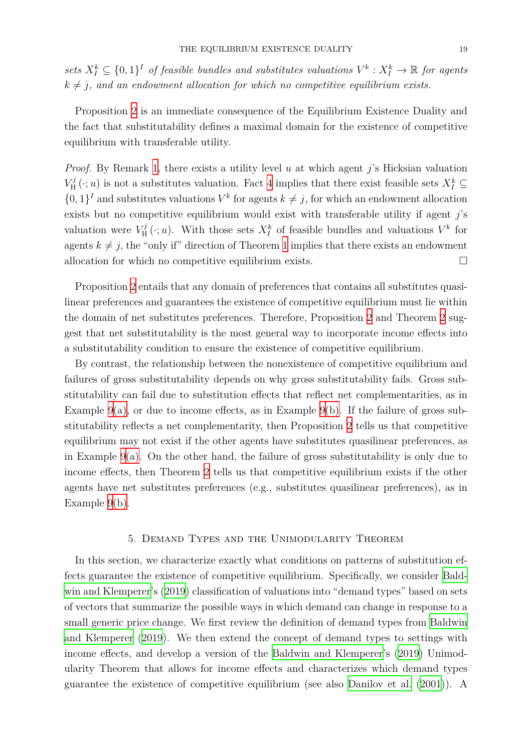*sets $X_I^k \subseteq \{0,1\}^I$ of feasible bundles and substitutes valuations $V^k : X_I^k \to \mathbb{R}$ for agents $k \neq j$, and an endowment allocation for which no competitive equilibrium exists.*

Proposition 2 is an immediate consequence of the Equilibrium Existence Duality and the fact that substitutability defines a maximal domain for the existence of competitive equilibrium with transferable utility.

*Proof.* By Remark 1, there exists a utility level $u$ at which agent $j$'s Hicksian valuation $V_{\mathrm{H}}^j(\cdot; u)$ is not a substitutes valuation. Fact 4 implies that there exist feasible sets $X_I^k \subseteq \{0,1\}^I$ and substitutes valuations $V^k$ for agents $k \neq j$, for which an endowment allocation exists but no competitive equilibrium would exist with transferable utility if agent $j$'s valuation were $V_{\mathrm{H}}^j(\cdot; u)$. With those sets $X_I^k$ of feasible bundles and valuations $V^k$ for agents $k \neq j$, the "only if" direction of Theorem 1 implies that there exists an endowment allocation for which no competitive equilibrium exists. □

Proposition 2 entails that any domain of preferences that contains all substitutes quasilinear preferences and guarantees the existence of competitive equilibrium must lie within the domain of net substitutes preferences. Therefore, Proposition 2 and Theorem 2 suggest that net substitutability is the most general way to incorporate income effects into a substitutability condition to ensure the existence of competitive equilibrium.

By contrast, the relationship between the nonexistence of competitive equilibrium and failures of gross substitutability depends on why gross substitutability fails. Gross substitutability can fail due to substitution effects that reflect net complementarities, as in Example 9(a), or due to income effects, as in Example 9(b). If the failure of gross substitutability reflects a net complementarity, then Proposition 2 tells us that competitive equilibrium may not exist if the other agents have substitutes quasilinear preferences, as in Example 9(a). On the other hand, the failure of gross substitutability is only due to income effects, then Theorem 2 tells us that competitive equilibrium exists if the other agents have net substitutes preferences (e.g., substitutes quasilinear preferences), as in Example 9(b).

## 5. Demand Types and the Unimodularity Theorem

In this section, we characterize exactly what conditions on patterns of substitution effects guarantee the existence of competitive equilibrium. Specifically, we consider Baldwin and Klemperer's (2019) classification of valuations into "demand types" based on sets of vectors that summarize the possible ways in which demand can change in response to a small generic price change. We first review the definition of demand types from Baldwin and Klemperer (2019). We then extend the concept of demand types to settings with income effects, and develop a version of the Baldwin and Klemperer's (2019) Unimodularity Theorem that allows for income effects and characterizes which demand types guarantee the existence of competitive equilibrium (see also Danilov et al. (2001)). A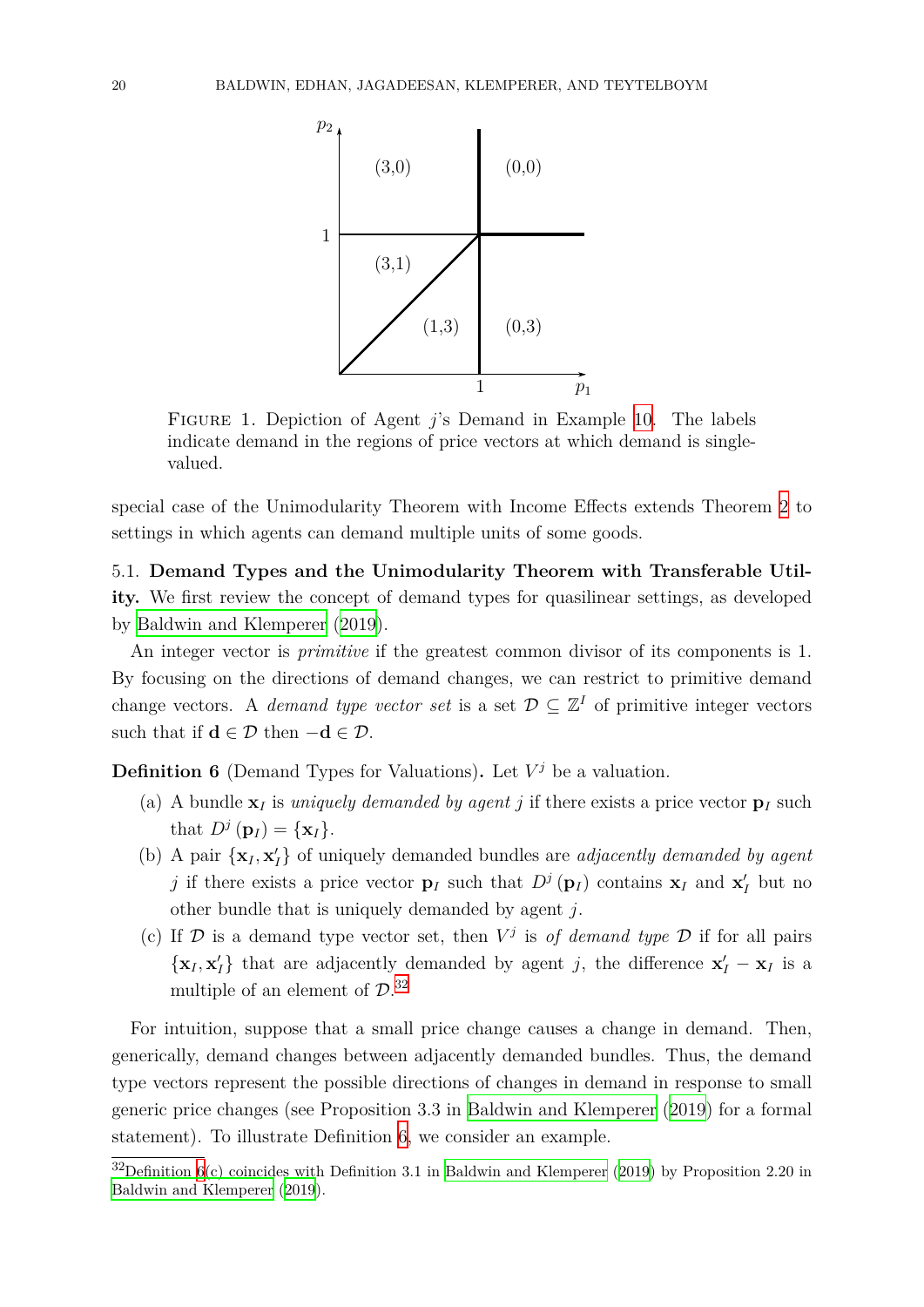Figure 1. Depiction of Agent $j$'s Demand in Example 10. The labels indicate demand in the regions of price vectors at which demand is single-valued.

special case of the Unimodularity Theorem with Income Effects extends Theorem 2 to settings in which agents can demand multiple units of some goods.

### 5.1. Demand Types and the Unimodularity Theorem with Transferable Utility.

We first review the concept of demand types for quasilinear settings, as developed by Baldwin and Klemperer (2019).

An integer vector is *primitive* if the greatest common divisor of its components is 1. By focusing on the directions of demand changes, we can restrict to primitive demand change vectors. A *demand type vector set* is a set $\mathcal{D} \subseteq \mathbb{Z}^I$ of primitive integer vectors such that if $\mathbf{d} \in \mathcal{D}$ then $-\mathbf{d} \in \mathcal{D}$.

**Definition 6** (Demand Types for Valuations)**.** Let $V^j$ be a valuation.

(a) A bundle $\mathbf{x}_I$ is *uniquely demanded by agent* $j$ if there exists a price vector $\mathbf{p}_I$ such that $D^j(\mathbf{p}_I) = \{\mathbf{x}_I\}$.

(b) A pair $\{\mathbf{x}_I, \mathbf{x}'_I\}$ of uniquely demanded bundles are *adjacently demanded by agent* $j$ if there exists a price vector $\mathbf{p}_I$ such that $D^j(\mathbf{p}_I)$ contains $\mathbf{x}_I$ and $\mathbf{x}'_I$ but no other bundle that is uniquely demanded by agent $j$.

(c) If $\mathcal{D}$ is a demand type vector set, then $V^j$ is *of demand type* $\mathcal{D}$ if for all pairs $\{\mathbf{x}_I, \mathbf{x}'_I\}$ that are adjacently demanded by agent $j$, the difference $\mathbf{x}'_I - \mathbf{x}_I$ is a multiple of an element of $\mathcal{D}$.[32]

For intuition, suppose that a small price change causes a change in demand. Then, generically, demand changes between adjacently demanded bundles. Thus, the demand type vectors represent the possible directions of changes in demand in response to small generic price changes (see Proposition 3.3 in Baldwin and Klemperer (2019) for a formal statement). To illustrate Definition 6, we consider an example.

[32] Definition 6(c) coincides with Definition 3.1 in Baldwin and Klemperer (2019) by Proposition 2.20 in Baldwin and Klemperer (2019).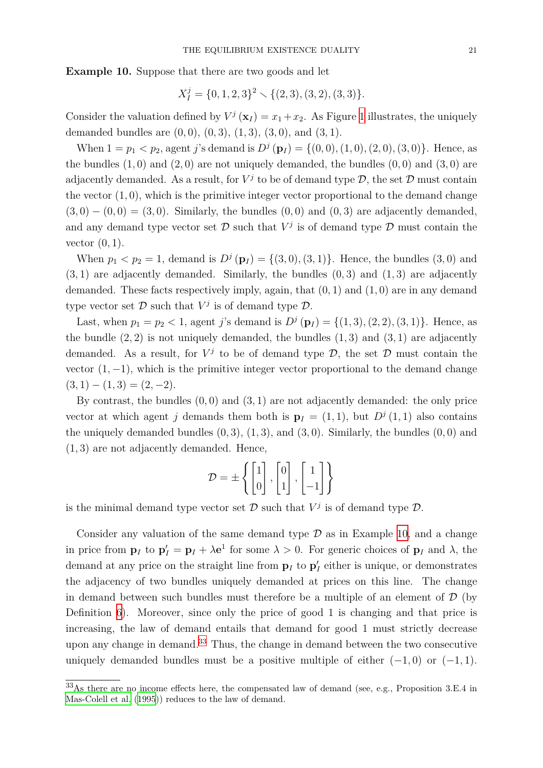**Example 10.** Suppose that there are two goods and let

$$X_I^j = \{0,1,2,3\}^2 \setminus \{(2,3),(3,2),(3,3)\}.$$

Consider the valuation defined by $V^j(\mathbf{x}_I) = x_1 + x_2$. As Figure 1 illustrates, the uniquely demanded bundles are $(0,0)$, $(0,3)$, $(1,3)$, $(3,0)$, and $(3,1)$.

When $1 = p_1 < p_2$, agent $j$'s demand is $D^j(\mathbf{p}_I) = \{(0,0),(1,0),(2,0),(3,0)\}$. Hence, as the bundles $(1,0)$ and $(2,0)$ are not uniquely demanded, the bundles $(0,0)$ and $(3,0)$ are adjacently demanded. As a result, for $V^j$ to be of demand type $\mathcal{D}$, the set $\mathcal{D}$ must contain the vector $(1,0)$, which is the primitive integer vector proportional to the demand change $(3,0)-(0,0)=(3,0)$. Similarly, the bundles $(0,0)$ and $(0,3)$ are adjacently demanded, and any demand type vector set $\mathcal{D}$ such that $V^j$ is of demand type $\mathcal{D}$ must contain the vector $(0,1)$.

When $p_1 < p_2 = 1$, demand is $D^j(\mathbf{p}_I) = \{(3,0),(3,1)\}$. Hence, the bundles $(3,0)$ and $(3,1)$ are adjacently demanded. Similarly, the bundles $(0,3)$ and $(1,3)$ are adjacently demanded. These facts respectively imply, again, that $(0,1)$ and $(1,0)$ are in any demand type vector set $\mathcal{D}$ such that $V^j$ is of demand type $\mathcal{D}$.

Last, when $p_1 = p_2 < 1$, agent $j$'s demand is $D^j(\mathbf{p}_I) = \{(1,3),(2,2),(3,1)\}$. Hence, as the bundle $(2,2)$ is not uniquely demanded, the bundles $(1,3)$ and $(3,1)$ are adjacently demanded. As a result, for $V^j$ to be of demand type $\mathcal{D}$, the set $\mathcal{D}$ must contain the vector $(1,-1)$, which is the primitive integer vector proportional to the demand change $(3,1)-(1,3)=(2,-2)$.

By contrast, the bundles $(0,0)$ and $(3,1)$ are not adjacently demanded: the only price vector at which agent $j$ demands them both is $\mathbf{p}_I = (1,1)$, but $D^j(1,1)$ also contains the uniquely demanded bundles $(0,3)$, $(1,3)$, and $(3,0)$. Similarly, the bundles $(0,0)$ and $(1,3)$ are not adjacently demanded. Hence,

$$\mathcal{D} = \pm\left\{\begin{bmatrix}1\\0\end{bmatrix},\begin{bmatrix}0\\1\end{bmatrix},\begin{bmatrix}1\\-1\end{bmatrix}\right\}$$

is the minimal demand type vector set $\mathcal{D}$ such that $V^j$ is of demand type $\mathcal{D}$.

Consider any valuation of the same demand type $\mathcal{D}$ as in Example 10, and a change in price from $\mathbf{p}_I$ to $\mathbf{p}'_I = \mathbf{p}_I + \lambda\mathbf{e}^1$ for some $\lambda > 0$. For generic choices of $\mathbf{p}_I$ and $\lambda$, the demand at any price on the straight line from $\mathbf{p}_I$ to $\mathbf{p}'_I$ either is unique, or demonstrates the adjacency of two bundles uniquely demanded at prices on this line. The change in demand between such bundles must therefore be a multiple of an element of $\mathcal{D}$ (by Definition 6). Moreover, since only the price of good 1 is changing and that price is increasing, the law of demand entails that demand for good 1 must strictly decrease upon any change in demand.[33] Thus, the change in demand between the two consecutive uniquely demanded bundles must be a positive multiple of either $(-1,0)$ or $(-1,1)$.

[33] As there are no income effects here, the compensated law of demand (see, e.g., Proposition 3.E.4 in Mas-Colell et al. (1995)) reduces to the law of demand.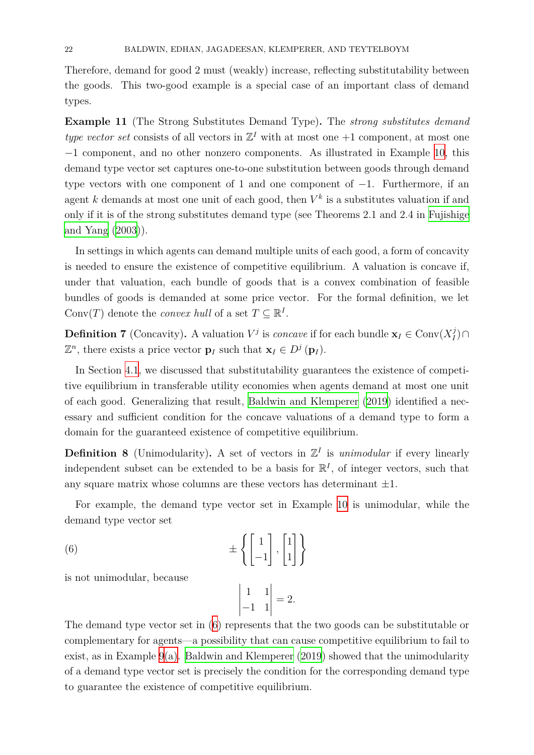Therefore, demand for good 2 must (weakly) increase, reflecting substitutability between the goods. This two-good example is a special case of an important class of demand types.

**Example 11** (The Strong Substitutes Demand Type)**.** The *strong substitutes demand type vector set* consists of all vectors in $\mathbb{Z}^I$ with at most one $+1$ component, at most one $-1$ component, and no other nonzero components. As illustrated in Example 10, this demand type vector set captures one-to-one substitution between goods through demand type vectors with one component of 1 and one component of $-1$. Furthermore, if an agent $k$ demands at most one unit of each good, then $V^k$ is a substitutes valuation if and only if it is of the strong substitutes demand type (see Theorems 2.1 and 2.4 in Fujishige and Yang (2003)).

In settings in which agents can demand multiple units of each good, a form of concavity is needed to ensure the existence of competitive equilibrium. A valuation is concave if, under that valuation, each bundle of goods that is a convex combination of feasible bundles of goods is demanded at some price vector. For the formal definition, we let $\text{Conv}(T)$ denote the *convex hull* of a set $T \subseteq \mathbb{R}^I$.

**Definition 7** (Concavity)**.** A valuation $V^j$ is *concave* if for each bundle $\mathbf{x}_I \in \text{Conv}(X_I^j) \cap \mathbb{Z}^n$, there exists a price vector $\mathbf{p}_I$ such that $\mathbf{x}_I \in D^j(\mathbf{p}_I)$.

In Section 4.1, we discussed that substitutability guarantees the existence of competitive equilibrium in transferable utility economies when agents demand at most one unit of each good. Generalizing that result, Baldwin and Klemperer (2019) identified a necessary and sufficient condition for the concave valuations of a demand type to form a domain for the guaranteed existence of competitive equilibrium.

**Definition 8** (Unimodularity)**.** A set of vectors in $\mathbb{Z}^I$ is *unimodular* if every linearly independent subset can be extended to be a basis for $\mathbb{R}^I$, of integer vectors, such that any square matrix whose columns are these vectors has determinant $\pm 1$.

For example, the demand type vector set in Example 10 is unimodular, while the demand type vector set

$$\pm \left\{ \begin{bmatrix} 1 \\ -1 \end{bmatrix}, \begin{bmatrix} 1 \\ 1 \end{bmatrix} \right\} \tag{6}$$

is not unimodular, because

$$\begin{vmatrix} 1 & 1 \\ -1 & 1 \end{vmatrix} = 2.$$

The demand type vector set in (6) represents that the two goods can be substitutable or complementary for agents—a possibility that can cause competitive equilibrium to fail to exist, as in Example 9(a). Baldwin and Klemperer (2019) showed that the unimodularity of a demand type vector set is precisely the condition for the corresponding demand type to guarantee the existence of competitive equilibrium.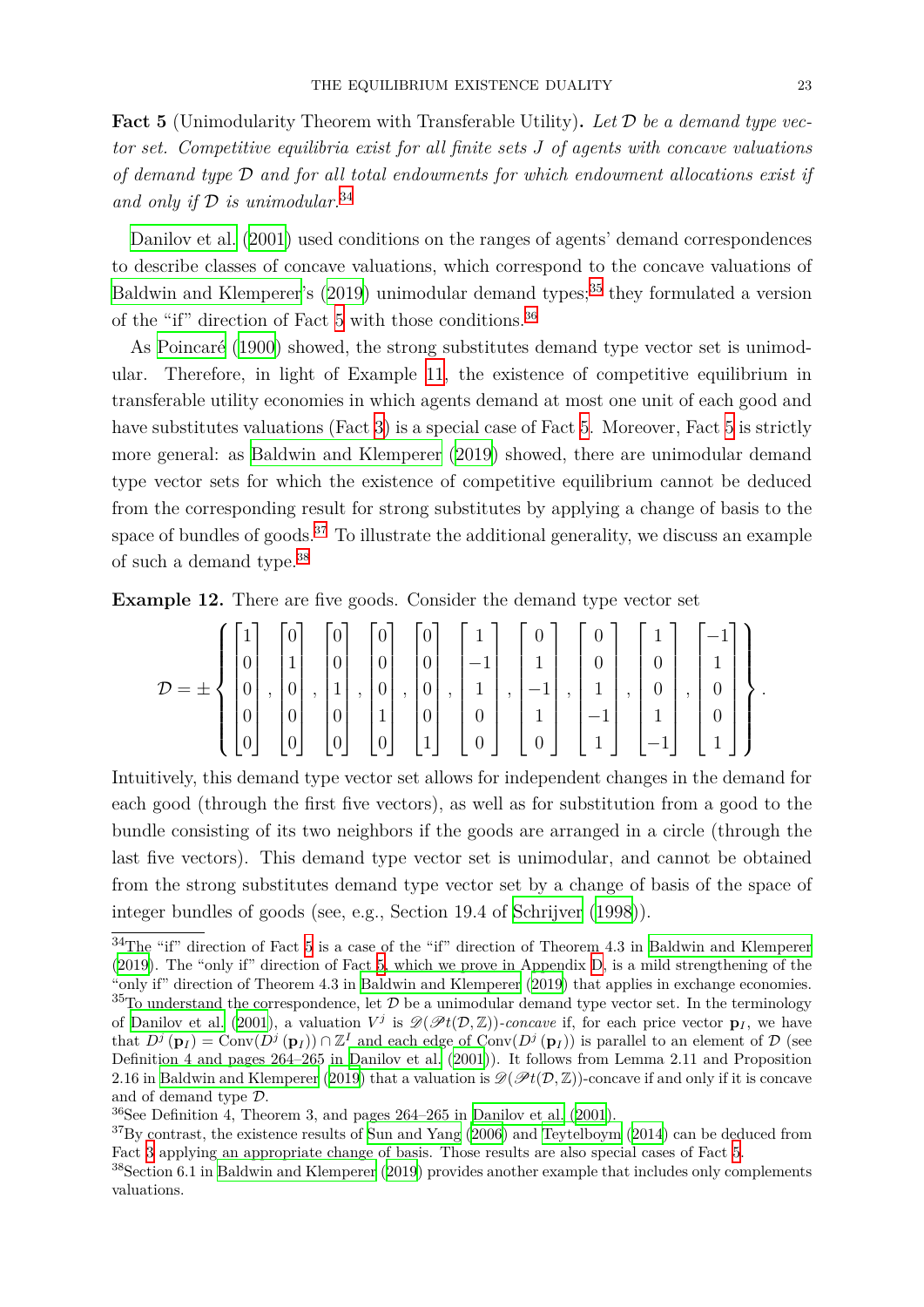**Fact 5** (Unimodularity Theorem with Transferable Utility)**.** *Let $\mathcal{D}$ be a demand type vector set. Competitive equilibria exist for all finite sets $J$ of agents with concave valuations of demand type $\mathcal{D}$ and for all total endowments for which endowment allocations exist if and only if $\mathcal{D}$ is unimodular.*[34]

Danilov et al. (2001) used conditions on the ranges of agents' demand correspondences to describe classes of concave valuations, which correspond to the concave valuations of Baldwin and Klemperer's (2019) unimodular demand types;[35] they formulated a version of the "if" direction of Fact 5 with those conditions.[36]

As Poincaré (1900) showed, the strong substitutes demand type vector set is unimodular. Therefore, in light of Example 11, the existence of competitive equilibrium in transferable utility economies in which agents demand at most one unit of each good and have substitutes valuations (Fact 3) is a special case of Fact 5. Moreover, Fact 5 is strictly more general: as Baldwin and Klemperer (2019) showed, there are unimodular demand type vector sets for which the existence of competitive equilibrium cannot be deduced from the corresponding result for strong substitutes by applying a change of basis to the space of bundles of goods.[37] To illustrate the additional generality, we discuss an example of such a demand type.[38]

**Example 12.** There are five goods. Consider the demand type vector set

$$\mathcal{D} = \pm \left\{ \begin{bmatrix} 1 \\ 0 \\ 0 \\ 0 \\ 0 \end{bmatrix}, \begin{bmatrix} 0 \\ 1 \\ 0 \\ 0 \\ 0 \end{bmatrix}, \begin{bmatrix} 0 \\ 0 \\ 1 \\ 0 \\ 0 \end{bmatrix}, \begin{bmatrix} 0 \\ 0 \\ 0 \\ 1 \\ 0 \end{bmatrix}, \begin{bmatrix} 0 \\ 0 \\ 0 \\ 0 \\ 1 \end{bmatrix}, \begin{bmatrix} 1 \\ -1 \\ 1 \\ 0 \\ 0 \end{bmatrix}, \begin{bmatrix} 0 \\ 1 \\ -1 \\ 1 \\ 0 \end{bmatrix}, \begin{bmatrix} 0 \\ 0 \\ 1 \\ -1 \\ 1 \end{bmatrix}, \begin{bmatrix} 1 \\ 0 \\ 0 \\ 1 \\ -1 \end{bmatrix}, \begin{bmatrix} -1 \\ 1 \\ 0 \\ 0 \\ 1 \end{bmatrix} \right\}.$$

Intuitively, this demand type vector set allows for independent changes in the demand for each good (through the first five vectors), as well as for substitution from a good to the bundle consisting of its two neighbors if the goods are arranged in a circle (through the last five vectors). This demand type vector set is unimodular, and cannot be obtained from the strong substitutes demand type vector set by a change of basis of the space of integer bundles of goods (see, e.g., Section 19.4 of Schrijver (1998)).

---

[34] The "if" direction of Fact 5 is a case of the "if" direction of Theorem 4.3 in Baldwin and Klemperer (2019). The "only if" direction of Fact 5, which we prove in Appendix D, is a mild strengthening of the "only if" direction of Theorem 4.3 in Baldwin and Klemperer (2019) that applies in exchange economies.

[35] To understand the correspondence, let $\mathcal{D}$ be a unimodular demand type vector set. In the terminology of Danilov et al. (2001), a valuation $V^j$ is $\mathscr{D}(\mathscr{P}t(\mathcal{D}, \mathbb{Z}))$*-concave* if, for each price vector $\mathbf{p}_I$, we have that $D^j(\mathbf{p}_I) = \text{Conv}(D^j(\mathbf{p}_I)) \cap \mathbb{Z}^I$ and each edge of $\text{Conv}(D^j(\mathbf{p}_I))$ is parallel to an element of $\mathcal{D}$ (see Definition 4 and pages 264–265 in Danilov et al. (2001)). It follows from Lemma 2.11 and Proposition 2.16 in Baldwin and Klemperer (2019) that a valuation is $\mathscr{D}(\mathscr{P}t(\mathcal{D}, \mathbb{Z}))$-concave if and only if it is concave and of demand type $\mathcal{D}$.

[36] See Definition 4, Theorem 3, and pages 264–265 in Danilov et al. (2001).

[37] By contrast, the existence results of Sun and Yang (2006) and Teytelboym (2014) can be deduced from Fact 3 applying an appropriate change of basis. Those results are also special cases of Fact 5.

[38] Section 6.1 in Baldwin and Klemperer (2019) provides another example that includes only complements valuations.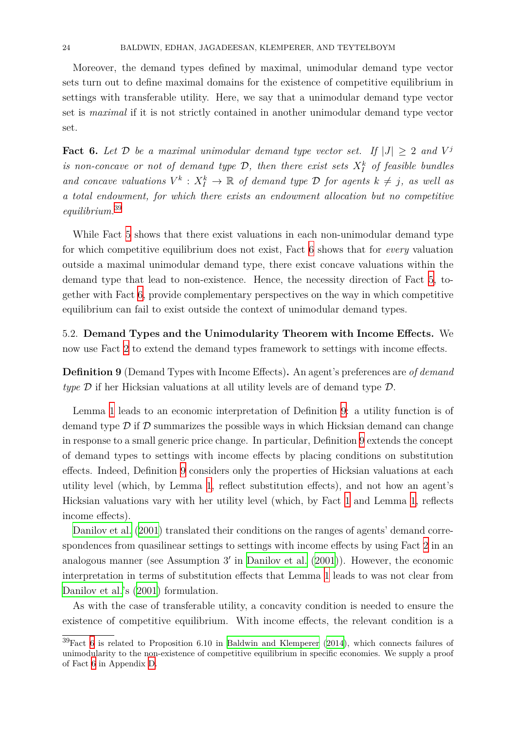Moreover, the demand types defined by maximal, unimodular demand type vector sets turn out to define maximal domains for the existence of competitive equilibrium in settings with transferable utility. Here, we say that a unimodular demand type vector set is *maximal* if it is not strictly contained in another unimodular demand type vector set.

**Fact 6.** *Let $\mathcal{D}$ be a maximal unimodular demand type vector set. If $|J| \geq 2$ and $V^j$ is non-concave or not of demand type $\mathcal{D}$, then there exist sets $X^k_I$ of feasible bundles and concave valuations $V^k : X^k_I \to \mathbb{R}$ of demand type $\mathcal{D}$ for agents $k \neq j$, as well as a total endowment, for which there exists an endowment allocation but no competitive equilibrium.*[39]

While Fact 5 shows that there exist valuations in each non-unimodular demand type for which competitive equilibrium does not exist, Fact 6 shows that for *every* valuation outside a maximal unimodular demand type, there exist concave valuations within the demand type that lead to non-existence. Hence, the necessity direction of Fact 5, together with Fact 6, provide complementary perspectives on the way in which competitive equilibrium can fail to exist outside the context of unimodular demand types.

5.2. **Demand Types and the Unimodularity Theorem with Income Effects.** We now use Fact 2 to extend the demand types framework to settings with income effects.

**Definition 9** (Demand Types with Income Effects)**.** An agent's preferences are *of demand type $\mathcal{D}$* if her Hicksian valuations at all utility levels are of demand type $\mathcal{D}$.

Lemma 1 leads to an economic interpretation of Definition 9: a utility function is of demand type $\mathcal{D}$ if $\mathcal{D}$ summarizes the possible ways in which Hicksian demand can change in response to a small generic price change. In particular, Definition 9 extends the concept of demand types to settings with income effects by placing conditions on substitution effects. Indeed, Definition 9 considers only the properties of Hicksian valuations at each utility level (which, by Lemma 1, reflect substitution effects), and not how an agent's Hicksian valuations vary with her utility level (which, by Fact 1 and Lemma 1, reflects income effects).

Danilov et al. (2001) translated their conditions on the ranges of agents' demand correspondences from quasilinear settings to settings with income effects by using Fact 2 in an analogous manner (see Assumption 3′ in Danilov et al. (2001)). However, the economic interpretation in terms of substitution effects that Lemma 1 leads to was not clear from Danilov et al.'s (2001) formulation.

As with the case of transferable utility, a concavity condition is needed to ensure the existence of competitive equilibrium. With income effects, the relevant condition is a

[39]Fact 6 is related to Proposition 6.10 in Baldwin and Klemperer (2014), which connects failures of unimodularity to the non-existence of competitive equilibrium in specific economies. We supply a proof of Fact 6 in Appendix D.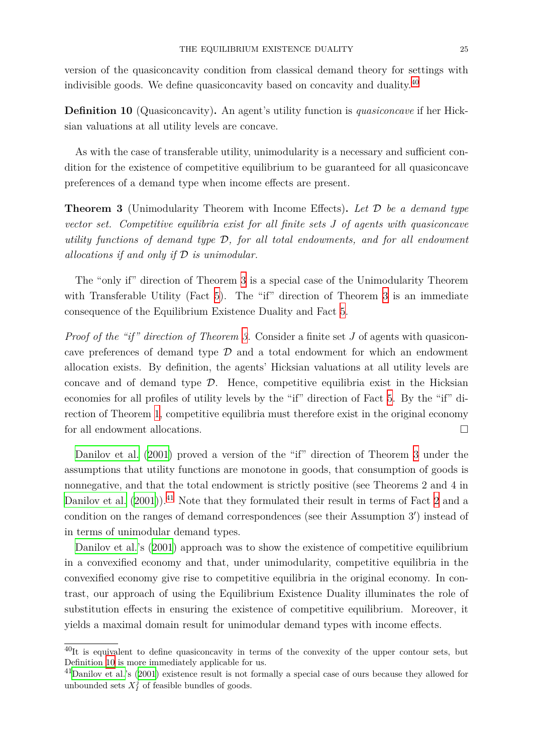version of the quasiconcavity condition from classical demand theory for settings with indivisible goods. We define quasiconcavity based on concavity and duality.[40]

**Definition 10** (Quasiconcavity)**.** An agent's utility function is *quasiconcave* if her Hicksian valuations at all utility levels are concave.

As with the case of transferable utility, unimodularity is a necessary and sufficient condition for the existence of competitive equilibrium to be guaranteed for all quasiconcave preferences of a demand type when income effects are present.

**Theorem 3** (Unimodularity Theorem with Income Effects)**.** *Let $\mathcal{D}$ be a demand type vector set. Competitive equilibria exist for all finite sets $J$ of agents with quasiconcave utility functions of demand type $\mathcal{D}$, for all total endowments, and for all endowment allocations if and only if $\mathcal{D}$ is unimodular.*

The "only if" direction of Theorem 3 is a special case of the Unimodularity Theorem with Transferable Utility (Fact 5). The "if" direction of Theorem 3 is an immediate consequence of the Equilibrium Existence Duality and Fact 5.

*Proof of the "if" direction of Theorem 3.* Consider a finite set $J$ of agents with quasiconcave preferences of demand type $\mathcal{D}$ and a total endowment for which an endowment allocation exists. By definition, the agents' Hicksian valuations at all utility levels are concave and of demand type $\mathcal{D}$. Hence, competitive equilibria exist in the Hicksian economies for all profiles of utility levels by the "if" direction of Fact 5. By the "if" direction of Theorem 1, competitive equilibria must therefore exist in the original economy for all endowment allocations. □

Danilov et al. (2001) proved a version of the "if" direction of Theorem 3 under the assumptions that utility functions are monotone in goods, that consumption of goods is nonnegative, and that the total endowment is strictly positive (see Theorems 2 and 4 in Danilov et al. (2001)).[41] Note that they formulated their result in terms of Fact 2 and a condition on the ranges of demand correspondences (see their Assumption 3′) instead of in terms of unimodular demand types.

Danilov et al.'s (2001) approach was to show the existence of competitive equilibrium in a convexified economy and that, under unimodularity, competitive equilibria in the convexified economy give rise to competitive equilibria in the original economy. In contrast, our approach of using the Equilibrium Existence Duality illuminates the role of substitution effects in ensuring the existence of competitive equilibrium. Moreover, it yields a maximal domain result for unimodular demand types with income effects.

[40] It is equivalent to define quasiconcavity in terms of the convexity of the upper contour sets, but Definition 10 is more immediately applicable for us.

[41] Danilov et al.'s (2001) existence result is not formally a special case of ours because they allowed for unbounded sets $X_I^j$ of feasible bundles of goods.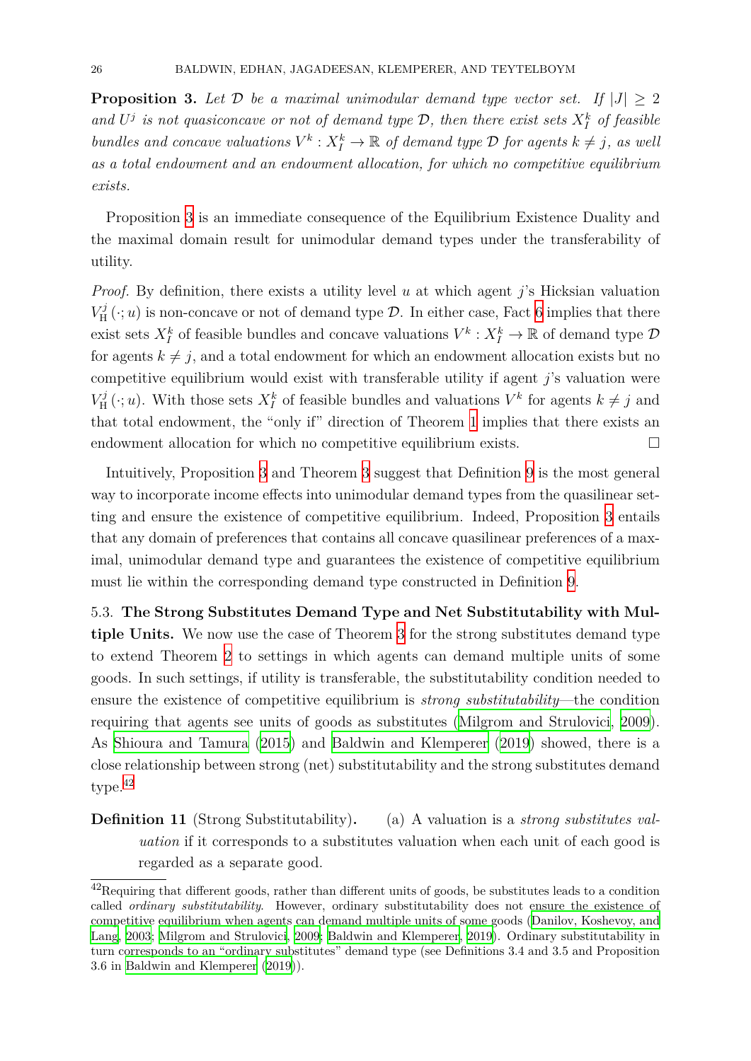**Proposition 3.** *Let $\mathcal{D}$ be a maximal unimodular demand type vector set. If $|J| \geq 2$ and $U^j$ is not quasiconcave or not of demand type $\mathcal{D}$, then there exist sets $X^k_I$ of feasible bundles and concave valuations $V^k : X^k_I \to \mathbb{R}$ of demand type $\mathcal{D}$ for agents $k \neq j$, as well as a total endowment and an endowment allocation, for which no competitive equilibrium exists.*

Proposition 3 is an immediate consequence of the Equilibrium Existence Duality and the maximal domain result for unimodular demand types under the transferability of utility.

*Proof.* By definition, there exists a utility level $u$ at which agent $j$'s Hicksian valuation $V^j_{\mathrm{H}}(\cdot; u)$ is non-concave or not of demand type $\mathcal{D}$. In either case, Fact 6 implies that there exist sets $X^k_I$ of feasible bundles and concave valuations $V^k : X^k_I \to \mathbb{R}$ of demand type $\mathcal{D}$ for agents $k \neq j$, and a total endowment for which an endowment allocation exists but no competitive equilibrium would exist with transferable utility if agent $j$'s valuation were $V^j_{\mathrm{H}}(\cdot; u)$. With those sets $X^k_I$ of feasible bundles and valuations $V^k$ for agents $k \neq j$ and that total endowment, the "only if" direction of Theorem 1 implies that there exists an endowment allocation for which no competitive equilibrium exists. □

Intuitively, Proposition 3 and Theorem 3 suggest that Definition 9 is the most general way to incorporate income effects into unimodular demand types from the quasilinear setting and ensure the existence of competitive equilibrium. Indeed, Proposition 3 entails that any domain of preferences that contains all concave quasilinear preferences of a maximal, unimodular demand type and guarantees the existence of competitive equilibrium must lie within the corresponding demand type constructed in Definition 9.

### 5.3. The Strong Substitutes Demand Type and Net Substitutability with Multiple Units.

We now use the case of Theorem 3 for the strong substitutes demand type to extend Theorem 2 to settings in which agents can demand multiple units of some goods. In such settings, if utility is transferable, the substitutability condition needed to ensure the existence of competitive equilibrium is *strong substitutability*—the condition requiring that agents see units of goods as substitutes (Milgrom and Strulovici, 2009). As Shioura and Tamura (2015) and Baldwin and Klemperer (2019) showed, there is a close relationship between strong (net) substitutability and the strong substitutes demand type.[42]

**Definition 11** (Strong Substitutability)**.** (a) A valuation is a *strong substitutes valuation* if it corresponds to a substitutes valuation when each unit of each good is regarded as a separate good.

[42] Requiring that different goods, rather than different units of goods, be substitutes leads to a condition called *ordinary substitutability*. However, ordinary substitutability does not ensure the existence of competitive equilibrium when agents can demand multiple units of some goods (Danilov, Koshevoy, and Lang, 2003; Milgrom and Strulovici, 2009; Baldwin and Klemperer, 2019). Ordinary substitutability in turn corresponds to an "ordinary substitutes" demand type (see Definitions 3.4 and 3.5 and Proposition 3.6 in Baldwin and Klemperer (2019)).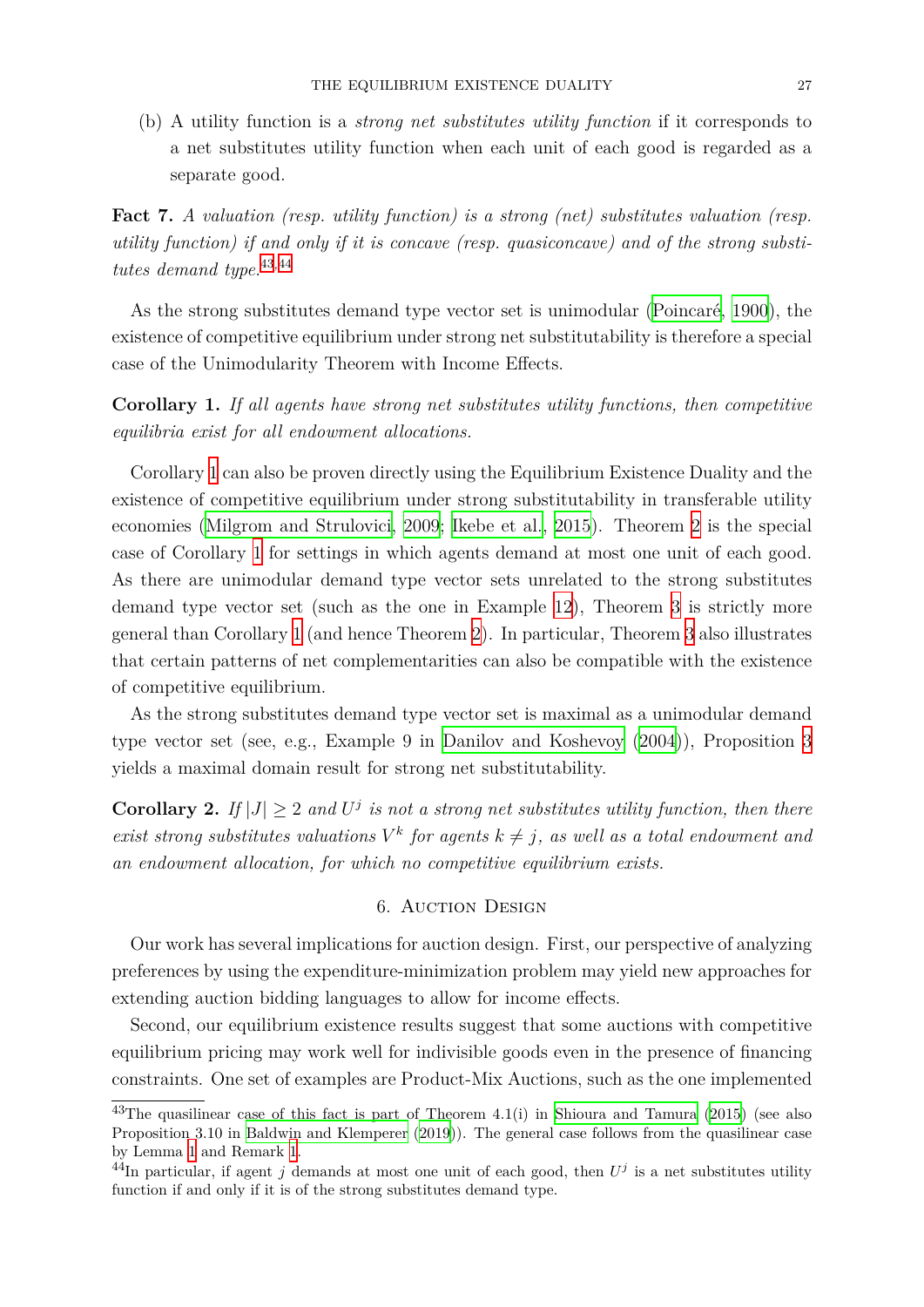(b) A utility function is a *strong net substitutes utility function* if it corresponds to a net substitutes utility function when each unit of each good is regarded as a separate good.

**Fact 7.** *A valuation (resp. utility function) is a strong (net) substitutes valuation (resp. utility function) if and only if it is concave (resp. quasiconcave) and of the strong substitutes demand type.*[43,44]

As the strong substitutes demand type vector set is unimodular (Poincaré, 1900), the existence of competitive equilibrium under strong net substitutability is therefore a special case of the Unimodularity Theorem with Income Effects.

**Corollary 1.** *If all agents have strong net substitutes utility functions, then competitive equilibria exist for all endowment allocations.*

Corollary 1 can also be proven directly using the Equilibrium Existence Duality and the existence of competitive equilibrium under strong substitutability in transferable utility economies (Milgrom and Strulovici, 2009; Ikebe et al., 2015). Theorem 2 is the special case of Corollary 1 for settings in which agents demand at most one unit of each good. As there are unimodular demand type vector sets unrelated to the strong substitutes demand type vector set (such as the one in Example 12), Theorem 3 is strictly more general than Corollary 1 (and hence Theorem 2). In particular, Theorem 3 also illustrates that certain patterns of net complementarities can also be compatible with the existence of competitive equilibrium.

As the strong substitutes demand type vector set is maximal as a unimodular demand type vector set (see, e.g., Example 9 in Danilov and Koshevoy (2004)), Proposition 3 yields a maximal domain result for strong net substitutability.

**Corollary 2.** *If $|J| \geq 2$ and $U^j$ is not a strong net substitutes utility function, then there exist strong substitutes valuations $V^k$ for agents $k \neq j$, as well as a total endowment and an endowment allocation, for which no competitive equilibrium exists.*

## 6. Auction Design

Our work has several implications for auction design. First, our perspective of analyzing preferences by using the expenditure-minimization problem may yield new approaches for extending auction bidding languages to allow for income effects.

Second, our equilibrium existence results suggest that some auctions with competitive equilibrium pricing may work well for indivisible goods even in the presence of financing constraints. One set of examples are Product-Mix Auctions, such as the one implemented

---

[43] The quasilinear case of this fact is part of Theorem 4.1(i) in Shioura and Tamura (2015) (see also Proposition 3.10 in Baldwin and Klemperer (2019)). The general case follows from the quasilinear case by Lemma 1 and Remark 1.

[44] In particular, if agent $j$ demands at most one unit of each good, then $U^j$ is a net substitutes utility function if and only if it is of the strong substitutes demand type.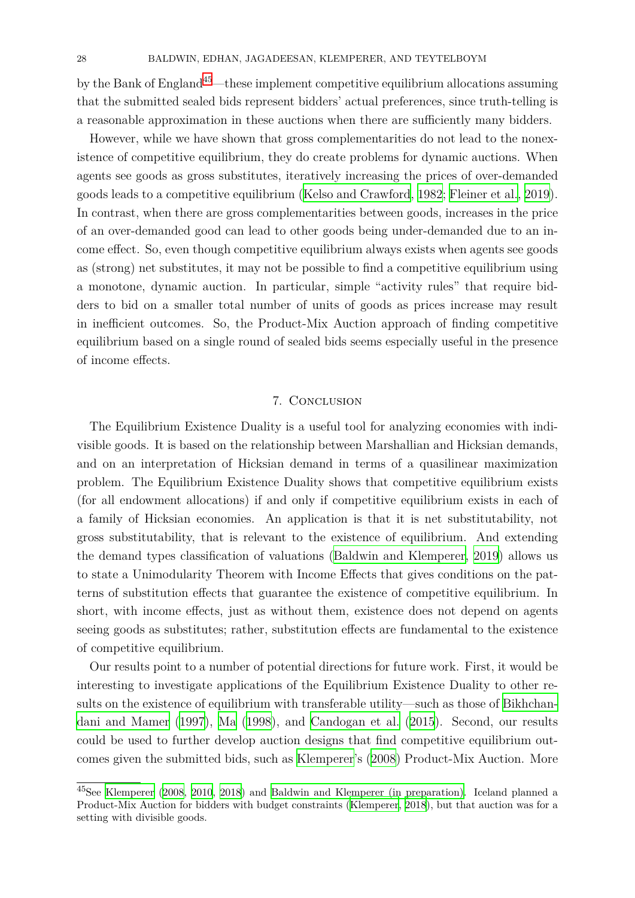by the Bank of England[45]—these implement competitive equilibrium allocations assuming that the submitted sealed bids represent bidders' actual preferences, since truth-telling is a reasonable approximation in these auctions when there are sufficiently many bidders.

However, while we have shown that gross complementarities do not lead to the nonexistence of competitive equilibrium, they do create problems for dynamic auctions. When agents see goods as gross substitutes, iteratively increasing the prices of over-demanded goods leads to a competitive equilibrium (Kelso and Crawford, 1982; Fleiner et al., 2019). In contrast, when there are gross complementarities between goods, increases in the price of an over-demanded good can lead to other goods being under-demanded due to an income effect. So, even though competitive equilibrium always exists when agents see goods as (strong) net substitutes, it may not be possible to find a competitive equilibrium using a monotone, dynamic auction. In particular, simple "activity rules" that require bidders to bid on a smaller total number of units of goods as prices increase may result in inefficient outcomes. So, the Product-Mix Auction approach of finding competitive equilibrium based on a single round of sealed bids seems especially useful in the presence of income effects.

## 7. Conclusion

The Equilibrium Existence Duality is a useful tool for analyzing economies with indivisible goods. It is based on the relationship between Marshallian and Hicksian demands, and on an interpretation of Hicksian demand in terms of a quasilinear maximization problem. The Equilibrium Existence Duality shows that competitive equilibrium exists (for all endowment allocations) if and only if competitive equilibrium exists in each of a family of Hicksian economies. An application is that it is net substitutability, not gross substitutability, that is relevant to the existence of equilibrium. And extending the demand types classification of valuations (Baldwin and Klemperer, 2019) allows us to state a Unimodularity Theorem with Income Effects that gives conditions on the patterns of substitution effects that guarantee the existence of competitive equilibrium. In short, with income effects, just as without them, existence does not depend on agents seeing goods as substitutes; rather, substitution effects are fundamental to the existence of competitive equilibrium.

Our results point to a number of potential directions for future work. First, it would be interesting to investigate applications of the Equilibrium Existence Duality to other results on the existence of equilibrium with transferable utility—such as those of Bikhchandani and Mamer (1997), Ma (1998), and Candogan et al. (2015). Second, our results could be used to further develop auction designs that find competitive equilibrium outcomes given the submitted bids, such as Klemperer's (2008) Product-Mix Auction. More

[45]See Klemperer (2008, 2010, 2018) and Baldwin and Klemperer (in preparation). Iceland planned a Product-Mix Auction for bidders with budget constraints (Klemperer, 2018), but that auction was for a setting with divisible goods.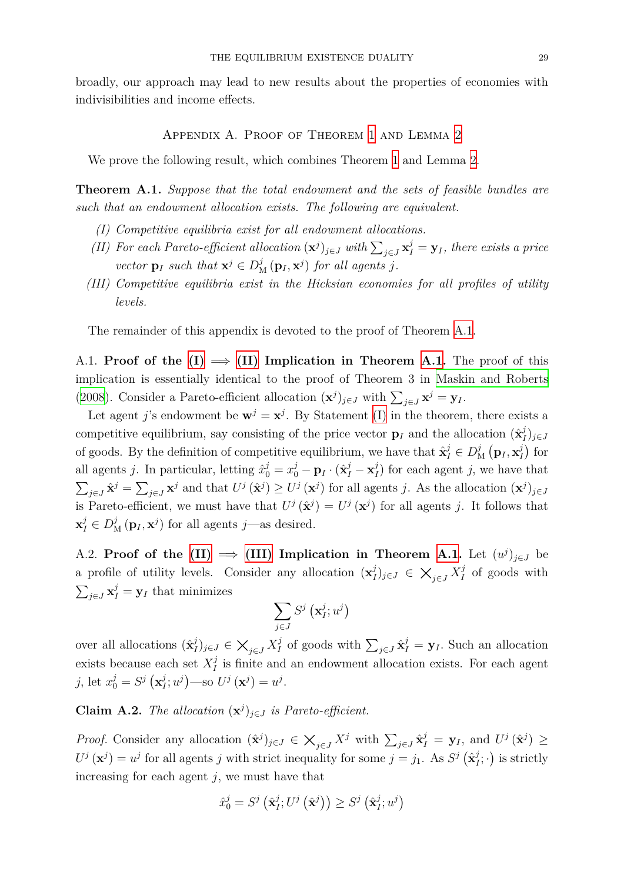broadly, our approach may lead to new results about the properties of economies with indivisibilities and income effects.

## Appendix A. Proof of Theorem 1 and Lemma 2

We prove the following result, which combines Theorem 1 and Lemma 2.

**Theorem A.1.** *Suppose that the total endowment and the sets of feasible bundles are such that an endowment allocation exists. The following are equivalent.*

- *(I) Competitive equilibria exist for all endowment allocations.*
- *(II) For each Pareto-efficient allocation $(\mathbf{x}^j)_{j\in J}$ with $\sum_{j\in J}\mathbf{x}^j_I = \mathbf{y}_I$, there exists a price vector $\mathbf{p}_I$ such that $\mathbf{x}^j \in D^j_{\mathrm{M}}(\mathbf{p}_I, \mathbf{x}^j)$ for all agents $j$.*
- *(III) Competitive equilibria exist in the Hicksian economies for all profiles of utility levels.*

The remainder of this appendix is devoted to the proof of Theorem A.1.

A.1. **Proof of the (I) $\Longrightarrow$ (II) Implication in Theorem A.1.** The proof of this implication is essentially identical to the proof of Theorem 3 in Maskin and Roberts (2008). Consider a Pareto-efficient allocation $(\mathbf{x}^j)_{j\in J}$ with $\sum_{j\in J}\mathbf{x}^j = \mathbf{y}_I$.

Let agent $j$'s endowment be $\mathbf{w}^j = \mathbf{x}^j$. By Statement (I) in the theorem, there exists a competitive equilibrium, say consisting of the price vector $\mathbf{p}_I$ and the allocation $(\hat{\mathbf{x}}^j_I)_{j\in J}$ of goods. By the definition of competitive equilibrium, we have that $\hat{\mathbf{x}}^j_I \in D^j_{\mathrm{M}}\left(\mathbf{p}_I, \mathbf{x}^j_I\right)$ for all agents $j$. In particular, letting $\hat{x}^j_0 = x^j_0 - \mathbf{p}_I \cdot (\hat{\mathbf{x}}^j_I - \mathbf{x}^j_I)$ for each agent $j$, we have that $\sum_{j\in J}\hat{\mathbf{x}}^j = \sum_{j\in J}\mathbf{x}^j$ and that $U^j\left(\hat{\mathbf{x}}^j\right) \geq U^j\left(\mathbf{x}^j\right)$ for all agents $j$. As the allocation $(\mathbf{x}^j)_{j\in J}$ is Pareto-efficient, we must have that $U^j\left(\hat{\mathbf{x}}^j\right) = U^j\left(\mathbf{x}^j\right)$ for all agents $j$. It follows that $\mathbf{x}^j_I \in D^j_{\mathrm{M}}\left(\mathbf{p}_I, \mathbf{x}^j\right)$ for all agents $j$—as desired.

A.2. **Proof of the (II) $\Longrightarrow$ (III) Implication in Theorem A.1.** Let $(u^j)_{j\in J}$ be a profile of utility levels. Consider any allocation $(\mathbf{x}^j_I)_{j\in J} \in \bigtimes_{j\in J} X^j_I$ of goods with $\sum_{j\in J}\mathbf{x}^j_I = \mathbf{y}_I$ that minimizes

$$\sum_{j\in J} S^j\left(\mathbf{x}^j_I; u^j\right)$$

over all allocations $(\hat{\mathbf{x}}^j_I)_{j\in J} \in \bigtimes_{j\in J} X^j_I$ of goods with $\sum_{j\in J}\hat{\mathbf{x}}^j_I = \mathbf{y}_I$. Such an allocation exists because each set $X^j_I$ is finite and an endowment allocation exists. For each agent $j$, let $x^j_0 = S^j\left(\mathbf{x}^j_I; u^j\right)$—so $U^j\left(\mathbf{x}^j\right) = u^j$.

**Claim A.2.** *The allocation $(\mathbf{x}^j)_{j\in J}$ is Pareto-efficient.*

*Proof.* Consider any allocation $(\hat{\mathbf{x}}^j)_{j\in J} \in \bigtimes_{j\in J} X^j$ with $\sum_{j\in J}\hat{\mathbf{x}}^j_I = \mathbf{y}_I$, and $U^j\left(\hat{\mathbf{x}}^j\right) \geq U^j\left(\mathbf{x}^j\right) = u^j$ for all agents $j$ with strict inequality for some $j = j_1$. As $S^j\left(\hat{\mathbf{x}}^j_I; \cdot\right)$ is strictly increasing for each agent $j$, we must have that

$$\hat{x}^j_0 = S^j\left(\hat{\mathbf{x}}^j_I; U^j\left(\hat{\mathbf{x}}^j\right)\right) \geq S^j\left(\hat{\mathbf{x}}^j_I; u^j\right)$$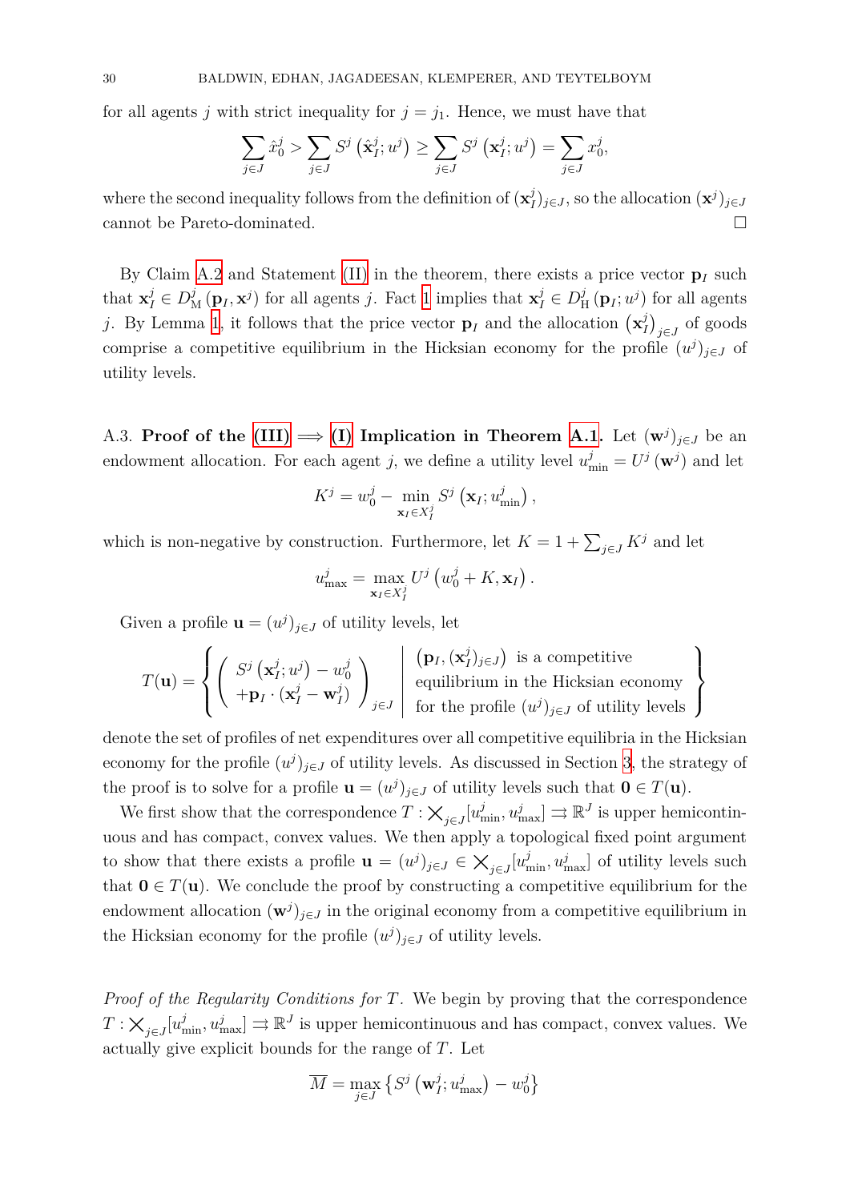for all agents $j$ with strict inequality for $j = j_1$. Hence, we must have that

$$\sum_{j \in J} \hat{x}_0^j > \sum_{j \in J} S^j\left(\hat{\mathbf{x}}_I^j; u^j\right) \geq \sum_{j \in J} S^j\left(\mathbf{x}_I^j; u^j\right) = \sum_{j \in J} x_0^j,$$

where the second inequality follows from the definition of $(\mathbf{x}_I^j)_{j \in J}$, so the allocation $(\mathbf{x}^j)_{j \in J}$ cannot be Pareto-dominated. □

By Claim A.2 and Statement (II) in the theorem, there exists a price vector $\mathbf{p}_I$ such that $\mathbf{x}_I^j \in D_{\mathrm{M}}^j(\mathbf{p}_I, \mathbf{x}^j)$ for all agents $j$. Fact 1 implies that $\mathbf{x}_I^j \in D_{\mathrm{H}}^j(\mathbf{p}_I; u^j)$ for all agents $j$. By Lemma 1, it follows that the price vector $\mathbf{p}_I$ and the allocation $\left(\mathbf{x}_I^j\right)_{j \in J}$ of goods comprise a competitive equilibrium in the Hicksian economy for the profile $(u^j)_{j \in J}$ of utility levels.

A.3. **Proof of the (III) $\Longrightarrow$ (I) Implication in Theorem A.1.** Let $(\mathbf{w}^j)_{j \in J}$ be an endowment allocation. For each agent $j$, we define a utility level $u_{\min}^j = U^j(\mathbf{w}^j)$ and let

$$K^j = w_0^j - \min_{\mathbf{x}_I \in X_I^j} S^j\left(\mathbf{x}_I; u_{\min}^j\right),$$

which is non-negative by construction. Furthermore, let $K = 1 + \sum_{j \in J} K^j$ and let

$$u_{\max}^j = \max_{\mathbf{x}_I \in X_I^j} U^j\left(w_0^j + K, \mathbf{x}_I\right).$$

Given a profile $\mathbf{u} = (u^j)_{j \in J}$ of utility levels, let

$$T(\mathbf{u}) = \left\{ \left( \begin{array}{c} S^j\left(\mathbf{x}_I^j; u^j\right) - w_0^j \\ +\mathbf{p}_I \cdot (\mathbf{x}_I^j - \mathbf{w}_I^j) \end{array} \right)_{j \in J} \;\middle|\; \begin{array}{l} \left(\mathbf{p}_I, (\mathbf{x}_I^j)_{j \in J}\right) \text{ is a competitive} \\ \text{equilibrium in the Hicksian economy} \\ \text{for the profile } (u^j)_{j \in J} \text{ of utility levels} \end{array} \right\}$$

denote the set of profiles of net expenditures over all competitive equilibria in the Hicksian economy for the profile $(u^j)_{j \in J}$ of utility levels. As discussed in Section 3, the strategy of the proof is to solve for a profile $\mathbf{u} = (u^j)_{j \in J}$ of utility levels such that $\mathbf{0} \in T(\mathbf{u})$.

We first show that the correspondence $T : \bigtimes_{j \in J}[u_{\min}^j, u_{\max}^j] \rightrightarrows \mathbb{R}^J$ is upper hemicontinuous and has compact, convex values. We then apply a topological fixed point argument to show that there exists a profile $\mathbf{u} = (u^j)_{j \in J} \in \bigtimes_{j \in J}[u_{\min}^j, u_{\max}^j]$ of utility levels such that $\mathbf{0} \in T(\mathbf{u})$. We conclude the proof by constructing a competitive equilibrium for the endowment allocation $(\mathbf{w}^j)_{j \in J}$ in the original economy from a competitive equilibrium in the Hicksian economy for the profile $(u^j)_{j \in J}$ of utility levels.

*Proof of the Regularity Conditions for $T$.* We begin by proving that the correspondence $T : \bigtimes_{j \in J}[u_{\min}^j, u_{\max}^j] \rightrightarrows \mathbb{R}^J$ is upper hemicontinuous and has compact, convex values. We actually give explicit bounds for the range of $T$. Let

$$\overline{M} = \max_{j \in J} \left\{ S^j\left(\mathbf{w}_I^j; u_{\max}^j\right) - w_0^j \right\}$$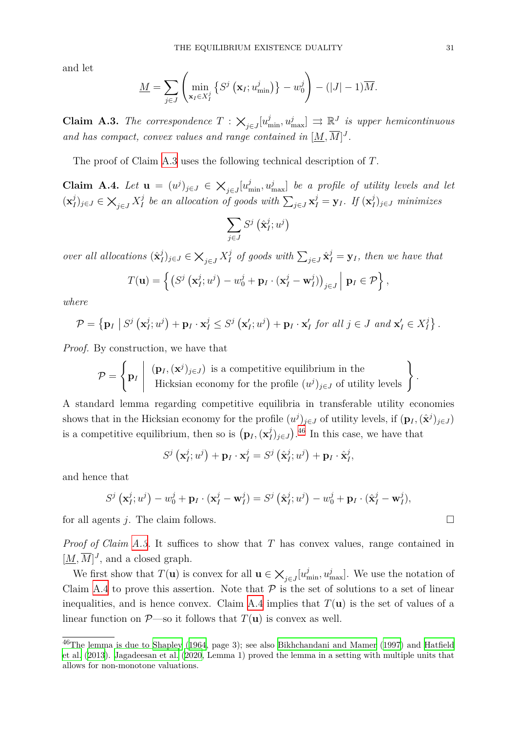and let

$$\underline{M} = \sum_{j \in J} \left( \min_{\mathbf{x}_I \in X_I^j} \left\{ S^j \left( \mathbf{x}_I; u^j_{\min} \right) \right\} - w_0^j \right) - (|J| - 1)\overline{M}.$$

**Claim A.3.** *The correspondence $T : \bigtimes_{j \in J} [u^j_{\min}, u^j_{\max}] \rightrightarrows \mathbb{R}^J$ is upper hemicontinuous and has compact, convex values and range contained in $[\underline{M}, \overline{M}]^J$.*

The proof of Claim A.3 uses the following technical description of $T$.

**Claim A.4.** *Let $\mathbf{u} = (u^j)_{j \in J} \in \bigtimes_{j \in J} [u^j_{\min}, u^j_{\max}]$ be a profile of utility levels and let $(\mathbf{x}_I^j)_{j \in J} \in \bigtimes_{j \in J} X_I^j$ be an allocation of goods with $\sum_{j \in J} \mathbf{x}_I^j = \mathbf{y}_I$. If $(\mathbf{x}_I^j)_{j \in J}$ minimizes*

$$\sum_{j \in J} S^j \left( \hat{\mathbf{x}}_I^j; u^j \right)$$

*over all allocations $(\hat{\mathbf{x}}_I^j)_{j \in J} \in \bigtimes_{j \in J} X_I^j$ of goods with $\sum_{j \in J} \hat{\mathbf{x}}_I^j = \mathbf{y}_I$, then we have that*

$$T(\mathbf{u}) = \left\{ \left( S^j \left( \mathbf{x}_I^j; u^j \right) - w_0^j + \mathbf{p}_I \cdot (\mathbf{x}_I^j - \mathbf{w}_I^j) \right)_{j \in J} \;\middle|\; \mathbf{p}_I \in \mathcal{P} \right\},$$

*where*

$$\mathcal{P} = \left\{ \mathbf{p}_I \;\middle|\; S^j \left( \mathbf{x}_I^j; u^j \right) + \mathbf{p}_I \cdot \mathbf{x}_I^j \leq S^j \left( \mathbf{x}'_I; u^j \right) + \mathbf{p}_I \cdot \mathbf{x}'_I \text{ for all } j \in J \text{ and } \mathbf{x}'_I \in X_I^j \right\}.$$

*Proof.* By construction, we have that

$$\mathcal{P} = \left\{ \mathbf{p}_I \;\middle|\; \begin{array}{l} (\mathbf{p}_I, (\mathbf{x}^j)_{j \in J}) \text{ is a competitive equilibrium in the} \\ \text{Hicksian economy for the profile } (u^j)_{j \in J} \text{ of utility levels} \end{array} \right\}.$$

A standard lemma regarding competitive equilibria in transferable utility economies shows that in the Hicksian economy for the profile $(u^j)_{j \in J}$ of utility levels, if $(\mathbf{p}_I, (\hat{\mathbf{x}}^j)_{j \in J})$ is a competitive equilibrium, then so is $\left( \mathbf{p}_I, (\mathbf{x}_I^j)_{j \in J} \right)$.[46] In this case, we have that

$$S^j \left( \mathbf{x}_I^j; u^j \right) + \mathbf{p}_I \cdot \mathbf{x}_I^j = S^j \left( \hat{\mathbf{x}}_I^j; u^j \right) + \mathbf{p}_I \cdot \hat{\mathbf{x}}_I^j,$$

and hence that

$$S^j \left( \mathbf{x}_I^j; u^j \right) - w_0^j + \mathbf{p}_I \cdot (\mathbf{x}_I^j - \mathbf{w}_I^j) = S^j \left( \hat{\mathbf{x}}_I^j; u^j \right) - w_0^j + \mathbf{p}_I \cdot (\hat{\mathbf{x}}_I^j - \mathbf{w}_I^j),$$

for all agents $j$. The claim follows. $\square$

*Proof of Claim A.3.* It suffices to show that $T$ has convex values, range contained in $[\underline{M}, \overline{M}]^J$, and a closed graph.

We first show that $T(\mathbf{u})$ is convex for all $\mathbf{u} \in \bigtimes_{j \in J} [u^j_{\min}, u^j_{\max}]$. We use the notation of Claim A.4 to prove this assertion. Note that $\mathcal{P}$ is the set of solutions to a set of linear inequalities, and is hence convex. Claim A.4 implies that $T(\mathbf{u})$ is the set of values of a linear function on $\mathcal{P}$—so it follows that $T(\mathbf{u})$ is convex as well.

[46] The lemma is due to Shapley (1964, page 3); see also Bikhchandani and Mamer (1997) and Hatfield et al. (2013). Jagadeesan et al. (2020, Lemma 1) proved the lemma in a setting with multiple units that allows for non-monotone valuations.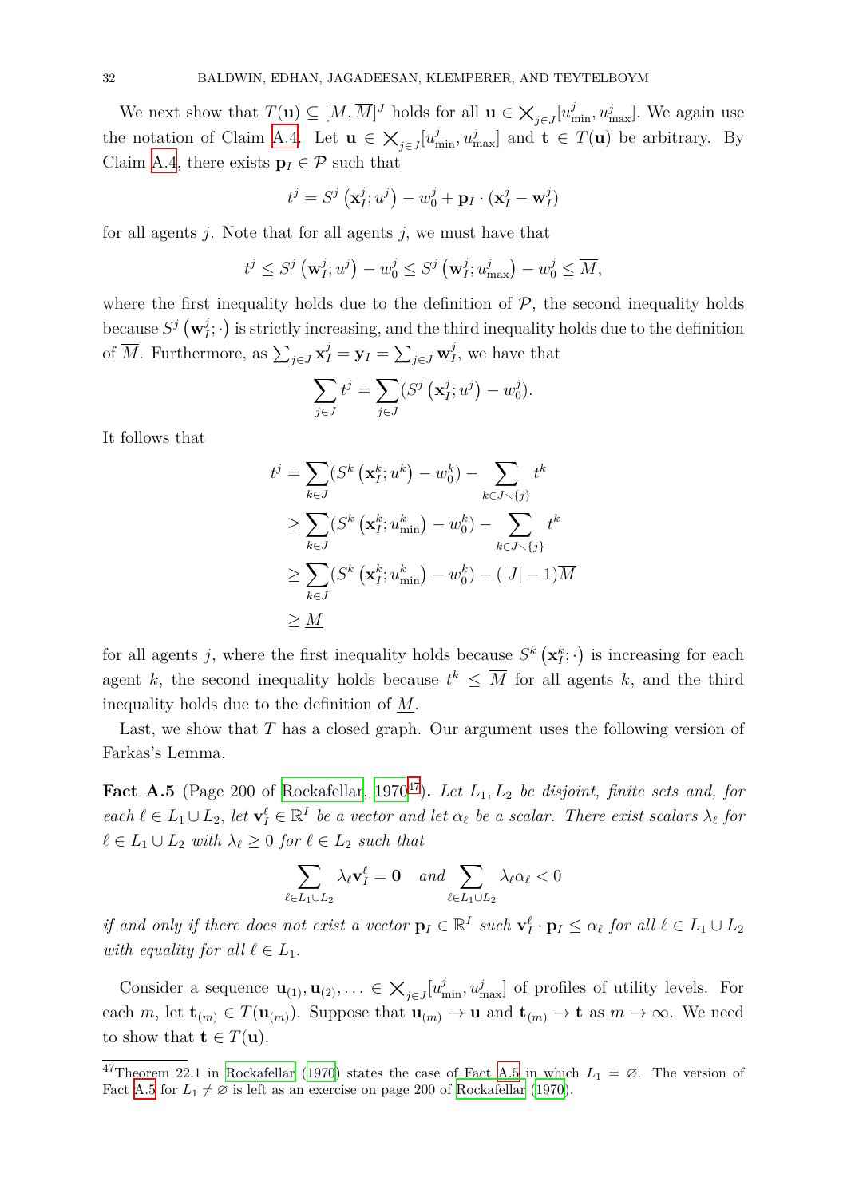We next show that $T(\mathbf{u}) \subseteq [\underline{M}, \overline{M}]^J$ holds for all $\mathbf{u} \in \bigtimes_{j\in J}[u^j_{\min}, u^j_{\max}]$. We again use the notation of Claim A.4. Let $\mathbf{u} \in \bigtimes_{j\in J}[u^j_{\min}, u^j_{\max}]$ and $\mathbf{t} \in T(\mathbf{u})$ be arbitrary. By Claim A.4, there exists $\mathbf{p}_I \in \mathcal{P}$ such that

$$t^j = S^j\left(\mathbf{x}^j_I; u^j\right) - w^j_0 + \mathbf{p}_I \cdot (\mathbf{x}^j_I - \mathbf{w}^j_I)$$

for all agents $j$. Note that for all agents $j$, we must have that

$$t^j \le S^j\left(\mathbf{w}^j_I; u^j\right) - w^j_0 \le S^j\left(\mathbf{w}^j_I; u^j_{\max}\right) - w^j_0 \le \overline{M},$$

where the first inequality holds due to the definition of $\mathcal{P}$, the second inequality holds because $S^j\left(\mathbf{w}^j_I; \cdot\right)$ is strictly increasing, and the third inequality holds due to the definition of $\overline{M}$. Furthermore, as $\sum_{j\in J} \mathbf{x}^j_I = \mathbf{y}_I = \sum_{j\in J} \mathbf{w}^j_I$, we have that

$$\sum_{j\in J} t^j = \sum_{j\in J}(S^j\left(\mathbf{x}^j_I; u^j\right) - w^j_0).$$

It follows that

$$\begin{aligned}
t^j &= \sum_{k\in J}(S^k\left(\mathbf{x}^k_I; u^k\right) - w^k_0) - \sum_{k\in J\smallsetminus\{j\}} t^k \\
&\ge \sum_{k\in J}(S^k\left(\mathbf{x}^k_I; u^k_{\min}\right) - w^k_0) - \sum_{k\in J\smallsetminus\{j\}} t^k \\
&\ge \sum_{k\in J}(S^k\left(\mathbf{x}^k_I; u^k_{\min}\right) - w^k_0) - (|J|-1)\overline{M} \\
&\ge \underline{M}
\end{aligned}$$

for all agents $j$, where the first inequality holds because $S^k\left(\mathbf{x}^k_I; \cdot\right)$ is increasing for each agent $k$, the second inequality holds because $t^k \le \overline{M}$ for all agents $k$, and the third inequality holds due to the definition of $\underline{M}$.

Last, we show that $T$ has a closed graph. Our argument uses the following version of Farkas's Lemma.

**Fact A.5** (Page 200 of Rockafellar, 1970[47])**.** *Let $L_1, L_2$ be disjoint, finite sets and, for each $\ell \in L_1 \cup L_2$, let $\mathbf{v}^\ell_I \in \mathbb{R}^I$ be a vector and let $\alpha_\ell$ be a scalar. There exist scalars $\lambda_\ell$ for $\ell \in L_1 \cup L_2$ with $\lambda_\ell \ge 0$ for $\ell \in L_2$ such that*

$$\sum_{\ell\in L_1\cup L_2} \lambda_\ell \mathbf{v}^\ell_I = \mathbf{0} \quad \text{and} \sum_{\ell\in L_1\cup L_2} \lambda_\ell \alpha_\ell < 0$$

*if and only if there does not exist a vector $\mathbf{p}_I \in \mathbb{R}^I$ such $\mathbf{v}^\ell_I \cdot \mathbf{p}_I \le \alpha_\ell$ for all $\ell \in L_1 \cup L_2$ with equality for all $\ell \in L_1$.*

Consider a sequence $\mathbf{u}_{(1)}, \mathbf{u}_{(2)}, \ldots \in \bigtimes_{j\in J}[u^j_{\min}, u^j_{\max}]$ of profiles of utility levels. For each $m$, let $\mathbf{t}_{(m)} \in T(\mathbf{u}_{(m)})$. Suppose that $\mathbf{u}_{(m)} \to \mathbf{u}$ and $\mathbf{t}_{(m)} \to \mathbf{t}$ as $m \to \infty$. We need to show that $\mathbf{t} \in T(\mathbf{u})$.

[47] Theorem 22.1 in Rockafellar (1970) states the case of Fact A.5 in which $L_1 = \varnothing$. The version of Fact A.5 for $L_1 \ne \varnothing$ is left as an exercise on page 200 of Rockafellar (1970).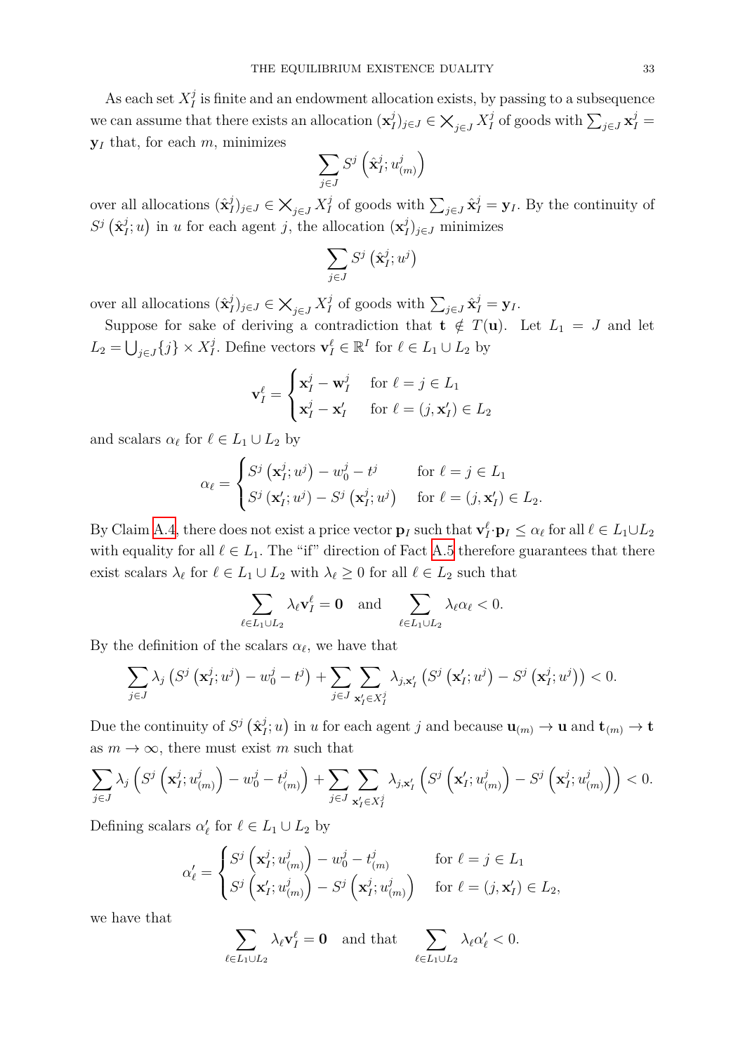As each set $X_I^j$ is finite and an endowment allocation exists, by passing to a subsequence we can assume that there exists an allocation $(\mathbf{x}_I^j)_{j\in J} \in \bigtimes_{j\in J} X_I^j$ of goods with $\sum_{j\in J} \mathbf{x}_I^j = \mathbf{y}_I$ that, for each $m$, minimizes

$$\sum_{j\in J} S^j\left(\hat{\mathbf{x}}_I^j; u_{(m)}^j\right)$$

over all allocations $(\hat{\mathbf{x}}_I^j)_{j\in J} \in \bigtimes_{j\in J} X_I^j$ of goods with $\sum_{j\in J} \hat{\mathbf{x}}_I^j = \mathbf{y}_I$. By the continuity of $S^j\left(\hat{\mathbf{x}}_I^j; u\right)$ in $u$ for each agent $j$, the allocation $(\mathbf{x}_I^j)_{j\in J}$ minimizes

$$\sum_{j\in J} S^j\left(\hat{\mathbf{x}}_I^j; u^j\right)$$

over all allocations $(\hat{\mathbf{x}}_I^j)_{j\in J} \in \bigtimes_{j\in J} X_I^j$ of goods with $\sum_{j\in J} \hat{\mathbf{x}}_I^j = \mathbf{y}_I$.

Suppose for sake of deriving a contradiction that $\mathbf{t} \notin T(\mathbf{u})$. Let $L_1 = J$ and let $L_2 = \bigcup_{j\in J}\{j\} \times X_I^j$. Define vectors $\mathbf{v}_I^\ell \in \mathbb{R}^I$ for $\ell \in L_1 \cup L_2$ by

$$\mathbf{v}_I^\ell = \begin{cases} \mathbf{x}_I^j - \mathbf{w}_I^j & \text{for } \ell = j \in L_1 \\ \mathbf{x}_I^j - \mathbf{x}_I' & \text{for } \ell = (j, \mathbf{x}_I') \in L_2 \end{cases}$$

and scalars $\alpha_\ell$ for $\ell \in L_1 \cup L_2$ by

$$\alpha_\ell = \begin{cases} S^j\left(\mathbf{x}_I^j; u^j\right) - w_0^j - t^j & \text{for } \ell = j \in L_1 \\ S^j\left(\mathbf{x}_I'; u^j\right) - S^j\left(\mathbf{x}_I^j; u^j\right) & \text{for } \ell = (j, \mathbf{x}_I') \in L_2. \end{cases}$$

By Claim A.4, there does not exist a price vector $\mathbf{p}_I$ such that $\mathbf{v}_I^\ell \cdot \mathbf{p}_I \le \alpha_\ell$ for all $\ell \in L_1 \cup L_2$ with equality for all $\ell \in L_1$. The "if" direction of Fact A.5 therefore guarantees that there exist scalars $\lambda_\ell$ for $\ell \in L_1 \cup L_2$ with $\lambda_\ell \ge 0$ for all $\ell \in L_2$ such that

$$\sum_{\ell\in L_1\cup L_2} \lambda_\ell \mathbf{v}_I^\ell = \mathbf{0} \quad \text{and} \quad \sum_{\ell\in L_1\cup L_2} \lambda_\ell \alpha_\ell < 0.$$

By the definition of the scalars $\alpha_\ell$, we have that

$$\sum_{j\in J} \lambda_j\left(S^j\left(\mathbf{x}_I^j; u^j\right) - w_0^j - t^j\right) + \sum_{j\in J}\sum_{\mathbf{x}_I'\in X_I^j} \lambda_{j,\mathbf{x}_I'}\left(S^j\left(\mathbf{x}_I'; u^j\right) - S^j\left(\mathbf{x}_I^j; u^j\right)\right) < 0.$$

Due the continuity of $S^j\left(\hat{\mathbf{x}}_I^j; u\right)$ in $u$ for each agent $j$ and because $\mathbf{u}_{(m)} \to \mathbf{u}$ and $\mathbf{t}_{(m)} \to \mathbf{t}$ as $m \to \infty$, there must exist $m$ such that

$$\sum_{j\in J} \lambda_j\left(S^j\left(\mathbf{x}_I^j; u_{(m)}^j\right) - w_0^j - t_{(m)}^j\right) + \sum_{j\in J}\sum_{\mathbf{x}_I'\in X_I^j} \lambda_{j,\mathbf{x}_I'}\left(S^j\left(\mathbf{x}_I'; u_{(m)}^j\right) - S^j\left(\mathbf{x}_I^j; u_{(m)}^j\right)\right) < 0.$$

Defining scalars $\alpha_\ell'$ for $\ell \in L_1 \cup L_2$ by

$$\alpha_\ell' = \begin{cases} S^j\left(\mathbf{x}_I^j; u_{(m)}^j\right) - w_0^j - t_{(m)}^j & \text{for } \ell = j \in L_1 \\ S^j\left(\mathbf{x}_I'; u_{(m)}^j\right) - S^j\left(\mathbf{x}_I^j; u_{(m)}^j\right) & \text{for } \ell = (j, \mathbf{x}_I') \in L_2, \end{cases}$$

we have that

$$\sum_{\ell\in L_1\cup L_2} \lambda_\ell \mathbf{v}_I^\ell = \mathbf{0} \quad \text{and that} \quad \sum_{\ell\in L_1\cup L_2} \lambda_\ell \alpha_\ell' < 0.$$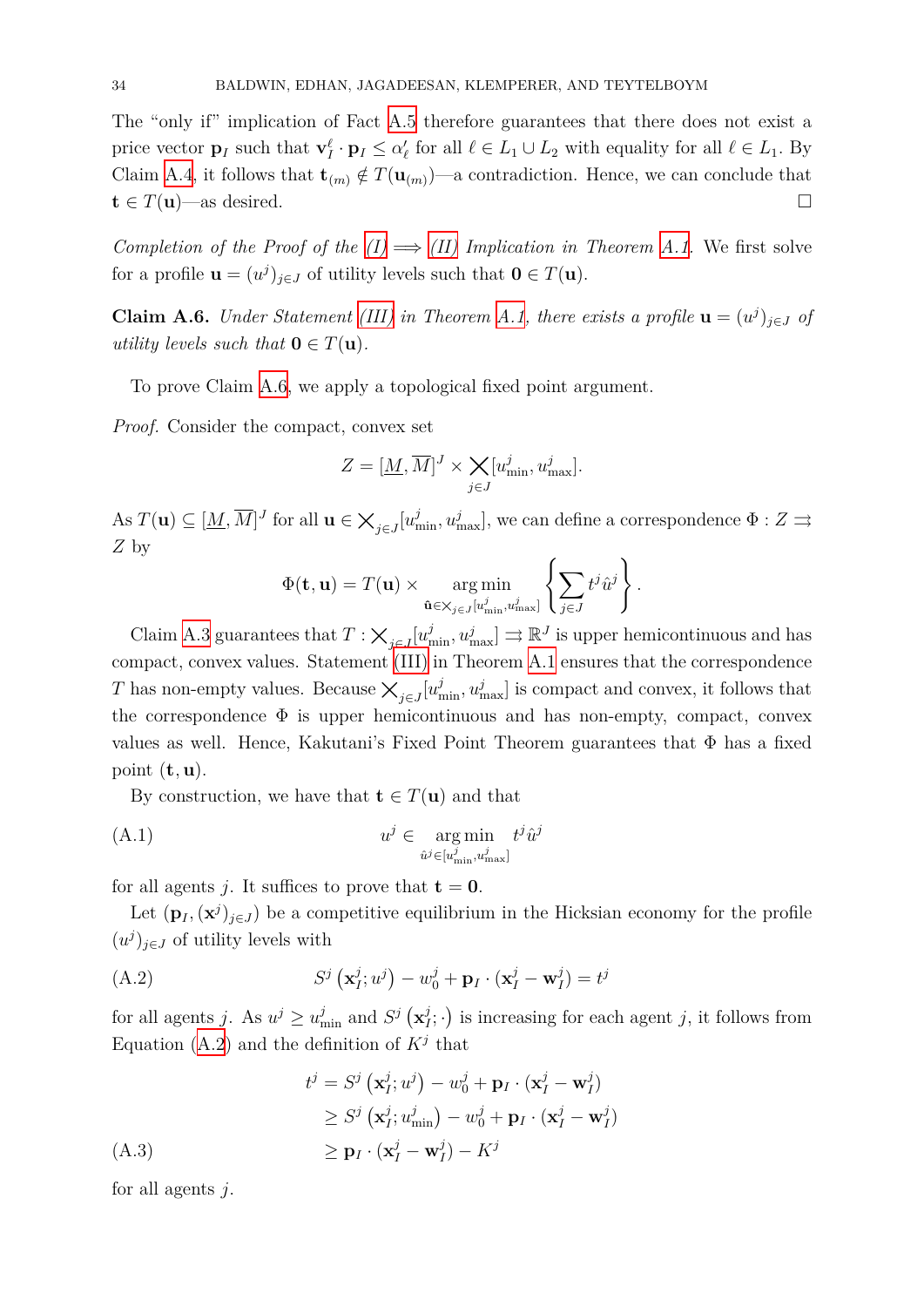The "only if" implication of Fact A.5 therefore guarantees that there does not exist a price vector $\mathbf{p}_I$ such that $\mathbf{v}_I^\ell \cdot \mathbf{p}_I \leq \alpha'_\ell$ for all $\ell \in L_1 \cup L_2$ with equality for all $\ell \in L_1$. By Claim A.4, it follows that $\mathbf{t}_{(m)} \notin T(\mathbf{u}_{(m)})$—a contradiction. Hence, we can conclude that $\mathbf{t} \in T(\mathbf{u})$—as desired. □

*Completion of the Proof of the (I) $\implies$ (II) Implication in Theorem A.1.* We first solve for a profile $\mathbf{u} = (u^j)_{j \in J}$ of utility levels such that $\mathbf{0} \in T(\mathbf{u})$.

**Claim A.6.** *Under Statement (III) in Theorem A.1, there exists a profile $\mathbf{u} = (u^j)_{j \in J}$ of utility levels such that $\mathbf{0} \in T(\mathbf{u})$.*

To prove Claim A.6, we apply a topological fixed point argument.

*Proof.* Consider the compact, convex set

$$Z = [\underline{M}, \overline{M}]^J \times \bigtimes_{j \in J} [u^j_{\min}, u^j_{\max}].$$

As $T(\mathbf{u}) \subseteq [\underline{M}, \overline{M}]^J$ for all $\mathbf{u} \in \bigtimes_{j \in J}[u^j_{\min}, u^j_{\max}]$, we can define a correspondence $\Phi : Z \rightrightarrows Z$ by

$$\Phi(\mathbf{t}, \mathbf{u}) = T(\mathbf{u}) \times \operatorname*{arg\,min}_{\hat{\mathbf{u}} \in \bigtimes_{j \in J}[u^j_{\min}, u^j_{\max}]} \left\{ \sum_{j \in J} t^j \hat{u}^j \right\}.$$

Claim A.3 guarantees that $T : \bigtimes_{j \in J}[u^j_{\min}, u^j_{\max}] \rightrightarrows \mathbb{R}^J$ is upper hemicontinuous and has compact, convex values. Statement (III) in Theorem A.1 ensures that the correspondence $T$ has non-empty values. Because $\bigtimes_{j \in J}[u^j_{\min}, u^j_{\max}]$ is compact and convex, it follows that the correspondence $\Phi$ is upper hemicontinuous and has non-empty, compact, convex values as well. Hence, Kakutani's Fixed Point Theorem guarantees that $\Phi$ has a fixed point $(\mathbf{t}, \mathbf{u})$.

By construction, we have that $\mathbf{t} \in T(\mathbf{u})$ and that

$$u^j \in \operatorname*{arg\,min}_{\hat{u}^j \in [u^j_{\min}, u^j_{\max}]} t^j \hat{u}^j \tag{A.1}$$

for all agents $j$. It suffices to prove that $\mathbf{t} = \mathbf{0}$.

Let $(\mathbf{p}_I, (\mathbf{x}^j)_{j \in J})$ be a competitive equilibrium in the Hicksian economy for the profile $(u^j)_{j \in J}$ of utility levels with

$$S^j\left(\mathbf{x}^j_I; u^j\right) - w^j_0 + \mathbf{p}_I \cdot (\mathbf{x}^j_I - \mathbf{w}^j_I) = t^j \tag{A.2}$$

for all agents $j$. As $u^j \geq u^j_{\min}$ and $S^j\left(\mathbf{x}^j_I; \cdot\right)$ is increasing for each agent $j$, it follows from Equation (A.2) and the definition of $K^j$ that

$$\begin{aligned}
t^j &= S^j\left(\mathbf{x}^j_I; u^j\right) - w^j_0 + \mathbf{p}_I \cdot (\mathbf{x}^j_I - \mathbf{w}^j_I) \\
&\geq S^j\left(\mathbf{x}^j_I; u^j_{\min}\right) - w^j_0 + \mathbf{p}_I \cdot (\mathbf{x}^j_I - \mathbf{w}^j_I) \\
&\geq \mathbf{p}_I \cdot (\mathbf{x}^j_I - \mathbf{w}^j_I) - K^j
\end{aligned} \tag{A.3}$$

for all agents $j$.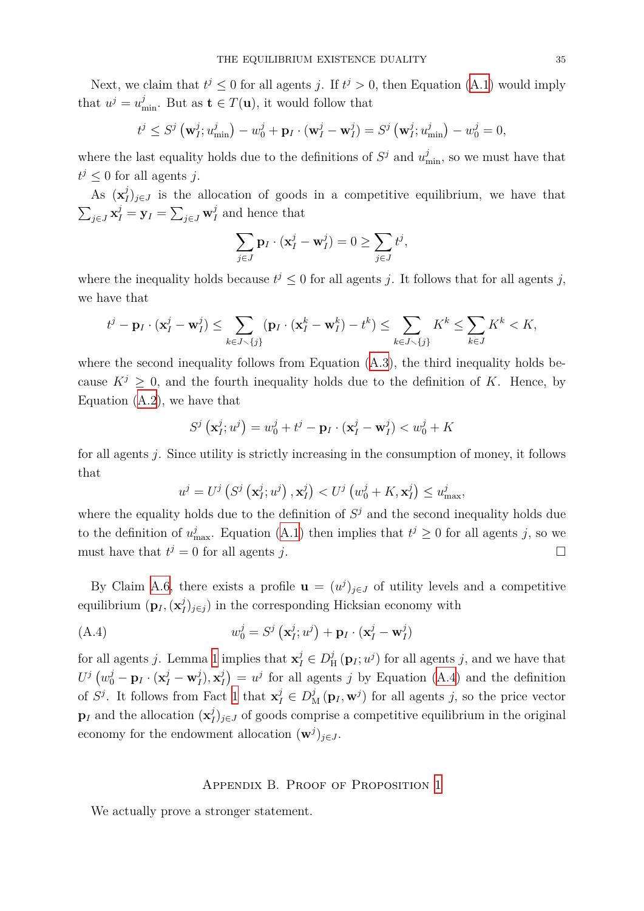Next, we claim that $t^j \leq 0$ for all agents $j$. If $t^j > 0$, then Equation (A.1) would imply that $u^j = u^j_{\min}$. But as $\mathbf{t} \in T(\mathbf{u})$, it would follow that

$$t^j \leq S^j\left(\mathbf{w}^j_I; u^j_{\min}\right) - w^j_0 + \mathbf{p}_I \cdot (\mathbf{w}^j_I - \mathbf{w}^j_I) = S^j\left(\mathbf{w}^j_I; u^j_{\min}\right) - w^j_0 = 0,$$

where the last equality holds due to the definitions of $S^j$ and $u^j_{\min}$, so we must have that $t^j \leq 0$ for all agents $j$.

As $(\mathbf{x}^j_I)_{j \in J}$ is the allocation of goods in a competitive equilibrium, we have that $\sum_{j \in J} \mathbf{x}^j_I = \mathbf{y}_I = \sum_{j \in J} \mathbf{w}^j_I$ and hence that

$$\sum_{j \in J} \mathbf{p}_I \cdot (\mathbf{x}^j_I - \mathbf{w}^j_I) = 0 \geq \sum_{j \in J} t^j,$$

where the inequality holds because $t^j \leq 0$ for all agents $j$. It follows that for all agents $j$, we have that

$$t^j - \mathbf{p}_I \cdot (\mathbf{x}^j_I - \mathbf{w}^j_I) \leq \sum_{k \in J \smallsetminus \{j\}} (\mathbf{p}_I \cdot (\mathbf{x}^k_I - \mathbf{w}^k_I) - t^k) \leq \sum_{k \in J \smallsetminus \{j\}} K^k \leq \sum_{k \in J} K^k < K,$$

where the second inequality follows from Equation (A.3), the third inequality holds because $K^j \geq 0$, and the fourth inequality holds due to the definition of $K$. Hence, by Equation (A.2), we have that

$$S^j\left(\mathbf{x}^j_I; u^j\right) = w^j_0 + t^j - \mathbf{p}_I \cdot (\mathbf{x}^j_I - \mathbf{w}^j_I) < w^j_0 + K$$

for all agents $j$. Since utility is strictly increasing in the consumption of money, it follows that

$$u^j = U^j\left(S^j\left(\mathbf{x}^j_I; u^j\right), \mathbf{x}^j_I\right) < U^j\left(w^j_0 + K, \mathbf{x}^j_I\right) \leq u^j_{\max},$$

where the equality holds due to the definition of $S^j$ and the second inequality holds due to the definition of $u^j_{\max}$. Equation (A.1) then implies that $t^j \geq 0$ for all agents $j$, so we must have that $t^j = 0$ for all agents $j$. $\square$

By Claim A.6, there exists a profile $\mathbf{u} = (u^j)_{j \in J}$ of utility levels and a competitive equilibrium $(\mathbf{p}_I, (\mathbf{x}^j_I)_{j \in j})$ in the corresponding Hicksian economy with

$$w^j_0 = S^j\left(\mathbf{x}^j_I; u^j\right) + \mathbf{p}_I \cdot (\mathbf{x}^j_I - \mathbf{w}^j_I) \tag{A.4}$$

for all agents $j$. Lemma 1 implies that $\mathbf{x}^j_I \in D^j_{\mathrm{H}}(\mathbf{p}_I; u^j)$ for all agents $j$, and we have that $U^j\left(w^j_0 - \mathbf{p}_I \cdot (\mathbf{x}^j_I - \mathbf{w}^j_I), \mathbf{x}^j_I\right) = u^j$ for all agents $j$ by Equation (A.4) and the definition of $S^j$. It follows from Fact 1 that $\mathbf{x}^j_I \in D^j_{\mathrm{M}}(\mathbf{p}_I, \mathbf{w}^j)$ for all agents $j$, so the price vector $\mathbf{p}_I$ and the allocation $(\mathbf{x}^j_I)_{j \in J}$ of goods comprise a competitive equilibrium in the original economy for the endowment allocation $(\mathbf{w}^j)_{j \in J}$.

## Appendix B. Proof of Proposition 1

We actually prove a stronger statement.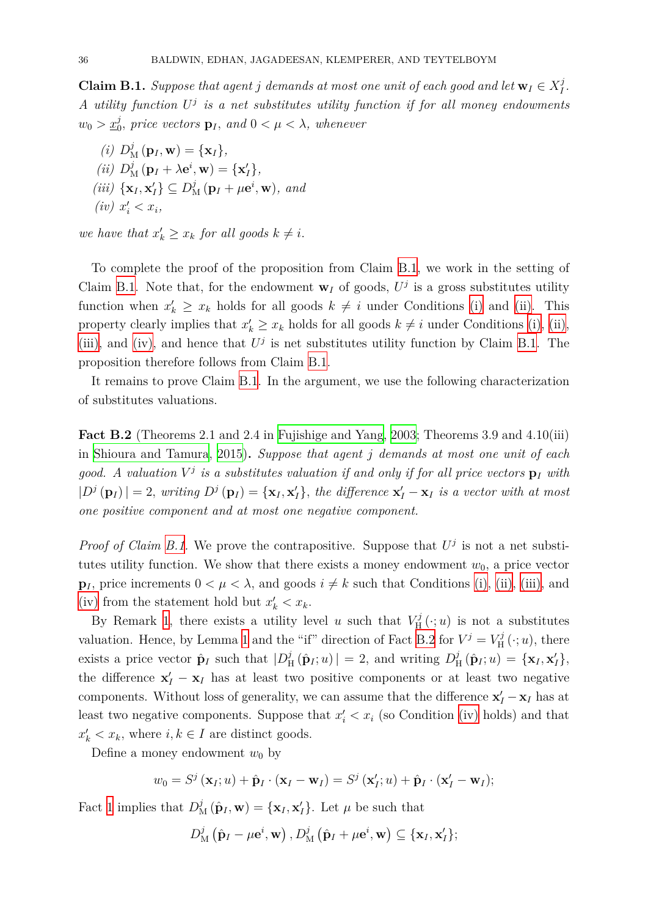**Claim B.1.** *Suppose that agent $j$ demands at most one unit of each good and let $\mathbf{w}_I \in X^j_I$. A utility function $U^j$ is a net substitutes utility function if for all money endowments $w_0 > \underline{x}^j_0$, price vectors $\mathbf{p}_I$, and $0 < \mu < \lambda$, whenever*

*(i)* $D^j_{\mathrm{M}}(\mathbf{p}_I, \mathbf{w}) = \{\mathbf{x}_I\}$,

*(ii)* $D^j_{\mathrm{M}}(\mathbf{p}_I + \lambda \mathbf{e}^i, \mathbf{w}) = \{\mathbf{x}'_I\}$,

*(iii)* $\{\mathbf{x}_I, \mathbf{x}'_I\} \subseteq D^j_{\mathrm{M}}(\mathbf{p}_I + \mu \mathbf{e}^i, \mathbf{w})$, *and*

*(iv)* $x'_i < x_i$,

*we have that $x'_k \geq x_k$ for all goods $k \neq i$.*

To complete the proof of the proposition from Claim B.1, we work in the setting of Claim B.1. Note that, for the endowment $\mathbf{w}_I$ of goods, $U^j$ is a gross substitutes utility function when $x'_k \geq x_k$ holds for all goods $k \neq i$ under Conditions (i) and (ii). This property clearly implies that $x'_k \geq x_k$ holds for all goods $k \neq i$ under Conditions (i), (ii), (iii), and (iv), and hence that $U^j$ is net substitutes utility function by Claim B.1. The proposition therefore follows from Claim B.1.

It remains to prove Claim B.1. In the argument, we use the following characterization of substitutes valuations.

**Fact B.2** (Theorems 2.1 and 2.4 in Fujishige and Yang, 2003; Theorems 3.9 and 4.10(iii) in Shioura and Tamura, 2015)**.** *Suppose that agent $j$ demands at most one unit of each good. A valuation $V^j$ is a substitutes valuation if and only if for all price vectors $\mathbf{p}_I$ with $|D^j(\mathbf{p}_I)| = 2$, writing $D^j(\mathbf{p}_I) = \{\mathbf{x}_I, \mathbf{x}'_I\}$, the difference $\mathbf{x}'_I - \mathbf{x}_I$ is a vector with at most one positive component and at most one negative component.*

*Proof of Claim B.1.* We prove the contrapositive. Suppose that $U^j$ is not a net substitutes utility function. We show that there exists a money endowment $w_0$, a price vector $\mathbf{p}_I$, price increments $0 < \mu < \lambda$, and goods $i \neq k$ such that Conditions (i), (ii), (iii), and (iv) from the statement hold but $x'_k < x_k$.

By Remark 1, there exists a utility level $u$ such that $V^j_{\mathrm{H}}(\cdot; u)$ is not a substitutes valuation. Hence, by Lemma 1 and the "if" direction of Fact B.2 for $V^j = V^j_{\mathrm{H}}(\cdot; u)$, there exists a price vector $\hat{\mathbf{p}}_I$ such that $|D^j_{\mathrm{H}}(\hat{\mathbf{p}}_I; u)| = 2$, and writing $D^j_{\mathrm{H}}(\hat{\mathbf{p}}_I; u) = \{\mathbf{x}_I, \mathbf{x}'_I\}$, the difference $\mathbf{x}'_I - \mathbf{x}_I$ has at least two positive components or at least two negative components. Without loss of generality, we can assume that the difference $\mathbf{x}'_I - \mathbf{x}_I$ has at least two negative components. Suppose that $x'_i < x_i$ (so Condition (iv) holds) and that $x'_k < x_k$, where $i, k \in I$ are distinct goods.

Define a money endowment $w_0$ by

$$w_0 = S^j(\mathbf{x}_I; u) + \hat{\mathbf{p}}_I \cdot (\mathbf{x}_I - \mathbf{w}_I) = S^j(\mathbf{x}'_I; u) + \hat{\mathbf{p}}_I \cdot (\mathbf{x}'_I - \mathbf{w}_I);$$

Fact 1 implies that $D^j_{\mathrm{M}}(\hat{\mathbf{p}}_I, \mathbf{w}) = \{\mathbf{x}_I, \mathbf{x}'_I\}$. Let $\mu$ be such that

$$D^j_{\mathrm{M}}(\hat{\mathbf{p}}_I - \mu \mathbf{e}^i, \mathbf{w}), D^j_{\mathrm{M}}(\hat{\mathbf{p}}_I + \mu \mathbf{e}^i, \mathbf{w}) \subseteq \{\mathbf{x}_I, \mathbf{x}'_I\};$$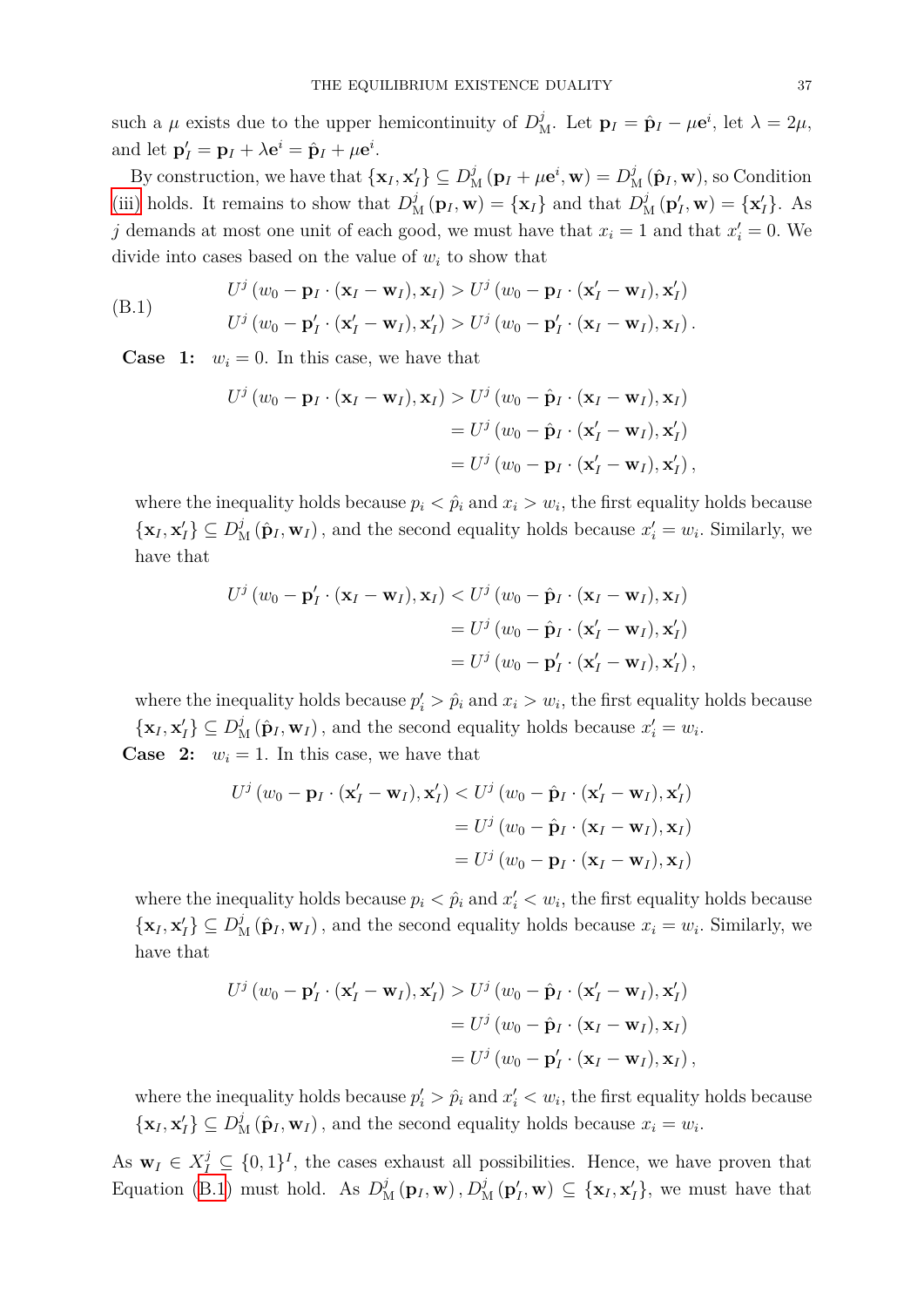such a $\mu$ exists due to the upper hemicontinuity of $D^j_{\mathrm{M}}$. Let $\mathbf{p}_I = \hat{\mathbf{p}}_I - \mu \mathbf{e}^i$, let $\lambda = 2\mu$, and let $\mathbf{p}'_I = \mathbf{p}_I + \lambda \mathbf{e}^i = \hat{\mathbf{p}}_I + \mu \mathbf{e}^i$.

By construction, we have that $\{\mathbf{x}_I, \mathbf{x}'_I\} \subseteq D^j_{\mathrm{M}}(\mathbf{p}_I + \mu \mathbf{e}^i, \mathbf{w}) = D^j_{\mathrm{M}}(\hat{\mathbf{p}}_I, \mathbf{w})$, so Condition (iii) holds. It remains to show that $D^j_{\mathrm{M}}(\mathbf{p}_I, \mathbf{w}) = \{\mathbf{x}_I\}$ and that $D^j_{\mathrm{M}}(\mathbf{p}'_I, \mathbf{w}) = \{\mathbf{x}'_I\}$. As $j$ demands at most one unit of each good, we must have that $x_i = 1$ and that $x'_i = 0$. We divide into cases based on the value of $w_i$ to show that

$$
\begin{aligned}
U^j(w_0 - \mathbf{p}_I \cdot (\mathbf{x}_I - \mathbf{w}_I), \mathbf{x}_I) &> U^j(w_0 - \mathbf{p}_I \cdot (\mathbf{x}'_I - \mathbf{w}_I), \mathbf{x}'_I) \\
U^j(w_0 - \mathbf{p}'_I \cdot (\mathbf{x}'_I - \mathbf{w}_I), \mathbf{x}'_I) &> U^j(w_0 - \mathbf{p}'_I \cdot (\mathbf{x}_I - \mathbf{w}_I), \mathbf{x}_I).
\end{aligned}
\tag{B.1}
$$

**Case 1:** $w_i = 0$. In this case, we have that

$$
\begin{aligned}
U^j(w_0 - \mathbf{p}_I \cdot (\mathbf{x}_I - \mathbf{w}_I), \mathbf{x}_I) &> U^j(w_0 - \hat{\mathbf{p}}_I \cdot (\mathbf{x}_I - \mathbf{w}_I), \mathbf{x}_I) \\
&= U^j(w_0 - \hat{\mathbf{p}}_I \cdot (\mathbf{x}'_I - \mathbf{w}_I), \mathbf{x}'_I) \\
&= U^j(w_0 - \mathbf{p}_I \cdot (\mathbf{x}'_I - \mathbf{w}_I), \mathbf{x}'_I),
\end{aligned}
$$

where the inequality holds because $p_i < \hat{p}_i$ and $x_i > w_i$, the first equality holds because $\{\mathbf{x}_I, \mathbf{x}'_I\} \subseteq D^j_{\mathrm{M}}(\hat{\mathbf{p}}_I, \mathbf{w}_I)$, and the second equality holds because $x'_i = w_i$. Similarly, we have that

$$
\begin{aligned}
U^j(w_0 - \mathbf{p}'_I \cdot (\mathbf{x}_I - \mathbf{w}_I), \mathbf{x}_I) &< U^j(w_0 - \hat{\mathbf{p}}_I \cdot (\mathbf{x}_I - \mathbf{w}_I), \mathbf{x}_I) \\
&= U^j(w_0 - \hat{\mathbf{p}}_I \cdot (\mathbf{x}'_I - \mathbf{w}_I), \mathbf{x}'_I) \\
&= U^j(w_0 - \mathbf{p}'_I \cdot (\mathbf{x}'_I - \mathbf{w}_I), \mathbf{x}'_I),
\end{aligned}
$$

where the inequality holds because $p'_i > \hat{p}_i$ and $x_i > w_i$, the first equality holds because $\{\mathbf{x}_I, \mathbf{x}'_I\} \subseteq D^j_{\mathrm{M}}(\hat{\mathbf{p}}_I, \mathbf{w}_I)$, and the second equality holds because $x'_i = w_i$.

**Case 2:** $w_i = 1$. In this case, we have that

$$
\begin{aligned}
U^j(w_0 - \mathbf{p}_I \cdot (\mathbf{x}'_I - \mathbf{w}_I), \mathbf{x}'_I) &< U^j(w_0 - \hat{\mathbf{p}}_I \cdot (\mathbf{x}'_I - \mathbf{w}_I), \mathbf{x}'_I) \\
&= U^j(w_0 - \hat{\mathbf{p}}_I \cdot (\mathbf{x}_I - \mathbf{w}_I), \mathbf{x}_I) \\
&= U^j(w_0 - \mathbf{p}_I \cdot (\mathbf{x}_I - \mathbf{w}_I), \mathbf{x}_I)
\end{aligned}
$$

where the inequality holds because $p_i < \hat{p}_i$ and $x'_i < w_i$, the first equality holds because $\{\mathbf{x}_I, \mathbf{x}'_I\} \subseteq D^j_{\mathrm{M}}(\hat{\mathbf{p}}_I, \mathbf{w}_I)$, and the second equality holds because $x_i = w_i$. Similarly, we have that

$$
\begin{aligned}
U^j(w_0 - \mathbf{p}'_I \cdot (\mathbf{x}'_I - \mathbf{w}_I), \mathbf{x}'_I) &> U^j(w_0 - \hat{\mathbf{p}}_I \cdot (\mathbf{x}'_I - \mathbf{w}_I), \mathbf{x}'_I) \\
&= U^j(w_0 - \hat{\mathbf{p}}_I \cdot (\mathbf{x}_I - \mathbf{w}_I), \mathbf{x}_I) \\
&= U^j(w_0 - \mathbf{p}'_I \cdot (\mathbf{x}_I - \mathbf{w}_I), \mathbf{x}_I),
\end{aligned}
$$

where the inequality holds because $p'_i > \hat{p}_i$ and $x'_i < w_i$, the first equality holds because $\{\mathbf{x}_I, \mathbf{x}'_I\} \subseteq D^j_{\mathrm{M}}(\hat{\mathbf{p}}_I, \mathbf{w}_I)$, and the second equality holds because $x_i = w_i$.

As $\mathbf{w}_I \in X^j_I \subseteq \{0,1\}^I$, the cases exhaust all possibilities. Hence, we have proven that Equation (B.1) must hold. As $D^j_{\mathrm{M}}(\mathbf{p}_I, \mathbf{w}), D^j_{\mathrm{M}}(\mathbf{p}'_I, \mathbf{w}) \subseteq \{\mathbf{x}_I, \mathbf{x}'_I\}$, we must have that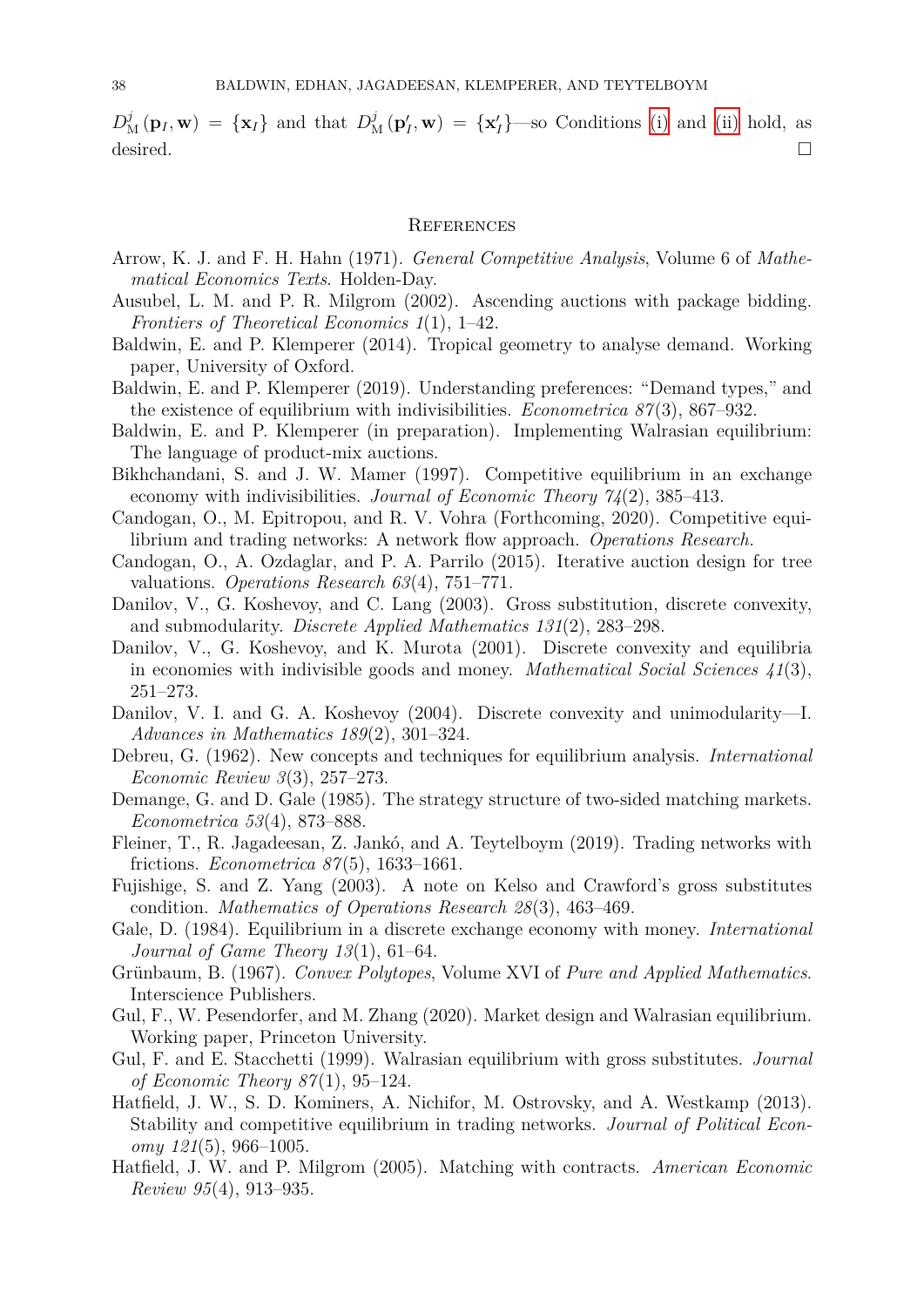$D^j_{\mathrm{M}}(\mathbf{p}_I, \mathbf{w}) = \{\mathbf{x}_I\}$ and that $D^j_{\mathrm{M}}(\mathbf{p}'_I, \mathbf{w}) = \{\mathbf{x}'_I\}$—so Conditions (i) and (ii) hold, as desired. $\square$

## References

Arrow, K. J. and F. H. Hahn (1971). *General Competitive Analysis*, Volume 6 of *Mathematical Economics Texts*. Holden-Day.

Ausubel, L. M. and P. R. Milgrom (2002). Ascending auctions with package bidding. *Frontiers of Theoretical Economics 1*(1), 1–42.

Baldwin, E. and P. Klemperer (2014). Tropical geometry to analyse demand. Working paper, University of Oxford.

Baldwin, E. and P. Klemperer (2019). Understanding preferences: "Demand types," and the existence of equilibrium with indivisibilities. *Econometrica 87*(3), 867–932.

Baldwin, E. and P. Klemperer (in preparation). Implementing Walrasian equilibrium: The language of product-mix auctions.

Bikhchandani, S. and J. W. Mamer (1997). Competitive equilibrium in an exchange economy with indivisibilities. *Journal of Economic Theory 74*(2), 385–413.

Candogan, O., M. Epitropou, and R. V. Vohra (Forthcoming, 2020). Competitive equilibrium and trading networks: A network flow approach. *Operations Research*.

Candogan, O., A. Ozdaglar, and P. A. Parrilo (2015). Iterative auction design for tree valuations. *Operations Research 63*(4), 751–771.

Danilov, V., G. Koshevoy, and C. Lang (2003). Gross substitution, discrete convexity, and submodularity. *Discrete Applied Mathematics 131*(2), 283–298.

Danilov, V., G. Koshevoy, and K. Murota (2001). Discrete convexity and equilibria in economies with indivisible goods and money. *Mathematical Social Sciences 41*(3), 251–273.

Danilov, V. I. and G. A. Koshevoy (2004). Discrete convexity and unimodularity—I. *Advances in Mathematics 189*(2), 301–324.

Debreu, G. (1962). New concepts and techniques for equilibrium analysis. *International Economic Review 3*(3), 257–273.

Demange, G. and D. Gale (1985). The strategy structure of two-sided matching markets. *Econometrica 53*(4), 873–888.

Fleiner, T., R. Jagadeesan, Z. Jankó, and A. Teytelboym (2019). Trading networks with frictions. *Econometrica 87*(5), 1633–1661.

Fujishige, S. and Z. Yang (2003). A note on Kelso and Crawford's gross substitutes condition. *Mathematics of Operations Research 28*(3), 463–469.

Gale, D. (1984). Equilibrium in a discrete exchange economy with money. *International Journal of Game Theory 13*(1), 61–64.

Grünbaum, B. (1967). *Convex Polytopes*, Volume XVI of *Pure and Applied Mathematics*. Interscience Publishers.

Gul, F., W. Pesendorfer, and M. Zhang (2020). Market design and Walrasian equilibrium. Working paper, Princeton University.

Gul, F. and E. Stacchetti (1999). Walrasian equilibrium with gross substitutes. *Journal of Economic Theory 87*(1), 95–124.

Hatfield, J. W., S. D. Kominers, A. Nichifor, M. Ostrovsky, and A. Westkamp (2013). Stability and competitive equilibrium in trading networks. *Journal of Political Economy 121*(5), 966–1005.

Hatfield, J. W. and P. Milgrom (2005). Matching with contracts. *American Economic Review 95*(4), 913–935.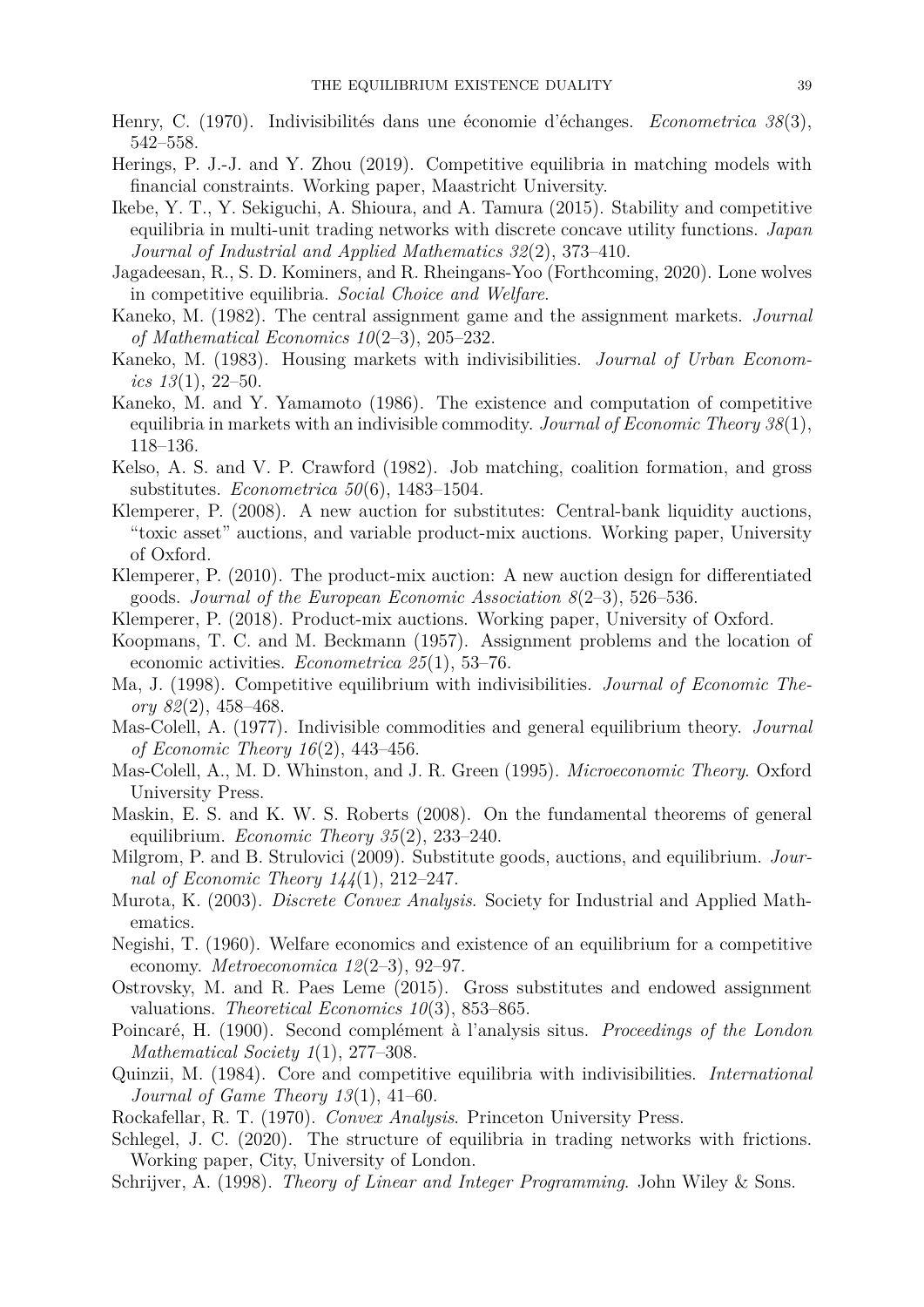Henry, C. (1970). Indivisibilités dans une économie d'échanges. *Econometrica 38*(3), 542–558.

Herings, P. J.-J. and Y. Zhou (2019). Competitive equilibria in matching models with financial constraints. Working paper, Maastricht University.

Ikebe, Y. T., Y. Sekiguchi, A. Shioura, and A. Tamura (2015). Stability and competitive equilibria in multi-unit trading networks with discrete concave utility functions. *Japan Journal of Industrial and Applied Mathematics 32*(2), 373–410.

Jagadeesan, R., S. D. Kominers, and R. Rheingans-Yoo (Forthcoming, 2020). Lone wolves in competitive equilibria. *Social Choice and Welfare*.

Kaneko, M. (1982). The central assignment game and the assignment markets. *Journal of Mathematical Economics 10*(2–3), 205–232.

Kaneko, M. (1983). Housing markets with indivisibilities. *Journal of Urban Economics 13*(1), 22–50.

Kaneko, M. and Y. Yamamoto (1986). The existence and computation of competitive equilibria in markets with an indivisible commodity. *Journal of Economic Theory 38*(1), 118–136.

Kelso, A. S. and V. P. Crawford (1982). Job matching, coalition formation, and gross substitutes. *Econometrica 50*(6), 1483–1504.

Klemperer, P. (2008). A new auction for substitutes: Central-bank liquidity auctions, "toxic asset" auctions, and variable product-mix auctions. Working paper, University of Oxford.

Klemperer, P. (2010). The product-mix auction: A new auction design for differentiated goods. *Journal of the European Economic Association 8*(2–3), 526–536.

Klemperer, P. (2018). Product-mix auctions. Working paper, University of Oxford.

Koopmans, T. C. and M. Beckmann (1957). Assignment problems and the location of economic activities. *Econometrica 25*(1), 53–76.

Ma, J. (1998). Competitive equilibrium with indivisibilities. *Journal of Economic Theory 82*(2), 458–468.

Mas-Colell, A. (1977). Indivisible commodities and general equilibrium theory. *Journal of Economic Theory 16*(2), 443–456.

Mas-Colell, A., M. D. Whinston, and J. R. Green (1995). *Microeconomic Theory*. Oxford University Press.

Maskin, E. S. and K. W. S. Roberts (2008). On the fundamental theorems of general equilibrium. *Economic Theory 35*(2), 233–240.

Milgrom, P. and B. Strulovici (2009). Substitute goods, auctions, and equilibrium. *Journal of Economic Theory 144*(1), 212–247.

Murota, K. (2003). *Discrete Convex Analysis*. Society for Industrial and Applied Mathematics.

Negishi, T. (1960). Welfare economics and existence of an equilibrium for a competitive economy. *Metroeconomica 12*(2–3), 92–97.

Ostrovsky, M. and R. Paes Leme (2015). Gross substitutes and endowed assignment valuations. *Theoretical Economics 10*(3), 853–865.

Poincaré, H. (1900). Second complément à l'analysis situs. *Proceedings of the London Mathematical Society 1*(1), 277–308.

Quinzii, M. (1984). Core and competitive equilibria with indivisibilities. *International Journal of Game Theory 13*(1), 41–60.

Rockafellar, R. T. (1970). *Convex Analysis*. Princeton University Press.

Schlegel, J. C. (2020). The structure of equilibria in trading networks with frictions. Working paper, City, University of London.

Schrijver, A. (1998). *Theory of Linear and Integer Programming*. John Wiley & Sons.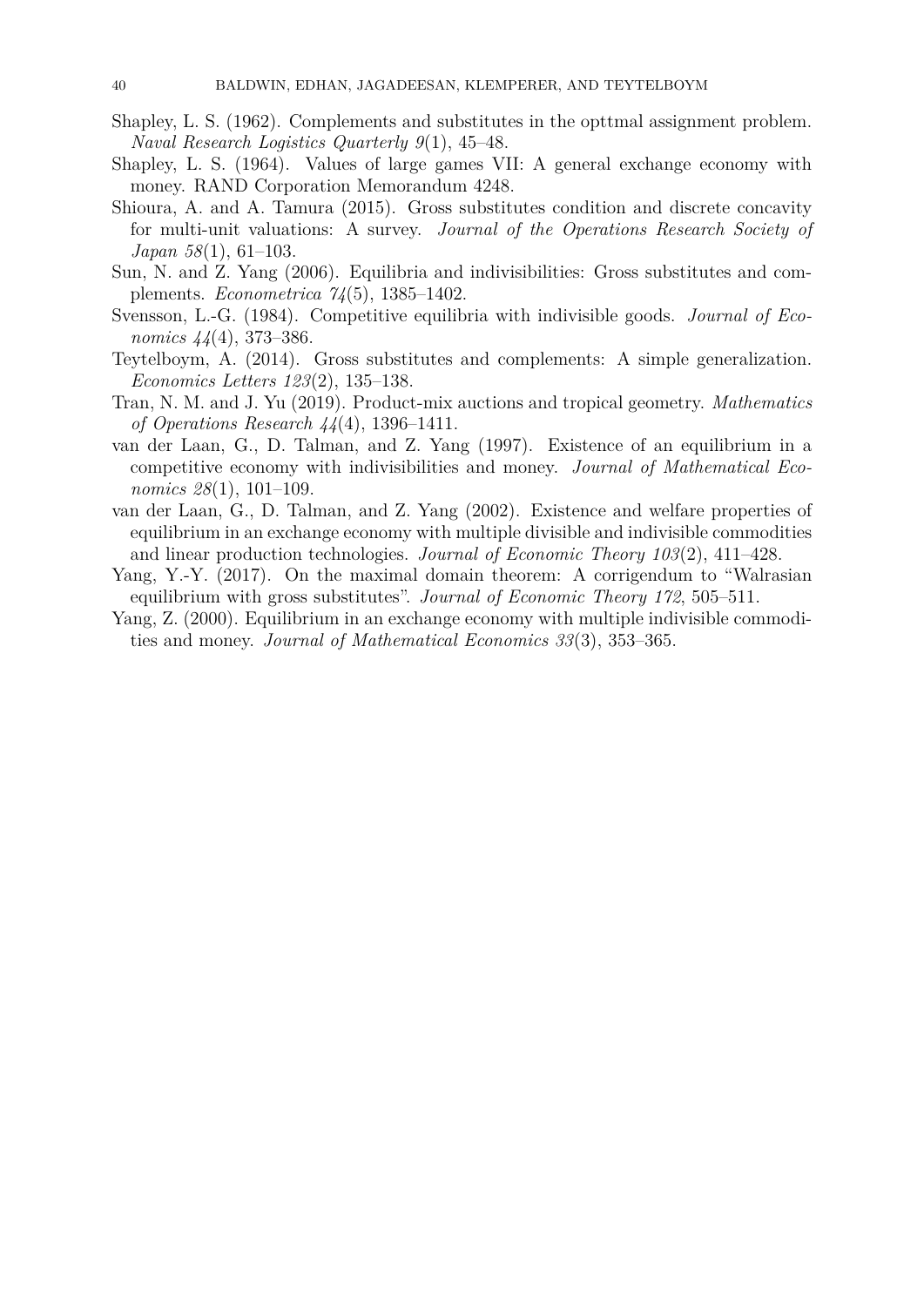Shapley, L. S. (1962). Complements and substitutes in the opttmal assignment problem. *Naval Research Logistics Quarterly 9*(1), 45–48.

Shapley, L. S. (1964). Values of large games VII: A general exchange economy with money. RAND Corporation Memorandum 4248.

Shioura, A. and A. Tamura (2015). Gross substitutes condition and discrete concavity for multi-unit valuations: A survey. *Journal of the Operations Research Society of Japan 58*(1), 61–103.

Sun, N. and Z. Yang (2006). Equilibria and indivisibilities: Gross substitutes and complements. *Econometrica 74*(5), 1385–1402.

Svensson, L.-G. (1984). Competitive equilibria with indivisible goods. *Journal of Economics 44*(4), 373–386.

Teytelboym, A. (2014). Gross substitutes and complements: A simple generalization. *Economics Letters 123*(2), 135–138.

Tran, N. M. and J. Yu (2019). Product-mix auctions and tropical geometry. *Mathematics of Operations Research 44*(4), 1396–1411.

van der Laan, G., D. Talman, and Z. Yang (1997). Existence of an equilibrium in a competitive economy with indivisibilities and money. *Journal of Mathematical Economics 28*(1), 101–109.

van der Laan, G., D. Talman, and Z. Yang (2002). Existence and welfare properties of equilibrium in an exchange economy with multiple divisible and indivisible commodities and linear production technologies. *Journal of Economic Theory 103*(2), 411–428.

Yang, Y.-Y. (2017). On the maximal domain theorem: A corrigendum to "Walrasian equilibrium with gross substitutes". *Journal of Economic Theory 172*, 505–511.

Yang, Z. (2000). Equilibrium in an exchange economy with multiple indivisible commodities and money. *Journal of Mathematical Economics 33*(3), 353–365.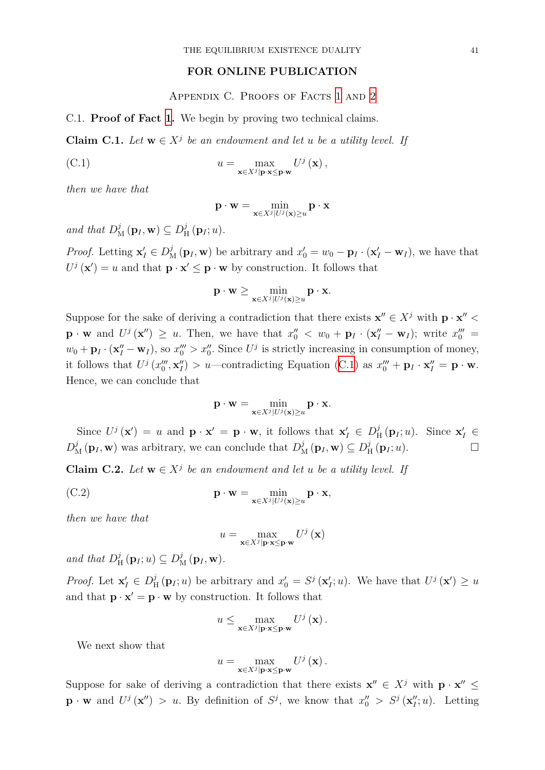**FOR ONLINE PUBLICATION**

## Appendix C. Proofs of Facts 1 and 2

### C.1. Proof of Fact 1.

We begin by proving two technical claims.

**Claim C.1.** *Let $\mathbf{w} \in X^j$ be an endowment and let $u$ be a utility level. If*

$$u = \max_{\mathbf{x} \in X^j \mid \mathbf{p} \cdot \mathbf{x} \leq \mathbf{p} \cdot \mathbf{w}} U^j(\mathbf{x}), \tag{C.1}$$

*then we have that*

$$\mathbf{p} \cdot \mathbf{w} = \min_{\mathbf{x} \in X^j \mid U^j(\mathbf{x}) \geq u} \mathbf{p} \cdot \mathbf{x}$$

*and that $D^j_{\mathrm{M}}(\mathbf{p}_I, \mathbf{w}) \subseteq D^j_{\mathrm{H}}(\mathbf{p}_I; u)$.*

*Proof.* Letting $\mathbf{x}'_I \in D^j_{\mathrm{M}}(\mathbf{p}_I, \mathbf{w})$ be arbitrary and $x'_0 = w_0 - \mathbf{p}_I \cdot (\mathbf{x}'_I - \mathbf{w}_I)$, we have that $U^j(\mathbf{x}') = u$ and that $\mathbf{p} \cdot \mathbf{x}' \leq \mathbf{p} \cdot \mathbf{w}$ by construction. It follows that

$$\mathbf{p} \cdot \mathbf{w} \geq \min_{\mathbf{x} \in X^j \mid U^j(\mathbf{x}) \geq u} \mathbf{p} \cdot \mathbf{x}.$$

Suppose for the sake of deriving a contradiction that there exists $\mathbf{x}'' \in X^j$ with $\mathbf{p} \cdot \mathbf{x}'' < \mathbf{p} \cdot \mathbf{w}$ and $U^j(\mathbf{x}'') \geq u$. Then, we have that $x''_0 < w_0 + \mathbf{p}_I \cdot (\mathbf{x}''_I - \mathbf{w}_I)$; write $x'''_0 = w_0 + \mathbf{p}_I \cdot (\mathbf{x}''_I - \mathbf{w}_I)$, so $x'''_0 > x''_0$. Since $U^j$ is strictly increasing in consumption of money, it follows that $U^j(x'''_0, \mathbf{x}''_I) > u$—contradicting Equation (C.1) as $x'''_0 + \mathbf{p}_I \cdot \mathbf{x}''_I = \mathbf{p} \cdot \mathbf{w}$. Hence, we can conclude that

$$\mathbf{p} \cdot \mathbf{w} = \min_{\mathbf{x} \in X^j \mid U^j(\mathbf{x}) \geq u} \mathbf{p} \cdot \mathbf{x}.$$

Since $U^j(\mathbf{x}') = u$ and $\mathbf{p} \cdot \mathbf{x}' = \mathbf{p} \cdot \mathbf{w}$, it follows that $\mathbf{x}'_I \in D^j_{\mathrm{H}}(\mathbf{p}_I; u)$. Since $\mathbf{x}'_I \in D^j_{\mathrm{M}}(\mathbf{p}_I, \mathbf{w})$ was arbitrary, we can conclude that $D^j_{\mathrm{M}}(\mathbf{p}_I, \mathbf{w}) \subseteq D^j_{\mathrm{H}}(\mathbf{p}_I; u)$. $\square$

**Claim C.2.** *Let $\mathbf{w} \in X^j$ be an endowment and let $u$ be a utility level. If*

$$\mathbf{p} \cdot \mathbf{w} = \min_{\mathbf{x} \in X^j \mid U^j(\mathbf{x}) \geq u} \mathbf{p} \cdot \mathbf{x}, \tag{C.2}$$

*then we have that*

$$u = \max_{\mathbf{x} \in X^j \mid \mathbf{p} \cdot \mathbf{x} \leq \mathbf{p} \cdot \mathbf{w}} U^j(\mathbf{x})$$

*and that $D^j_{\mathrm{H}}(\mathbf{p}_I; u) \subseteq D^j_{\mathrm{M}}(\mathbf{p}_I, \mathbf{w})$.*

*Proof.* Let $\mathbf{x}'_I \in D^j_{\mathrm{H}}(\mathbf{p}_I; u)$ be arbitrary and $x'_0 = S^j(\mathbf{x}'_I; u)$. We have that $U^j(\mathbf{x}') \geq u$ and that $\mathbf{p} \cdot \mathbf{x}' = \mathbf{p} \cdot \mathbf{w}$ by construction. It follows that

$$u \leq \max_{\mathbf{x} \in X^j \mid \mathbf{p} \cdot \mathbf{x} \leq \mathbf{p} \cdot \mathbf{w}} U^j(\mathbf{x}).$$

We next show that

$$u = \max_{\mathbf{x} \in X^j \mid \mathbf{p} \cdot \mathbf{x} \leq \mathbf{p} \cdot \mathbf{w}} U^j(\mathbf{x}).$$

Suppose for sake of deriving a contradiction that there exists $\mathbf{x}'' \in X^j$ with $\mathbf{p} \cdot \mathbf{x}'' \leq \mathbf{p} \cdot \mathbf{w}$ and $U^j(\mathbf{x}'') > u$. By definition of $S^j$, we know that $x''_0 > S^j(\mathbf{x}''_I; u)$. Letting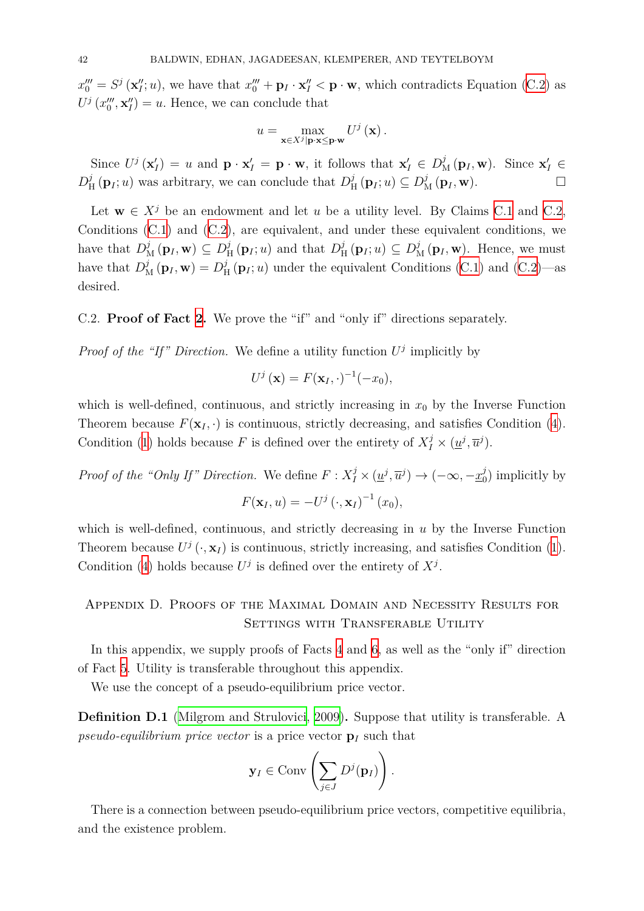$x_0''' = S^j(\mathbf{x}_I''; u)$, we have that $x_0''' + \mathbf{p}_I \cdot \mathbf{x}_I'' < \mathbf{p} \cdot \mathbf{w}$, which contradicts Equation (C.2) as $U^j(x_0''', \mathbf{x}_I'') = u$. Hence, we can conclude that

$$u = \max_{\mathbf{x} \in X^j | \mathbf{p} \cdot \mathbf{x} \leq \mathbf{p} \cdot \mathbf{w}} U^j(\mathbf{x}).$$

Since $U^j(\mathbf{x}_I') = u$ and $\mathbf{p} \cdot \mathbf{x}_I' = \mathbf{p} \cdot \mathbf{w}$, it follows that $\mathbf{x}_I' \in D^j_{\mathrm{M}}(\mathbf{p}_I, \mathbf{w})$. Since $\mathbf{x}_I' \in D^j_{\mathrm{H}}(\mathbf{p}_I; u)$ was arbitrary, we can conclude that $D^j_{\mathrm{H}}(\mathbf{p}_I; u) \subseteq D^j_{\mathrm{M}}(\mathbf{p}_I, \mathbf{w})$. □

Let $\mathbf{w} \in X^j$ be an endowment and let $u$ be a utility level. By Claims C.1 and C.2, Conditions (C.1) and (C.2), are equivalent, and under these equivalent conditions, we have that $D^j_{\mathrm{M}}(\mathbf{p}_I, \mathbf{w}) \subseteq D^j_{\mathrm{H}}(\mathbf{p}_I; u)$ and that $D^j_{\mathrm{H}}(\mathbf{p}_I; u) \subseteq D^j_{\mathrm{M}}(\mathbf{p}_I, \mathbf{w})$. Hence, we must have that $D^j_{\mathrm{M}}(\mathbf{p}_I, \mathbf{w}) = D^j_{\mathrm{H}}(\mathbf{p}_I; u)$ under the equivalent Conditions (C.1) and (C.2)—as desired.

C.2. **Proof of Fact 2.** We prove the "if" and "only if" directions separately.

*Proof of the "If" Direction.* We define a utility function $U^j$ implicitly by

$$U^j(\mathbf{x}) = F(\mathbf{x}_I, \cdot)^{-1}(-x_0),$$

which is well-defined, continuous, and strictly increasing in $x_0$ by the Inverse Function Theorem because $F(\mathbf{x}_I, \cdot)$ is continuous, strictly decreasing, and satisfies Condition (4). Condition (1) holds because $F$ is defined over the entirety of $X^j_I \times (\underline{u}^j, \overline{u}^j)$.

*Proof of the "Only If" Direction.* We define $F : X^j_I \times (\underline{u}^j, \overline{u}^j) \to (-\infty, -\underline{x}^j_0)$ implicitly by

$$F(\mathbf{x}_I, u) = -U^j(\cdot, \mathbf{x}_I)^{-1}(x_0),$$

which is well-defined, continuous, and strictly decreasing in $u$ by the Inverse Function Theorem because $U^j(\cdot, \mathbf{x}_I)$ is continuous, strictly increasing, and satisfies Condition (1). Condition (4) holds because $U^j$ is defined over the entirety of $X^j$.

## Appendix D. Proofs of the Maximal Domain and Necessity Results for Settings with Transferable Utility

In this appendix, we supply proofs of Facts 4 and 6, as well as the "only if" direction of Fact 5. Utility is transferable throughout this appendix.

We use the concept of a pseudo-equilibrium price vector.

**Definition D.1** (Milgrom and Strulovici, 2009)**.** Suppose that utility is transferable. A *pseudo-equilibrium price vector* is a price vector $\mathbf{p}_I$ such that

$$\mathbf{y}_I \in \mathrm{Conv}\left(\sum_{j \in J} D^j(\mathbf{p}_I)\right).$$

There is a connection between pseudo-equilibrium price vectors, competitive equilibria, and the existence problem.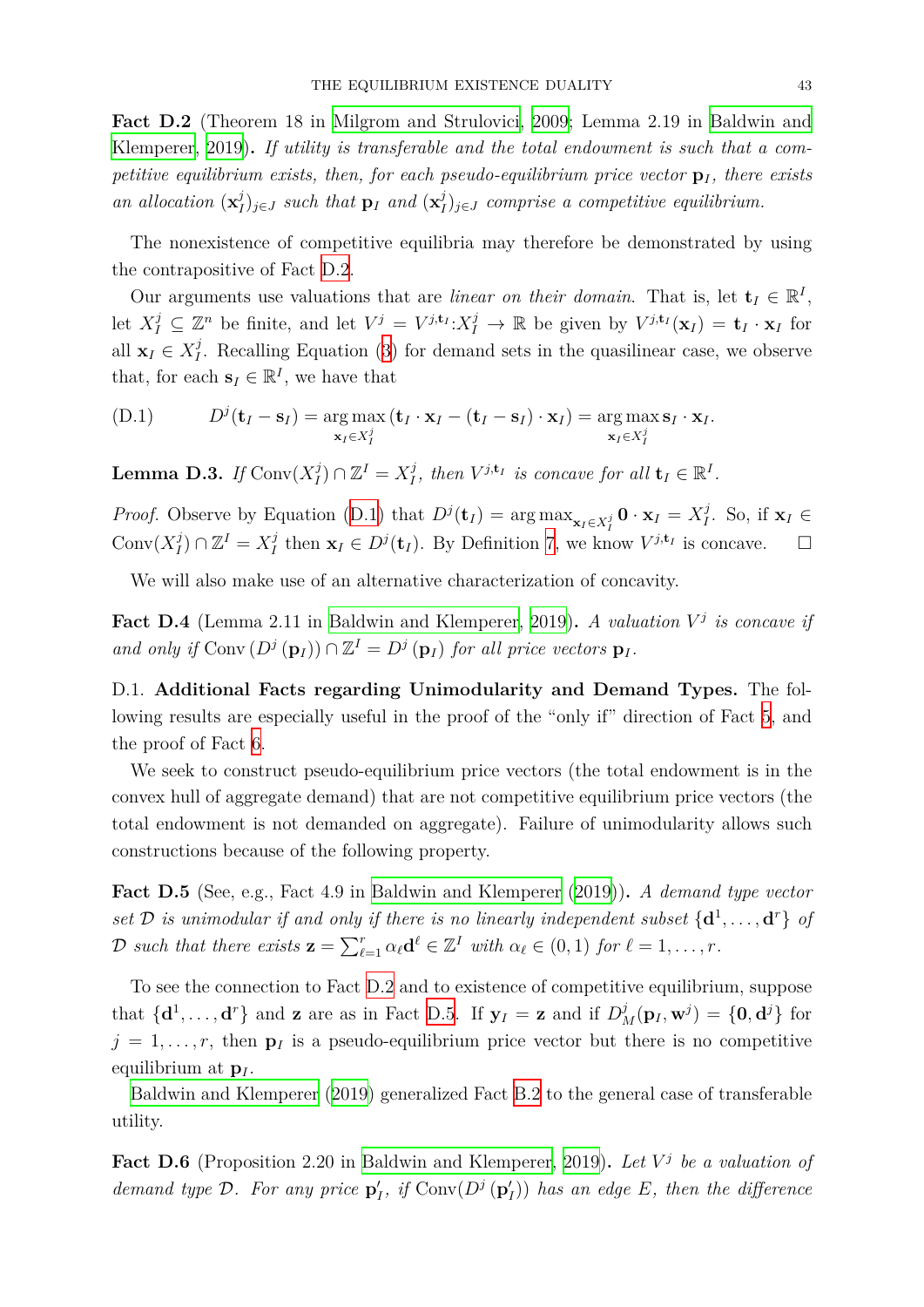**Fact D.2** (Theorem 18 in Milgrom and Strulovici, 2009; Lemma 2.19 in Baldwin and Klemperer, 2019)**.** *If utility is transferable and the total endowment is such that a competitive equilibrium exists, then, for each pseudo-equilibrium price vector* $\mathbf{p}_I$*, there exists an allocation* $(\mathbf{x}_I^j)_{j\in J}$ *such that* $\mathbf{p}_I$ *and* $(\mathbf{x}_I^j)_{j\in J}$ *comprise a competitive equilibrium.*

The nonexistence of competitive equilibria may therefore be demonstrated by using the contrapositive of Fact D.2.

Our arguments use valuations that are *linear on their domain.* That is, let $\mathbf{t}_I \in \mathbb{R}^I$, let $X_I^j \subseteq \mathbb{Z}^n$ be finite, and let $V^j = V^{j,\mathbf{t}_I}: X_I^j \to \mathbb{R}$ be given by $V^{j,\mathbf{t}_I}(\mathbf{x}_I) = \mathbf{t}_I \cdot \mathbf{x}_I$ for all $\mathbf{x}_I \in X_I^j$. Recalling Equation (3) for demand sets in the quasilinear case, we observe that, for each $\mathbf{s}_I \in \mathbb{R}^I$, we have that

$$
D^j(\mathbf{t}_I - \mathbf{s}_I) = \underset{\mathbf{x}_I \in X_I^j}{\arg\max}\,(\mathbf{t}_I \cdot \mathbf{x}_I - (\mathbf{t}_I - \mathbf{s}_I) \cdot \mathbf{x}_I) = \underset{\mathbf{x}_I \in X_I^j}{\arg\max}\,\mathbf{s}_I \cdot \mathbf{x}_I. \tag{D.1}
$$

**Lemma D.3.** *If* $\operatorname{Conv}(X_I^j) \cap \mathbb{Z}^I = X_I^j$*, then* $V^{j,\mathbf{t}_I}$ *is concave for all* $\mathbf{t}_I \in \mathbb{R}^I$*.*

*Proof.* Observe by Equation (D.1) that $D^j(\mathbf{t}_I) = \arg\max_{\mathbf{x}_I \in X_I^j} \mathbf{0} \cdot \mathbf{x}_I = X_I^j$. So, if $\mathbf{x}_I \in \operatorname{Conv}(X_I^j) \cap \mathbb{Z}^I = X_I^j$ then $\mathbf{x}_I \in D^j(\mathbf{t}_I)$. By Definition 7, we know $V^{j,\mathbf{t}_I}$ is concave. □

We will also make use of an alternative characterization of concavity.

**Fact D.4** (Lemma 2.11 in Baldwin and Klemperer, 2019)**.** *A valuation* $V^j$ *is concave if and only if* $\operatorname{Conv}(D^j(\mathbf{p}_I)) \cap \mathbb{Z}^I = D^j(\mathbf{p}_I)$ *for all price vectors* $\mathbf{p}_I$*.*

D.1. **Additional Facts regarding Unimodularity and Demand Types.** The following results are especially useful in the proof of the "only if" direction of Fact 5, and the proof of Fact 6.

We seek to construct pseudo-equilibrium price vectors (the total endowment is in the convex hull of aggregate demand) that are not competitive equilibrium price vectors (the total endowment is not demanded on aggregate). Failure of unimodularity allows such constructions because of the following property.

**Fact D.5** (See, e.g., Fact 4.9 in Baldwin and Klemperer (2019))**.** *A demand type vector set* $\mathcal{D}$ *is unimodular if and only if there is no linearly independent subset* $\{\mathbf{d}^1, \ldots, \mathbf{d}^r\}$ *of* $\mathcal{D}$ *such that there exists* $\mathbf{z} = \sum_{\ell=1}^r \alpha_\ell \mathbf{d}^\ell \in \mathbb{Z}^I$ *with* $\alpha_\ell \in (0,1)$ *for* $\ell = 1, \ldots, r$*.*

To see the connection to Fact D.2 and to existence of competitive equilibrium, suppose that $\{\mathbf{d}^1, \ldots, \mathbf{d}^r\}$ and $\mathbf{z}$ are as in Fact D.5. If $\mathbf{y}_I = \mathbf{z}$ and if $D_M^j(\mathbf{p}_I, \mathbf{w}^j) = \{\mathbf{0}, \mathbf{d}^j\}$ for $j = 1, \ldots, r$, then $\mathbf{p}_I$ is a pseudo-equilibrium price vector but there is no competitive equilibrium at $\mathbf{p}_I$.

Baldwin and Klemperer (2019) generalized Fact B.2 to the general case of transferable utility.

**Fact D.6** (Proposition 2.20 in Baldwin and Klemperer, 2019)**.** *Let* $V^j$ *be a valuation of demand type* $\mathcal{D}$*. For any price* $\mathbf{p}'_I$*, if* $\operatorname{Conv}(D^j(\mathbf{p}'_I))$ *has an edge* $E$*, then the difference*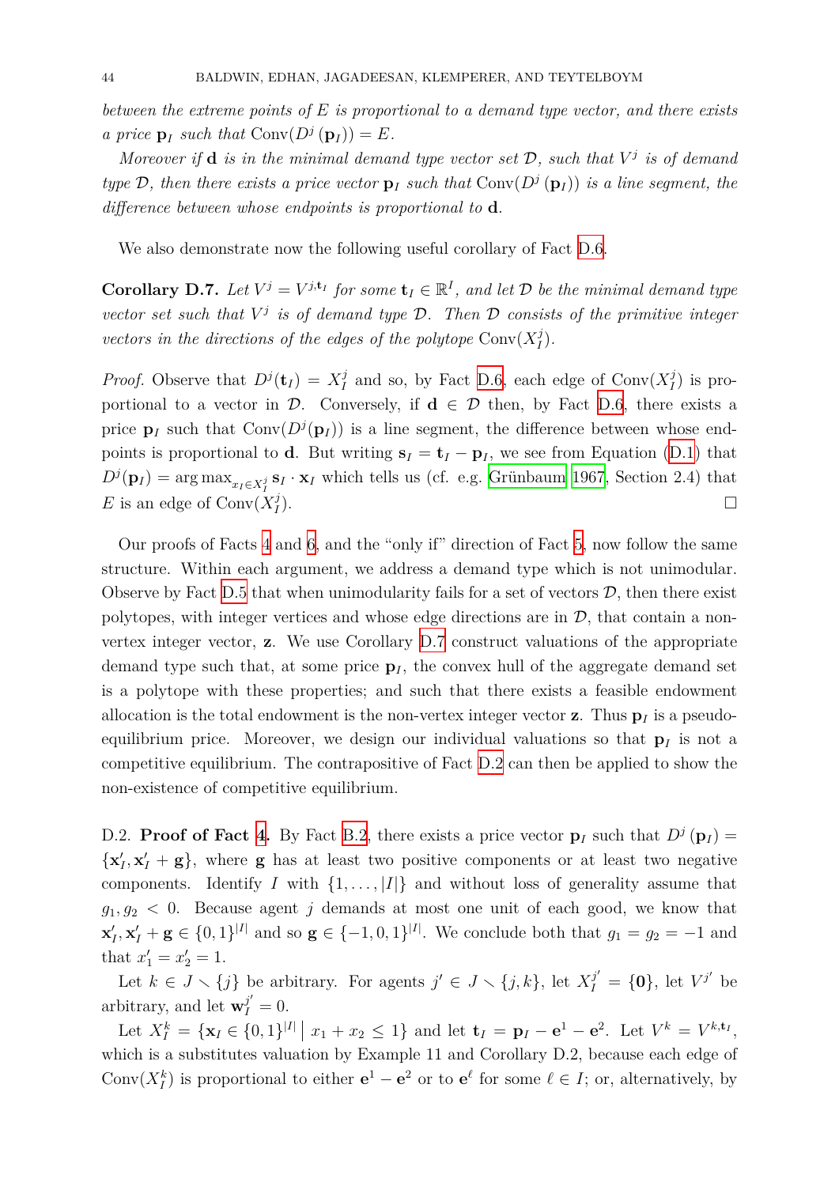*between the extreme points of $E$ is proportional to a demand type vector, and there exists a price $\mathbf{p}_I$ such that $\mathrm{Conv}(D^j(\mathbf{p}_I)) = E$.*

*Moreover if $\mathbf{d}$ is in the minimal demand type vector set $\mathcal{D}$, such that $V^j$ is of demand type $\mathcal{D}$, then there exists a price vector $\mathbf{p}_I$ such that $\mathrm{Conv}(D^j(\mathbf{p}_I))$ is a line segment, the difference between whose endpoints is proportional to $\mathbf{d}$.*

We also demonstrate now the following useful corollary of Fact D.6.

**Corollary D.7.** *Let $V^j = V^{j,\mathbf{t}_I}$ for some $\mathbf{t}_I \in \mathbb{R}^I$, and let $\mathcal{D}$ be the minimal demand type vector set such that $V^j$ is of demand type $\mathcal{D}$. Then $\mathcal{D}$ consists of the primitive integer vectors in the directions of the edges of the polytope $\mathrm{Conv}(X^j_I)$.*

*Proof.* Observe that $D^j(\mathbf{t}_I) = X^j_I$ and so, by Fact D.6, each edge of $\mathrm{Conv}(X^j_I)$ is proportional to a vector in $\mathcal{D}$. Conversely, if $\mathbf{d} \in \mathcal{D}$ then, by Fact D.6, there exists a price $\mathbf{p}_I$ such that $\mathrm{Conv}(D^j(\mathbf{p}_I))$ is a line segment, the difference between whose endpoints is proportional to $\mathbf{d}$. But writing $\mathbf{s}_I = \mathbf{t}_I - \mathbf{p}_I$, we see from Equation (D.1) that $D^j(\mathbf{p}_I) = \arg\max_{x_I \in X^j_I} \mathbf{s}_I \cdot \mathbf{x}_I$ which tells us (cf. e.g. Grünbaum 1967, Section 2.4) that $E$ is an edge of $\mathrm{Conv}(X^j_I)$. $\square$

Our proofs of Facts 4 and 6, and the "only if" direction of Fact 5, now follow the same structure. Within each argument, we address a demand type which is not unimodular. Observe by Fact D.5 that when unimodularity fails for a set of vectors $\mathcal{D}$, then there exist polytopes, with integer vertices and whose edge directions are in $\mathcal{D}$, that contain a non-vertex integer vector, $\mathbf{z}$. We use Corollary D.7 construct valuations of the appropriate demand type such that, at some price $\mathbf{p}_I$, the convex hull of the aggregate demand set is a polytope with these properties; and such that there exists a feasible endowment allocation is the total endowment is the non-vertex integer vector $\mathbf{z}$. Thus $\mathbf{p}_I$ is a pseudo-equilibrium price. Moreover, we design our individual valuations so that $\mathbf{p}_I$ is not a competitive equilibrium. The contrapositive of Fact D.2 can then be applied to show the non-existence of competitive equilibrium.

D.2. **Proof of Fact 4.** By Fact B.2, there exists a price vector $\mathbf{p}_I$ such that $D^j(\mathbf{p}_I) = \{\mathbf{x}'_I, \mathbf{x}'_I + \mathbf{g}\}$, where $\mathbf{g}$ has at least two positive components or at least two negative components. Identify $I$ with $\{1, \ldots, |I|\}$ and without loss of generality assume that $g_1, g_2 < 0$. Because agent $j$ demands at most one unit of each good, we know that $\mathbf{x}'_I, \mathbf{x}'_I + \mathbf{g} \in \{0,1\}^{|I|}$ and so $\mathbf{g} \in \{-1, 0, 1\}^{|I|}$. We conclude both that $g_1 = g_2 = -1$ and that $x'_1 = x'_2 = 1$.

Let $k \in J \smallsetminus \{j\}$ be arbitrary. For agents $j' \in J \smallsetminus \{j, k\}$, let $X^{j'}_I = \{\mathbf{0}\}$, let $V^{j'}$ be arbitrary, and let $\mathbf{w}^{j'}_I = 0$.

Let $X^k_I = \{\mathbf{x}_I \in \{0,1\}^{|I|} \mid x_1 + x_2 \leq 1\}$ and let $\mathbf{t}_I = \mathbf{p}_I - \mathbf{e}^1 - \mathbf{e}^2$. Let $V^k = V^{k,\mathbf{t}_I}$, which is a substitutes valuation by Example 11 and Corollary D.2, because each edge of $\mathrm{Conv}(X^k_I)$ is proportional to either $\mathbf{e}^1 - \mathbf{e}^2$ or to $\mathbf{e}^\ell$ for some $\ell \in I$; or, alternatively, by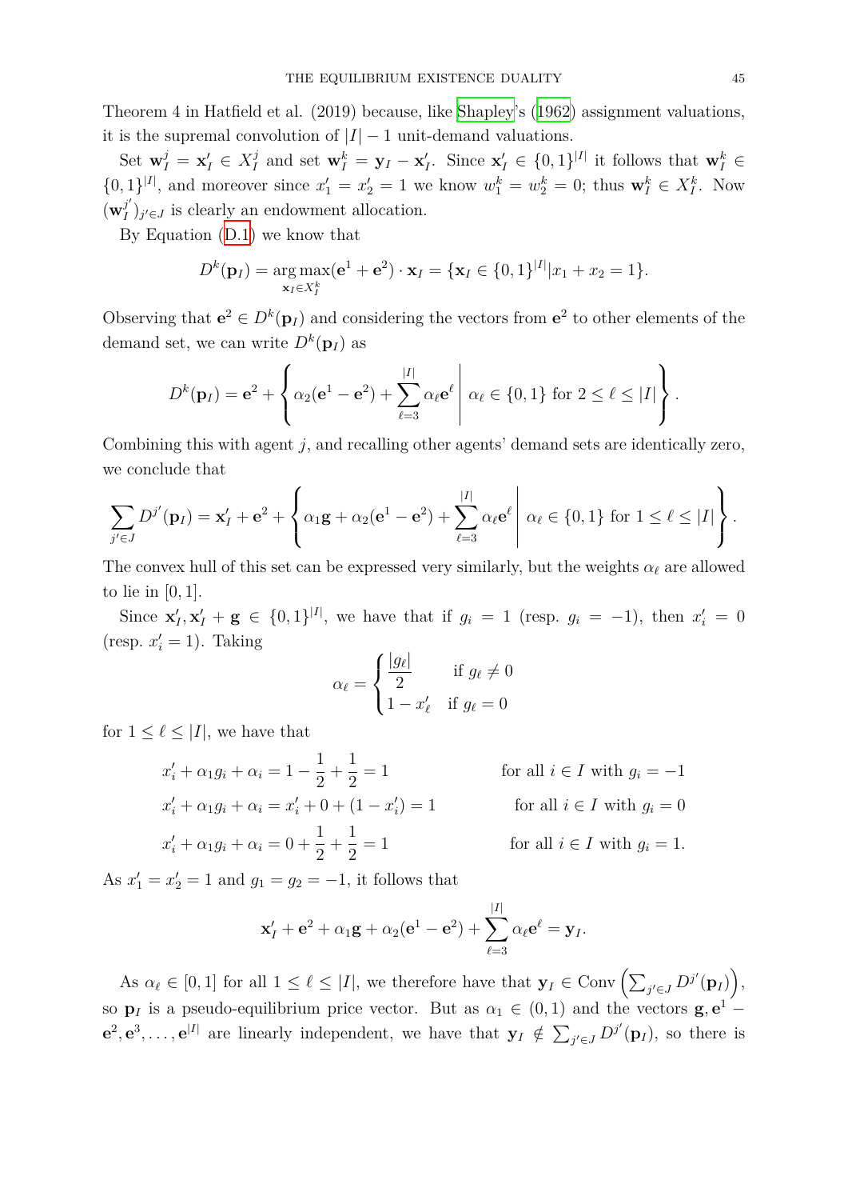Theorem 4 in Hatfield et al. (2019) because, like Shapley's (1962) assignment valuations, it is the supremal convolution of $|I|-1$ unit-demand valuations.

Set $\mathbf{w}_I^j = \mathbf{x}'_I \in X_I^j$ and set $\mathbf{w}_I^k = \mathbf{y}_I - \mathbf{x}'_I$. Since $\mathbf{x}'_I \in \{0,1\}^{|I|}$ it follows that $\mathbf{w}_I^k \in \{0,1\}^{|I|}$, and moreover since $x'_1 = x'_2 = 1$ we know $w_1^k = w_2^k = 0$; thus $\mathbf{w}_I^k \in X_I^k$. Now $(\mathbf{w}_I^{j'})_{j' \in J}$ is clearly an endowment allocation.

By Equation (D.1) we know that

$$D^k(\mathbf{p}_I) = \operatorname*{arg\,max}_{\mathbf{x}_I \in X_I^k} (\mathbf{e}^1 + \mathbf{e}^2) \cdot \mathbf{x}_I = \{\mathbf{x}_I \in \{0,1\}^{|I|} | x_1 + x_2 = 1\}.$$

Observing that $\mathbf{e}^2 \in D^k(\mathbf{p}_I)$ and considering the vectors from $\mathbf{e}^2$ to other elements of the demand set, we can write $D^k(\mathbf{p}_I)$ as

$$D^k(\mathbf{p}_I) = \mathbf{e}^2 + \left\{ \alpha_2(\mathbf{e}^1 - \mathbf{e}^2) + \sum_{\ell=3}^{|I|} \alpha_\ell \mathbf{e}^\ell \;\middle|\; \alpha_\ell \in \{0,1\} \text{ for } 2 \le \ell \le |I| \right\}.$$

Combining this with agent $j$, and recalling other agents' demand sets are identically zero, we conclude that

$$\sum_{j' \in J} D^{j'}(\mathbf{p}_I) = \mathbf{x}'_I + \mathbf{e}^2 + \left\{ \alpha_1 \mathbf{g} + \alpha_2(\mathbf{e}^1 - \mathbf{e}^2) + \sum_{\ell=3}^{|I|} \alpha_\ell \mathbf{e}^\ell \;\middle|\; \alpha_\ell \in \{0,1\} \text{ for } 1 \le \ell \le |I| \right\}.$$

The convex hull of this set can be expressed very similarly, but the weights $\alpha_\ell$ are allowed to lie in $[0,1]$.

Since $\mathbf{x}'_I, \mathbf{x}'_I + \mathbf{g} \in \{0,1\}^{|I|}$, we have that if $g_i = 1$ (resp. $g_i = -1$), then $x'_i = 0$ (resp. $x'_i = 1$). Taking

$$\alpha_\ell = \begin{cases} \dfrac{|g_\ell|}{2} & \text{if } g_\ell \neq 0 \\ 1 - x'_\ell & \text{if } g_\ell = 0 \end{cases}$$

for $1 \le \ell \le |I|$, we have that

$$\begin{aligned}
x'_i + \alpha_1 g_i + \alpha_i &= 1 - \frac{1}{2} + \frac{1}{2} = 1 && \text{for all } i \in I \text{ with } g_i = -1 \\
x'_i + \alpha_1 g_i + \alpha_i &= x'_i + 0 + (1 - x'_i) = 1 && \text{for all } i \in I \text{ with } g_i = 0 \\
x'_i + \alpha_1 g_i + \alpha_i &= 0 + \frac{1}{2} + \frac{1}{2} = 1 && \text{for all } i \in I \text{ with } g_i = 1.
\end{aligned}$$

As $x'_1 = x'_2 = 1$ and $g_1 = g_2 = -1$, it follows that

$$\mathbf{x}'_I + \mathbf{e}^2 + \alpha_1 \mathbf{g} + \alpha_2(\mathbf{e}^1 - \mathbf{e}^2) + \sum_{\ell=3}^{|I|} \alpha_\ell \mathbf{e}^\ell = \mathbf{y}_I.$$

As $\alpha_\ell \in [0,1]$ for all $1 \le \ell \le |I|$, we therefore have that $\mathbf{y}_I \in \operatorname{Conv}\left(\sum_{j' \in J} D^{j'}(\mathbf{p}_I)\right)$, so $\mathbf{p}_I$ is a pseudo-equilibrium price vector. But as $\alpha_1 \in (0,1)$ and the vectors $\mathbf{g}, \mathbf{e}^1 - \mathbf{e}^2, \mathbf{e}^3, \ldots, \mathbf{e}^{|I|}$ are linearly independent, we have that $\mathbf{y}_I \notin \sum_{j' \in J} D^{j'}(\mathbf{p}_I)$, so there is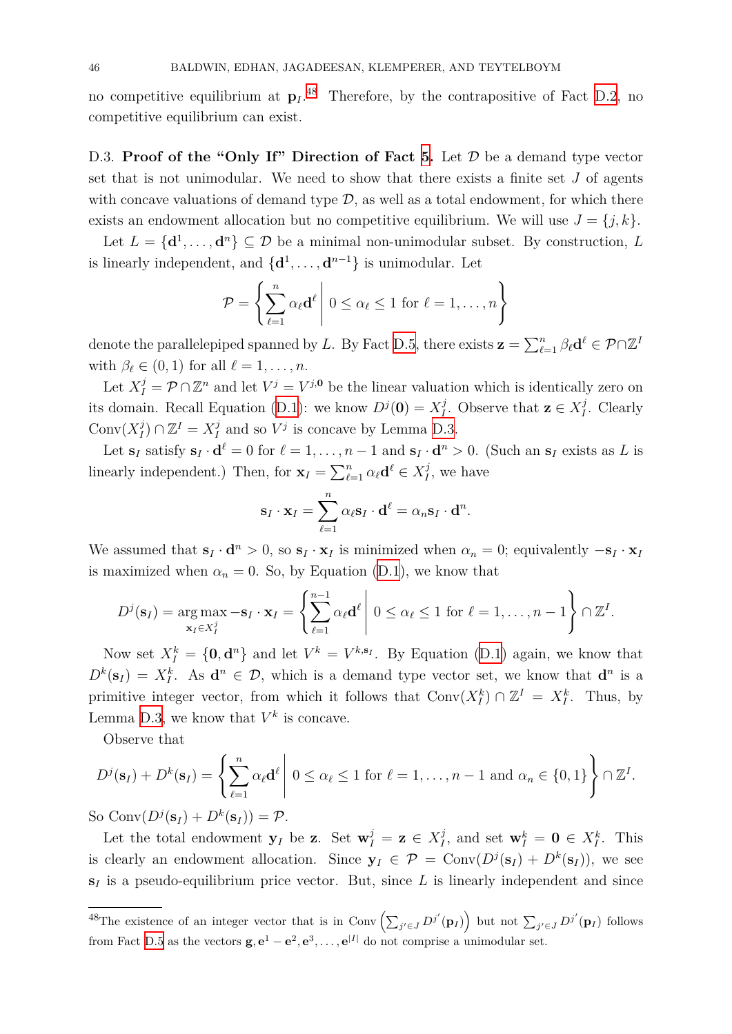no competitive equilibrium at $\mathbf{p}_I$.[48] Therefore, by the contrapositive of Fact D.2, no competitive equilibrium can exist.

D.3. **Proof of the "Only If" Direction of Fact 5.** Let $\mathcal{D}$ be a demand type vector set that is not unimodular. We need to show that there exists a finite set $J$ of agents with concave valuations of demand type $\mathcal{D}$, as well as a total endowment, for which there exists an endowment allocation but no competitive equilibrium. We will use $J = \{j, k\}$.

Let $L = \{\mathbf{d}^1, \ldots, \mathbf{d}^n\} \subseteq \mathcal{D}$ be a minimal non-unimodular subset. By construction, $L$ is linearly independent, and $\{\mathbf{d}^1, \ldots, \mathbf{d}^{n-1}\}$ is unimodular. Let

$$\mathcal{P} = \left\{ \sum_{\ell=1}^{n} \alpha_\ell \mathbf{d}^\ell \;\middle|\; 0 \leq \alpha_\ell \leq 1 \text{ for } \ell = 1, \ldots, n \right\}$$

denote the parallelepiped spanned by $L$. By Fact D.5, there exists $\mathbf{z} = \sum_{\ell=1}^{n} \beta_\ell \mathbf{d}^\ell \in \mathcal{P} \cap \mathbb{Z}^I$ with $\beta_\ell \in (0,1)$ for all $\ell = 1, \ldots, n$.

Let $X_I^j = \mathcal{P} \cap \mathbb{Z}^n$ and let $V^j = V^{j,\mathbf{0}}$ be the linear valuation which is identically zero on its domain. Recall Equation (D.1): we know $D^j(\mathbf{0}) = X_I^j$. Observe that $\mathbf{z} \in X_I^j$. Clearly $\operatorname{Conv}(X_I^j) \cap \mathbb{Z}^I = X_I^j$ and so $V^j$ is concave by Lemma D.3.

Let $\mathbf{s}_I$ satisfy $\mathbf{s}_I \cdot \mathbf{d}^\ell = 0$ for $\ell = 1, \ldots, n-1$ and $\mathbf{s}_I \cdot \mathbf{d}^n > 0$. (Such an $\mathbf{s}_I$ exists as $L$ is linearly independent.) Then, for $\mathbf{x}_I = \sum_{\ell=1}^{n} \alpha_\ell \mathbf{d}^\ell \in X_I^j$, we have

$$\mathbf{s}_I \cdot \mathbf{x}_I = \sum_{\ell=1}^{n} \alpha_\ell \mathbf{s}_I \cdot \mathbf{d}^\ell = \alpha_n \mathbf{s}_I \cdot \mathbf{d}^n.$$

We assumed that $\mathbf{s}_I \cdot \mathbf{d}^n > 0$, so $\mathbf{s}_I \cdot \mathbf{x}_I$ is minimized when $\alpha_n = 0$; equivalently $-\mathbf{s}_I \cdot \mathbf{x}_I$ is maximized when $\alpha_n = 0$. So, by Equation (D.1), we know that

$$D^j(\mathbf{s}_I) = \operatorname*{arg\,max}_{\mathbf{x}_I \in X_I^j} -\mathbf{s}_I \cdot \mathbf{x}_I = \left\{ \sum_{\ell=1}^{n-1} \alpha_\ell \mathbf{d}^\ell \;\middle|\; 0 \leq \alpha_\ell \leq 1 \text{ for } \ell = 1, \ldots, n-1 \right\} \cap \mathbb{Z}^I.$$

Now set $X_I^k = \{\mathbf{0}, \mathbf{d}^n\}$ and let $V^k = V^{k,\mathbf{s}_I}$. By Equation (D.1) again, we know that $D^k(\mathbf{s}_I) = X_I^k$. As $\mathbf{d}^n \in \mathcal{D}$, which is a demand type vector set, we know that $\mathbf{d}^n$ is a primitive integer vector, from which it follows that $\operatorname{Conv}(X_I^k) \cap \mathbb{Z}^I = X_I^k$. Thus, by Lemma D.3, we know that $V^k$ is concave.

Observe that

$$D^j(\mathbf{s}_I) + D^k(\mathbf{s}_I) = \left\{ \sum_{\ell=1}^{n} \alpha_\ell \mathbf{d}^\ell \;\middle|\; 0 \leq \alpha_\ell \leq 1 \text{ for } \ell = 1, \ldots, n-1 \text{ and } \alpha_n \in \{0,1\} \right\} \cap \mathbb{Z}^I.$$

So $\operatorname{Conv}(D^j(\mathbf{s}_I) + D^k(\mathbf{s}_I)) = \mathcal{P}$.

Let the total endowment $\mathbf{y}_I$ be $\mathbf{z}$. Set $\mathbf{w}_I^j = \mathbf{z} \in X_I^j$, and set $\mathbf{w}_I^k = \mathbf{0} \in X_I^k$. This is clearly an endowment allocation. Since $\mathbf{y}_I \in \mathcal{P} = \operatorname{Conv}(D^j(\mathbf{s}_I) + D^k(\mathbf{s}_I))$, we see $\mathbf{s}_I$ is a pseudo-equilibrium price vector. But, since $L$ is linearly independent and since

---

[48] The existence of an integer vector that is in $\operatorname{Conv}\left(\sum_{j' \in J} D^{j'}(\mathbf{p}_I)\right)$ but not $\sum_{j' \in J} D^{j'}(\mathbf{p}_I)$ follows from Fact D.5 as the vectors $\mathbf{g}, \mathbf{e}^1 - \mathbf{e}^2, \mathbf{e}^3, \ldots, \mathbf{e}^{|I|}$ do not comprise a unimodular set.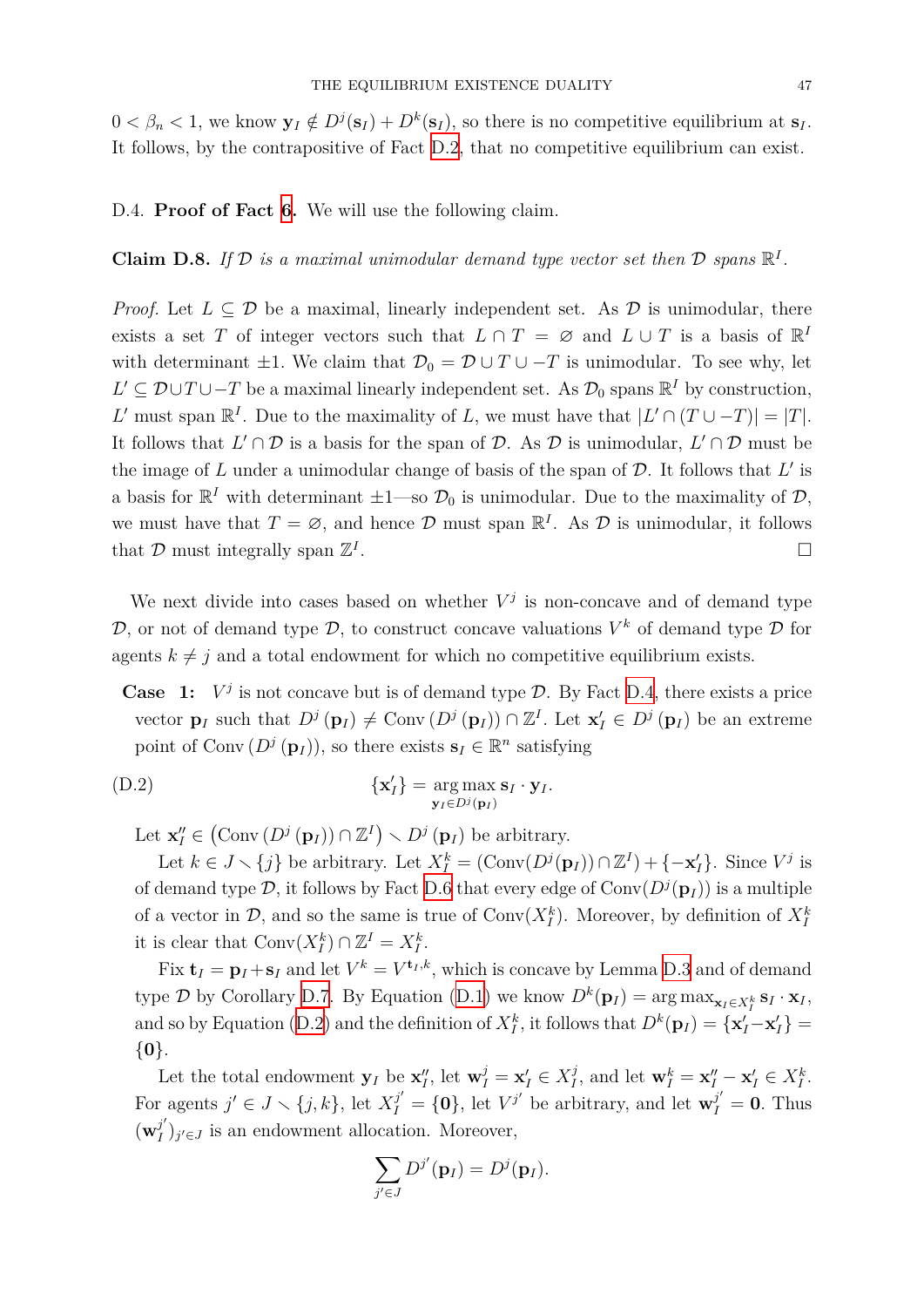$0 < \beta_n < 1$, we know $\mathbf{y}_I \notin D^j(\mathbf{s}_I) + D^k(\mathbf{s}_I)$, so there is no competitive equilibrium at $\mathbf{s}_I$. It follows, by the contrapositive of Fact D.2, that no competitive equilibrium can exist.

D.4. **Proof of Fact 6.** We will use the following claim.

**Claim D.8.** *If $\mathcal{D}$ is a maximal unimodular demand type vector set then $\mathcal{D}$ spans $\mathbb{R}^I$.*

*Proof.* Let $L \subseteq \mathcal{D}$ be a maximal, linearly independent set. As $\mathcal{D}$ is unimodular, there exists a set $T$ of integer vectors such that $L \cap T = \varnothing$ and $L \cup T$ is a basis of $\mathbb{R}^I$ with determinant $\pm 1$. We claim that $\mathcal{D}_0 = \mathcal{D} \cup T \cup -T$ is unimodular. To see why, let $L' \subseteq \mathcal{D} \cup T \cup -T$ be a maximal linearly independent set. As $\mathcal{D}_0$ spans $\mathbb{R}^I$ by construction, $L'$ must span $\mathbb{R}^I$. Due to the maximality of $L$, we must have that $|L' \cap (T \cup -T)| = |T|$. It follows that $L' \cap \mathcal{D}$ is a basis for the span of $\mathcal{D}$. As $\mathcal{D}$ is unimodular, $L' \cap \mathcal{D}$ must be the image of $L$ under a unimodular change of basis of the span of $\mathcal{D}$. It follows that $L'$ is a basis for $\mathbb{R}^I$ with determinant $\pm 1$—so $\mathcal{D}_0$ is unimodular. Due to the maximality of $\mathcal{D}$, we must have that $T = \varnothing$, and hence $\mathcal{D}$ must span $\mathbb{R}^I$. As $\mathcal{D}$ is unimodular, it follows that $\mathcal{D}$ must integrally span $\mathbb{Z}^I$. $\square$

We next divide into cases based on whether $V^j$ is non-concave and of demand type $\mathcal{D}$, or not of demand type $\mathcal{D}$, to construct concave valuations $V^k$ of demand type $\mathcal{D}$ for agents $k \neq j$ and a total endowment for which no competitive equilibrium exists.

**Case 1:** $V^j$ is not concave but is of demand type $\mathcal{D}$. By Fact D.4, there exists a price vector $\mathbf{p}_I$ such that $D^j(\mathbf{p}_I) \neq \operatorname{Conv}(D^j(\mathbf{p}_I)) \cap \mathbb{Z}^I$. Let $\mathbf{x}'_I \in D^j(\mathbf{p}_I)$ be an extreme point of $\operatorname{Conv}(D^j(\mathbf{p}_I))$, so there exists $\mathbf{s}_I \in \mathbb{R}^n$ satisfying

$$\{\mathbf{x}'_I\} = \underset{\mathbf{y}_I \in D^j(\mathbf{p}_I)}{\arg\max}\, \mathbf{s}_I \cdot \mathbf{y}_I. \tag{D.2}$$

Let $\mathbf{x}''_I \in \left(\operatorname{Conv}(D^j(\mathbf{p}_I)) \cap \mathbb{Z}^I\right) \smallsetminus D^j(\mathbf{p}_I)$ be arbitrary.

Let $k \in J \smallsetminus \{j\}$ be arbitrary. Let $X^k_I = (\operatorname{Conv}(D^j(\mathbf{p}_I)) \cap \mathbb{Z}^I) + \{-\mathbf{x}'_I\}$. Since $V^j$ is of demand type $\mathcal{D}$, it follows by Fact D.6 that every edge of $\operatorname{Conv}(D^j(\mathbf{p}_I))$ is a multiple of a vector in $\mathcal{D}$, and so the same is true of $\operatorname{Conv}(X^k_I)$. Moreover, by definition of $X^k_I$ it is clear that $\operatorname{Conv}(X^k_I) \cap \mathbb{Z}^I = X^k_I$.

Fix $\mathbf{t}_I = \mathbf{p}_I + \mathbf{s}_I$ and let $V^k = V^{\mathbf{t}_I,k}$, which is concave by Lemma D.3 and of demand type $\mathcal{D}$ by Corollary D.7. By Equation (D.1) we know $D^k(\mathbf{p}_I) = \arg\max_{\mathbf{x}_I \in X^k_I} \mathbf{s}_I \cdot \mathbf{x}_I$, and so by Equation (D.2) and the definition of $X^k_I$, it follows that $D^k(\mathbf{p}_I) = \{\mathbf{x}'_I - \mathbf{x}'_I\} = \{\mathbf{0}\}$.

Let the total endowment $\mathbf{y}_I$ be $\mathbf{x}''_I$, let $\mathbf{w}^j_I = \mathbf{x}'_I \in X^j_I$, and let $\mathbf{w}^k_I = \mathbf{x}''_I - \mathbf{x}'_I \in X^k_I$. For agents $j' \in J \smallsetminus \{j, k\}$, let $X^{j'}_I = \{\mathbf{0}\}$, let $V^{j'}$ be arbitrary, and let $\mathbf{w}^{j'}_I = \mathbf{0}$. Thus $(\mathbf{w}^{j'}_I)_{j' \in J}$ is an endowment allocation. Moreover,

$$\sum_{j' \in J} D^{j'}(\mathbf{p}_I) = D^j(\mathbf{p}_I).$$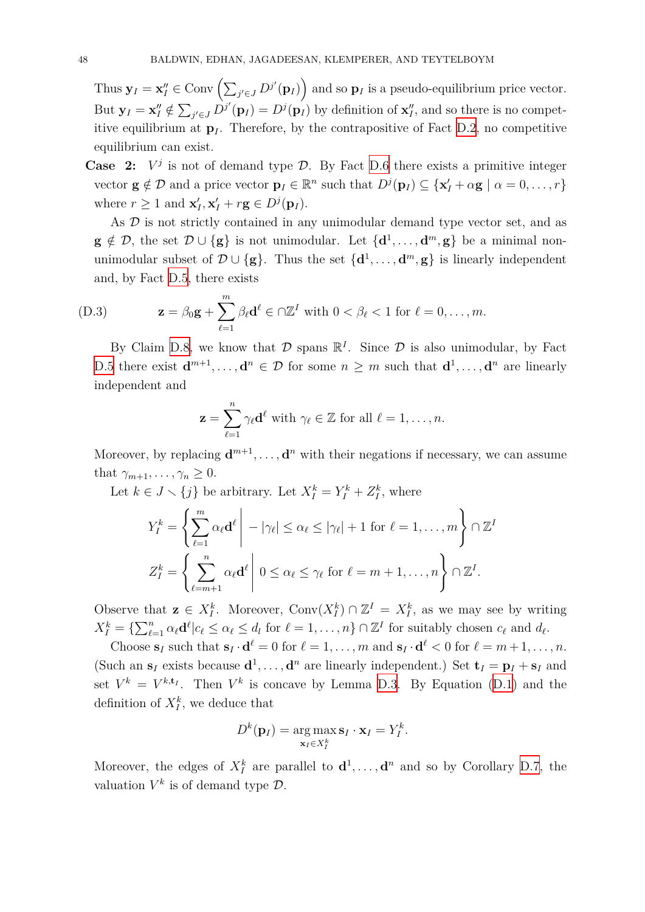Thus $\mathbf{y}_I = \mathbf{x}''_I \in \text{Conv}\left(\sum_{j' \in J} D^{j'}(\mathbf{p}_I)\right)$ and so $\mathbf{p}_I$ is a pseudo-equilibrium price vector. But $\mathbf{y}_I = \mathbf{x}''_I \notin \sum_{j' \in J} D^{j'}(\mathbf{p}_I) = D^j(\mathbf{p}_I)$ by definition of $\mathbf{x}''_I$, and so there is no competitive equilibrium at $\mathbf{p}_I$. Therefore, by the contrapositive of Fact D.2, no competitive equilibrium can exist.

**Case 2:** $V^j$ is not of demand type $\mathcal{D}$. By Fact D.6 there exists a primitive integer vector $\mathbf{g} \notin \mathcal{D}$ and a price vector $\mathbf{p}_I \in \mathbb{R}^n$ such that $D^j(\mathbf{p}_I) \subseteq \{\mathbf{x}'_I + \alpha \mathbf{g} \mid \alpha = 0, \ldots, r\}$ where $r \geq 1$ and $\mathbf{x}'_I, \mathbf{x}'_I + r\mathbf{g} \in D^j(\mathbf{p}_I)$.

As $\mathcal{D}$ is not strictly contained in any unimodular demand type vector set, and as $\mathbf{g} \notin \mathcal{D}$, the set $\mathcal{D} \cup \{\mathbf{g}\}$ is not unimodular. Let $\{\mathbf{d}^1, \ldots, \mathbf{d}^m, \mathbf{g}\}$ be a minimal non-unimodular subset of $\mathcal{D} \cup \{\mathbf{g}\}$. Thus the set $\{\mathbf{d}^1, \ldots, \mathbf{d}^m, \mathbf{g}\}$ is linearly independent and, by Fact D.5, there exists

$$\mathbf{z} = \beta_0 \mathbf{g} + \sum_{\ell=1}^{m} \beta_\ell \mathbf{d}^\ell \in \cap \mathbb{Z}^I \text{ with } 0 < \beta_\ell < 1 \text{ for } \ell = 0, \ldots, m. \tag{D.3}$$

By Claim D.8, we know that $\mathcal{D}$ spans $\mathbb{R}^I$. Since $\mathcal{D}$ is also unimodular, by Fact D.5 there exist $\mathbf{d}^{m+1}, \ldots, \mathbf{d}^n \in \mathcal{D}$ for some $n \geq m$ such that $\mathbf{d}^1, \ldots, \mathbf{d}^n$ are linearly independent and

$$\mathbf{z} = \sum_{\ell=1}^{n} \gamma_\ell \mathbf{d}^\ell \text{ with } \gamma_\ell \in \mathbb{Z} \text{ for all } \ell = 1, \ldots, n.$$

Moreover, by replacing $\mathbf{d}^{m+1}, \ldots, \mathbf{d}^n$ with their negations if necessary, we can assume that $\gamma_{m+1}, \ldots, \gamma_n \geq 0$.

Let $k \in J \smallsetminus \{j\}$ be arbitrary. Let $X^k_I = Y^k_I + Z^k_I$, where

$$Y^k_I = \left\{ \sum_{\ell=1}^{m} \alpha_\ell \mathbf{d}^\ell \,\middle|\, -|\gamma_\ell| \leq \alpha_\ell \leq |\gamma_\ell| + 1 \text{ for } \ell = 1, \ldots, m \right\} \cap \mathbb{Z}^I$$

$$Z^k_I = \left\{ \sum_{\ell=m+1}^{n} \alpha_\ell \mathbf{d}^\ell \,\middle|\, 0 \leq \alpha_\ell \leq \gamma_\ell \text{ for } \ell = m+1, \ldots, n \right\} \cap \mathbb{Z}^I.$$

Observe that $\mathbf{z} \in X^k_I$. Moreover, $\text{Conv}(X^k_I) \cap \mathbb{Z}^I = X^k_I$, as we may see by writing $X^k_I = \{\sum_{\ell=1}^n \alpha_\ell \mathbf{d}^\ell | c_\ell \leq \alpha_\ell \leq d_l \text{ for } \ell = 1, \ldots, n\} \cap \mathbb{Z}^I$ for suitably chosen $c_\ell$ and $d_\ell$.

Choose $\mathbf{s}_I$ such that $\mathbf{s}_I \cdot \mathbf{d}^\ell = 0$ for $\ell = 1, \ldots, m$ and $\mathbf{s}_I \cdot \mathbf{d}^\ell < 0$ for $\ell = m+1, \ldots, n$. (Such an $\mathbf{s}_I$ exists because $\mathbf{d}^1, \ldots, \mathbf{d}^n$ are linearly independent.) Set $\mathbf{t}_I = \mathbf{p}_I + \mathbf{s}_I$ and set $V^k = V^{k, \mathbf{t}_I}$. Then $V^k$ is concave by Lemma D.3. By Equation (D.1) and the definition of $X^k_I$, we deduce that

$$D^k(\mathbf{p}_I) = \underset{\mathbf{x}_I \in X^k_I}{\arg\max}\, \mathbf{s}_I \cdot \mathbf{x}_I = Y^k_I.$$

Moreover, the edges of $X^k_I$ are parallel to $\mathbf{d}^1, \ldots, \mathbf{d}^n$ and so by Corollary D.7, the valuation $V^k$ is of demand type $\mathcal{D}$.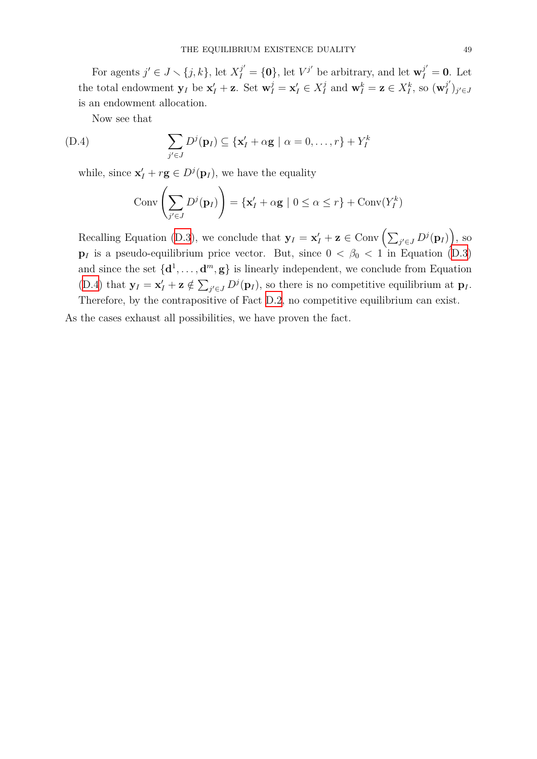For agents $j' \in J \smallsetminus \{j,k\}$, let $X_I^{j'} = \{\mathbf{0}\}$, let $V^{j'}$ be arbitrary, and let $\mathbf{w}_I^{j'} = \mathbf{0}$. Let the total endowment $\mathbf{y}_I$ be $\mathbf{x}'_I + \mathbf{z}$. Set $\mathbf{w}_I^j = \mathbf{x}'_I \in X_I^j$ and $\mathbf{w}_I^k = \mathbf{z} \in X_I^k$, so $(\mathbf{w}_I^{j'})_{j' \in J}$ is an endowment allocation.

Now see that

$$\sum_{j' \in J} D^j(\mathbf{p}_I) \subseteq \{\mathbf{x}'_I + \alpha \mathbf{g} \mid \alpha = 0, \ldots, r\} + Y_I^k \tag{D.4}$$

while, since $\mathbf{x}'_I + r\mathbf{g} \in D^j(\mathbf{p}_I)$, we have the equality

$$\operatorname{Conv}\left(\sum_{j' \in J} D^j(\mathbf{p}_I)\right) = \{\mathbf{x}'_I + \alpha \mathbf{g} \mid 0 \leq \alpha \leq r\} + \operatorname{Conv}(Y_I^k)$$

Recalling Equation (D.3), we conclude that $\mathbf{y}_I = \mathbf{x}'_I + \mathbf{z} \in \operatorname{Conv}\left(\sum_{j' \in J} D^j(\mathbf{p}_I)\right)$, so $\mathbf{p}_I$ is a pseudo-equilibrium price vector. But, since $0 < \beta_0 < 1$ in Equation (D.3) and since the set $\{\mathbf{d}^1, \ldots, \mathbf{d}^m, \mathbf{g}\}$ is linearly independent, we conclude from Equation (D.4) that $\mathbf{y}_I = \mathbf{x}'_I + \mathbf{z} \notin \sum_{j' \in J} D^j(\mathbf{p}_I)$, so there is no competitive equilibrium at $\mathbf{p}_I$. Therefore, by the contrapositive of Fact D.2, no competitive equilibrium can exist.

As the cases exhaust all possibilities, we have proven the fact.